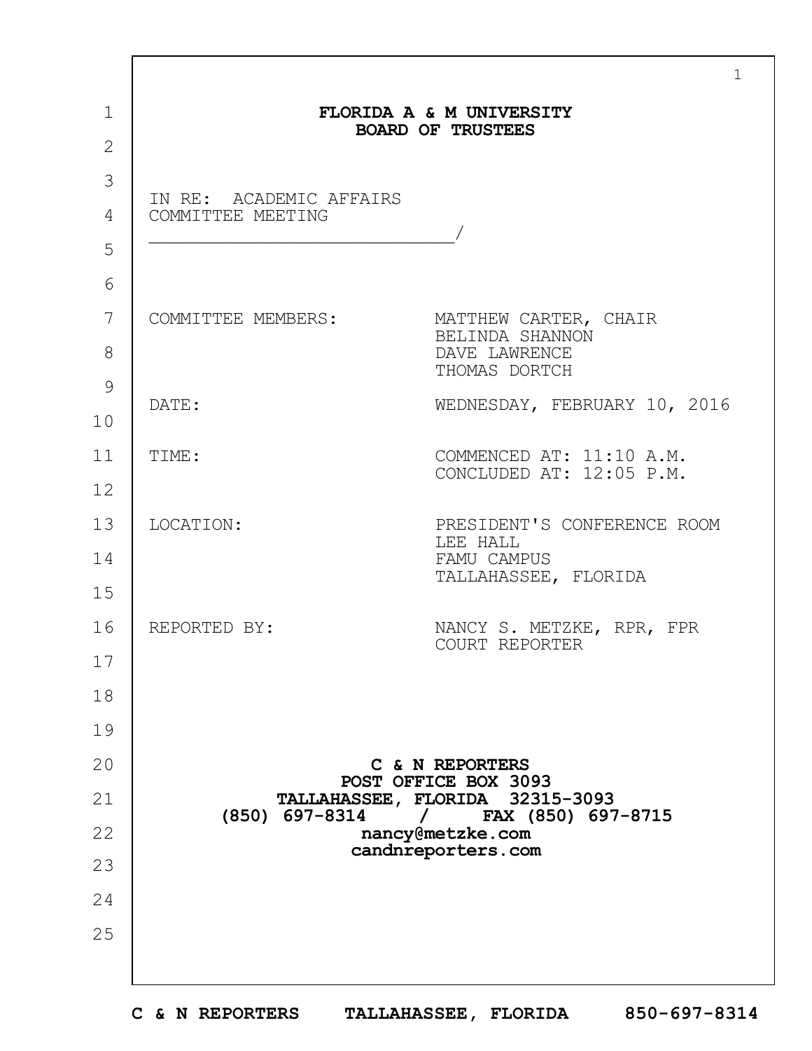**FLORIDA A & M UNIVERSITY**
**BOARD OF TRUSTEES**

IN RE: ACADEMIC AFFAIRS
COMMITTEE MEETING
_____________________________/

| | |
|---|---|
| COMMITTEE MEMBERS: | MATTHEW CARTER, CHAIR<br>BELINDA SHANNON<br>DAVE LAWRENCE<br>THOMAS DORTCH |
| DATE: | WEDNESDAY, FEBRUARY 10, 2016 |
| TIME: | COMMENCED AT: 11:10 A.M.<br>CONCLUDED AT: 12:05 P.M. |
| LOCATION: | PRESIDENT'S CONFERENCE ROOM<br>LEE HALL<br>FAMU CAMPUS<br>TALLAHASSEE, FLORIDA |
| REPORTED BY: | NANCY S. METZKE, RPR, FPR<br>COURT REPORTER |

**C & N REPORTERS**
**POST OFFICE BOX 3093**
**TALLAHASSEE, FLORIDA 32315-3093**
**(850) 697-8314 / FAX (850) 697-8715**
**nancy@metzke.com**
**candnreporters.com**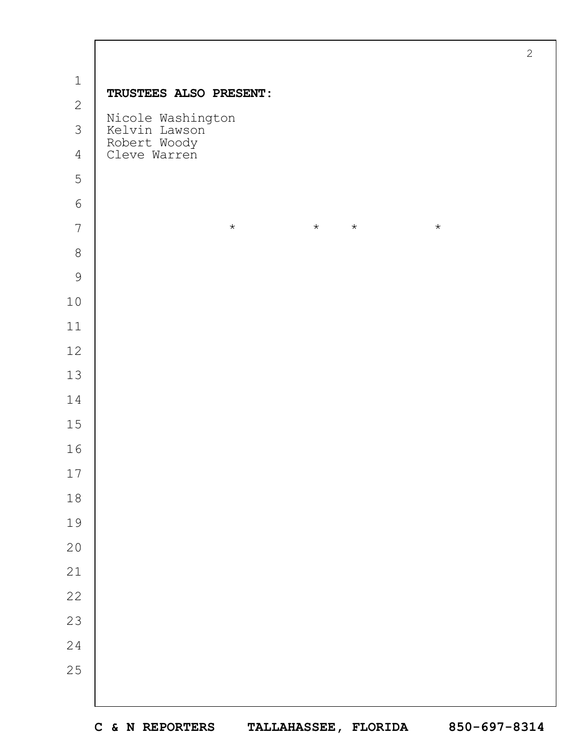**TRUSTEES ALSO PRESENT:**

Nicole Washington
Kelvin Lawson
Robert Woody
Cleve Warren

\* \* \* \*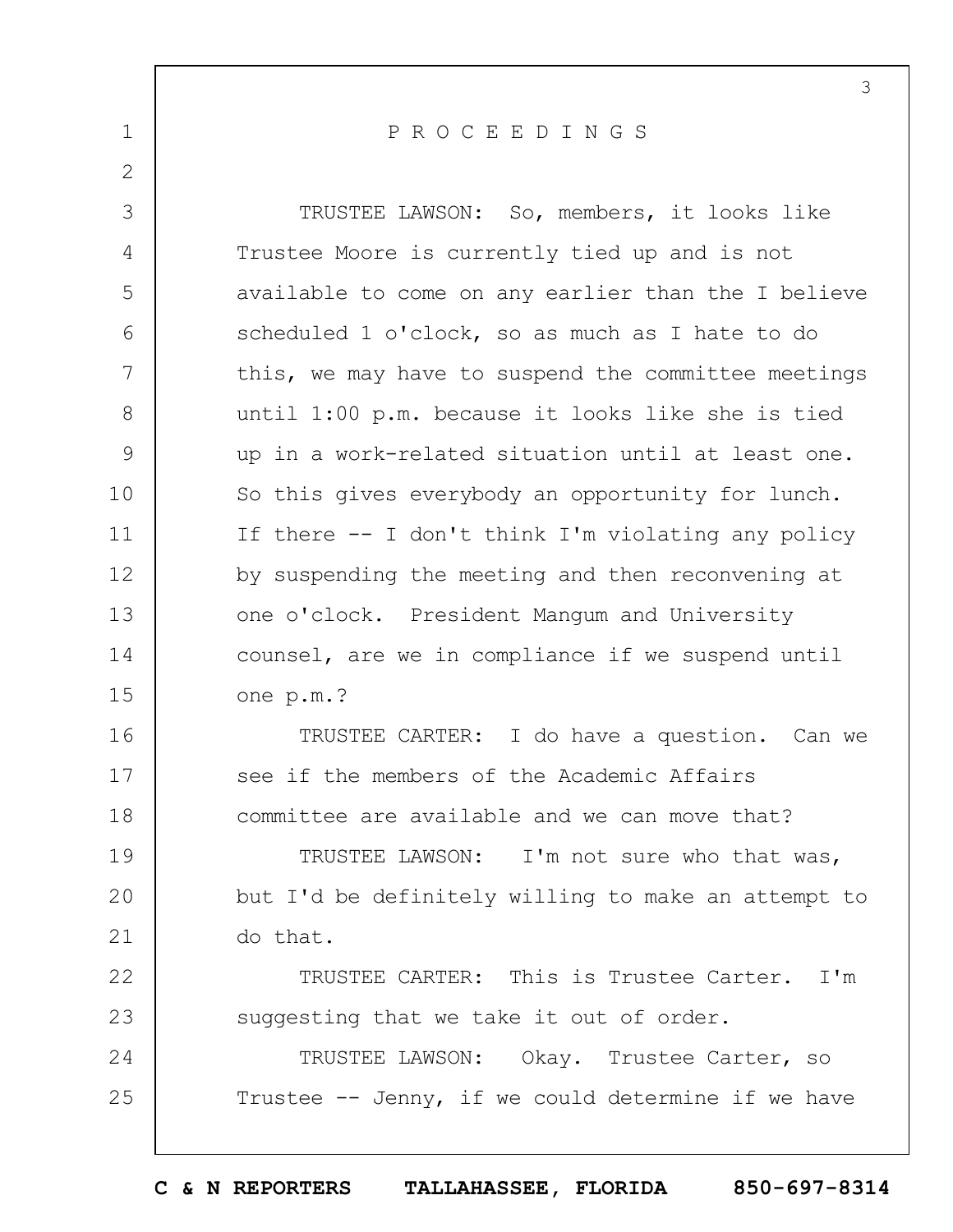P R O C E E D I N G S

TRUSTEE LAWSON: So, members, it looks like Trustee Moore is currently tied up and is not available to come on any earlier than the I believe scheduled 1 o'clock, so as much as I hate to do this, we may have to suspend the committee meetings until 1:00 p.m. because it looks like she is tied up in a work-related situation until at least one. So this gives everybody an opportunity for lunch. If there -- I don't think I'm violating any policy by suspending the meeting and then reconvening at one o'clock. President Mangum and University counsel, are we in compliance if we suspend until one p.m.?

TRUSTEE CARTER: I do have a question. Can we see if the members of the Academic Affairs committee are available and we can move that?

TRUSTEE LAWSON: I'm not sure who that was, but I'd be definitely willing to make an attempt to do that.

TRUSTEE CARTER: This is Trustee Carter. I'm suggesting that we take it out of order.

TRUSTEE LAWSON: Okay. Trustee Carter, so Trustee -- Jenny, if we could determine if we have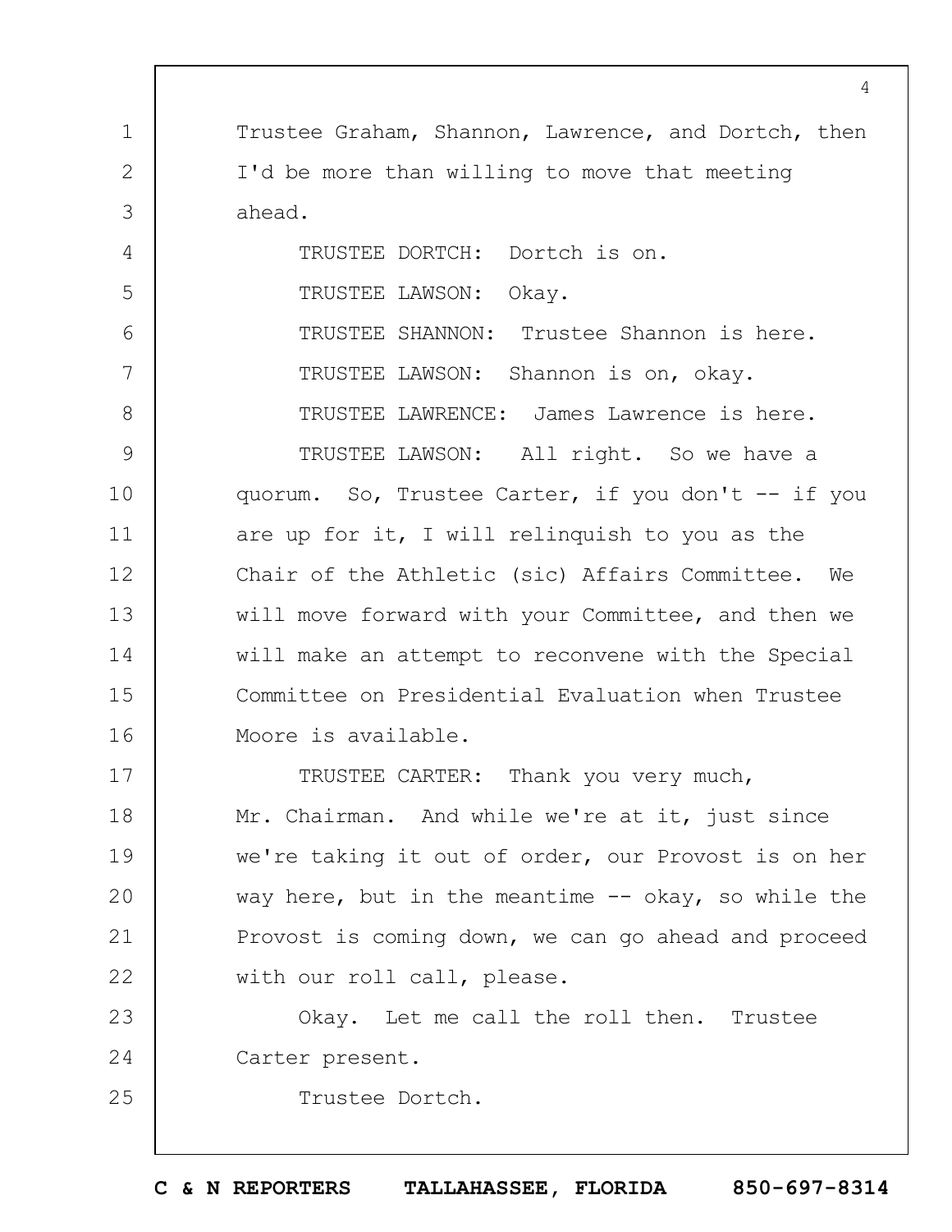Trustee Graham, Shannon, Lawrence, and Dortch, then I'd be more than willing to move that meeting ahead.

TRUSTEE DORTCH: Dortch is on.

TRUSTEE LAWSON: Okay.

TRUSTEE SHANNON: Trustee Shannon is here.

TRUSTEE LAWSON: Shannon is on, okay.

TRUSTEE LAWRENCE: James Lawrence is here.

TRUSTEE LAWSON: All right. So we have a quorum. So, Trustee Carter, if you don't -- if you are up for it, I will relinquish to you as the Chair of the Athletic (sic) Affairs Committee. We will move forward with your Committee, and then we will make an attempt to reconvene with the Special Committee on Presidential Evaluation when Trustee Moore is available.

TRUSTEE CARTER: Thank you very much, Mr. Chairman. And while we're at it, just since we're taking it out of order, our Provost is on her way here, but in the meantime -- okay, so while the Provost is coming down, we can go ahead and proceed with our roll call, please.

Okay. Let me call the roll then. Trustee Carter present.

Trustee Dortch.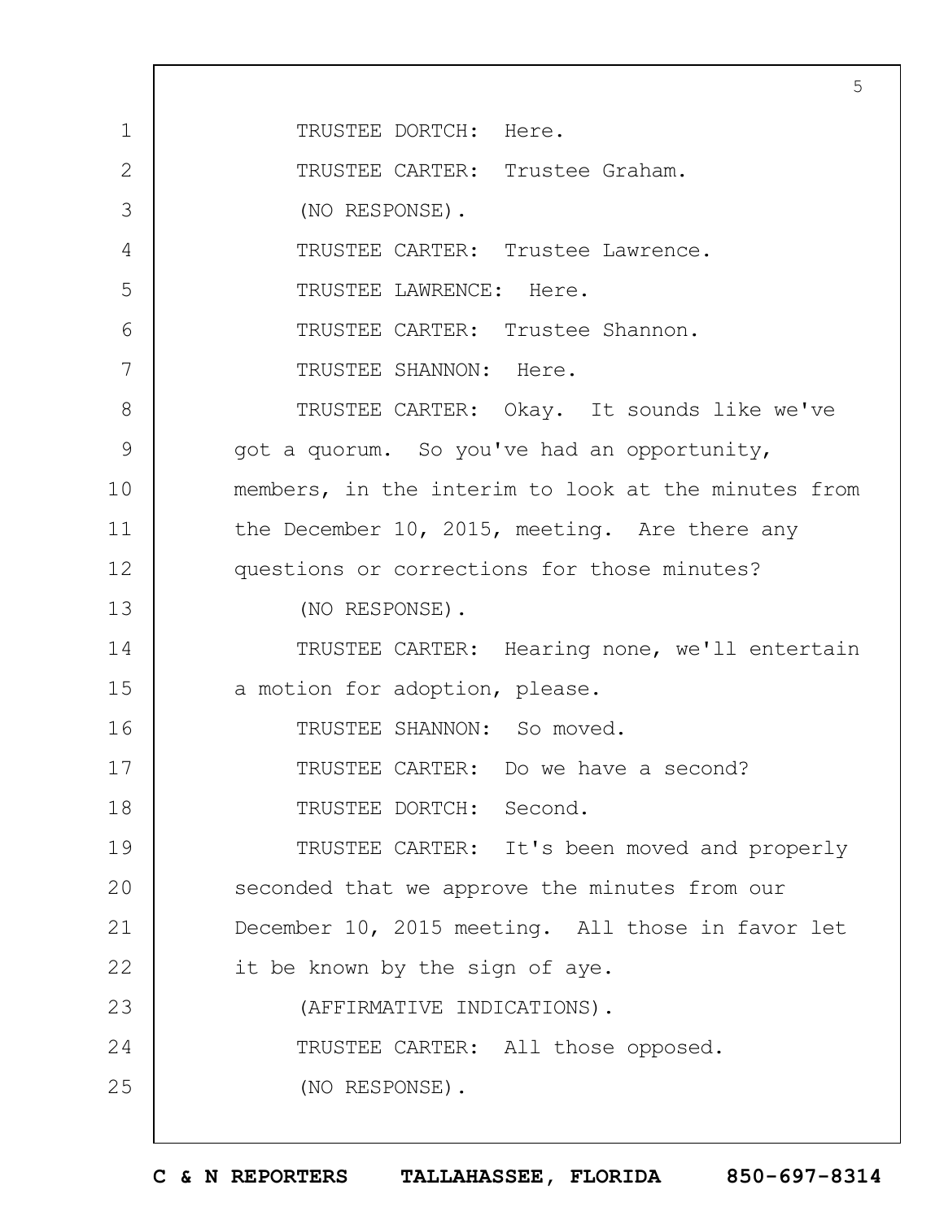TRUSTEE DORTCH: Here.

TRUSTEE CARTER: Trustee Graham.

(NO RESPONSE).

TRUSTEE CARTER: Trustee Lawrence.

TRUSTEE LAWRENCE: Here.

TRUSTEE CARTER: Trustee Shannon.

TRUSTEE SHANNON: Here.

TRUSTEE CARTER: Okay. It sounds like we've got a quorum. So you've had an opportunity, members, in the interim to look at the minutes from the December 10, 2015, meeting. Are there any questions or corrections for those minutes?

(NO RESPONSE).

TRUSTEE CARTER: Hearing none, we'll entertain a motion for adoption, please.

TRUSTEE SHANNON: So moved.

TRUSTEE CARTER: Do we have a second?

TRUSTEE DORTCH: Second.

TRUSTEE CARTER: It's been moved and properly seconded that we approve the minutes from our December 10, 2015 meeting. All those in favor let it be known by the sign of aye.

(AFFIRMATIVE INDICATIONS).

TRUSTEE CARTER: All those opposed.

(NO RESPONSE).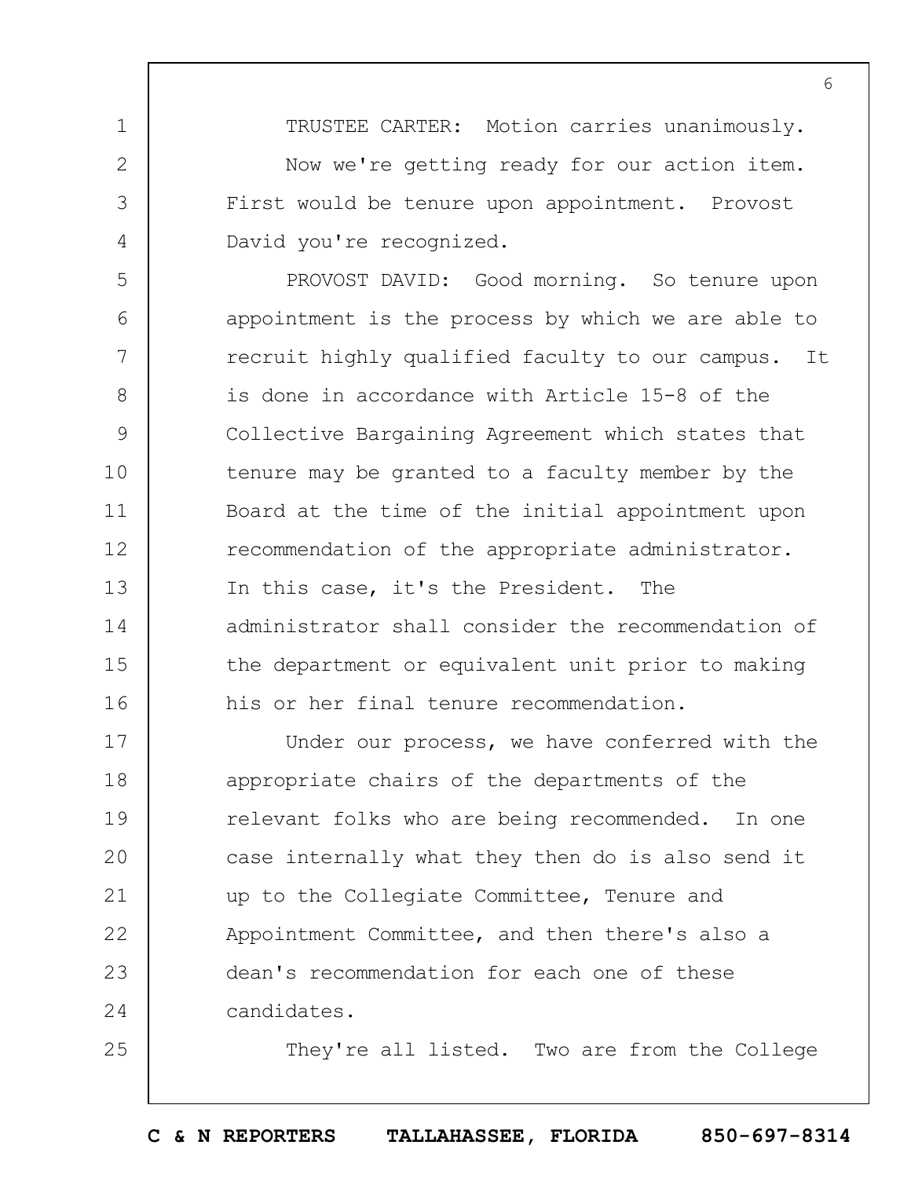TRUSTEE CARTER: Motion carries unanimously.

Now we're getting ready for our action item. First would be tenure upon appointment. Provost David you're recognized.

PROVOST DAVID: Good morning. So tenure upon appointment is the process by which we are able to recruit highly qualified faculty to our campus. It is done in accordance with Article 15-8 of the Collective Bargaining Agreement which states that tenure may be granted to a faculty member by the Board at the time of the initial appointment upon recommendation of the appropriate administrator. In this case, it's the President. The administrator shall consider the recommendation of the department or equivalent unit prior to making his or her final tenure recommendation.

Under our process, we have conferred with the appropriate chairs of the departments of the relevant folks who are being recommended. In one case internally what they then do is also send it up to the Collegiate Committee, Tenure and Appointment Committee, and then there's also a dean's recommendation for each one of these candidates.

They're all listed. Two are from the College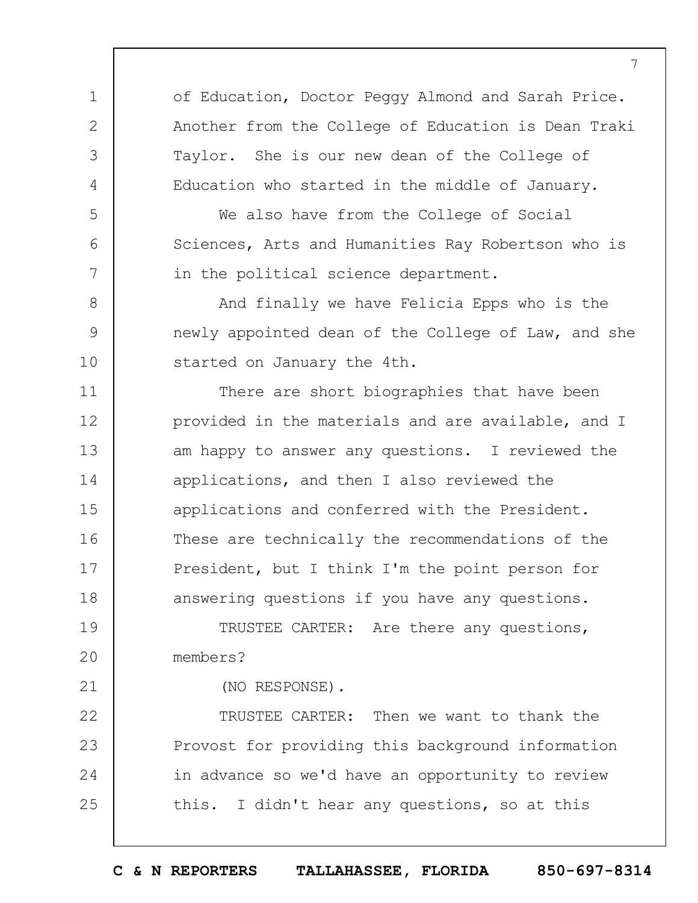of Education, Doctor Peggy Almond and Sarah Price. Another from the College of Education is Dean Traki Taylor. She is our new dean of the College of Education who started in the middle of January.

We also have from the College of Social Sciences, Arts and Humanities Ray Robertson who is in the political science department.

And finally we have Felicia Epps who is the newly appointed dean of the College of Law, and she started on January the 4th.

There are short biographies that have been provided in the materials and are available, and I am happy to answer any questions. I reviewed the applications, and then I also reviewed the applications and conferred with the President. These are technically the recommendations of the President, but I think I'm the point person for answering questions if you have any questions.

TRUSTEE CARTER: Are there any questions, members?

(NO RESPONSE).

TRUSTEE CARTER: Then we want to thank the Provost for providing this background information in advance so we'd have an opportunity to review this. I didn't hear any questions, so at this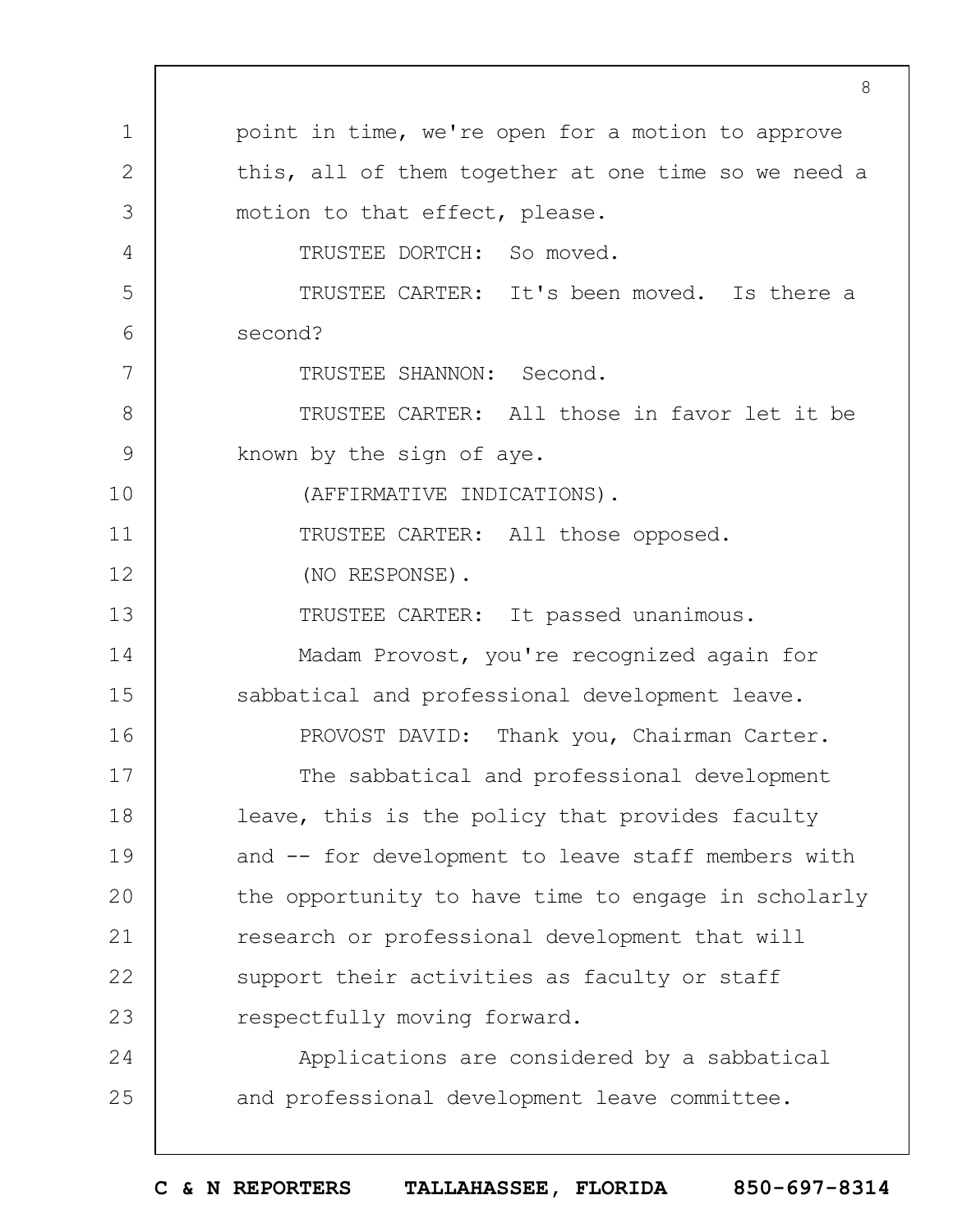point in time, we're open for a motion to approve this, all of them together at one time so we need a motion to that effect, please.

TRUSTEE DORTCH: So moved.

TRUSTEE CARTER: It's been moved. Is there a second?

TRUSTEE SHANNON: Second.

TRUSTEE CARTER: All those in favor let it be known by the sign of aye.

(AFFIRMATIVE INDICATIONS).

TRUSTEE CARTER: All those opposed.

(NO RESPONSE).

TRUSTEE CARTER: It passed unanimous.

Madam Provost, you're recognized again for sabbatical and professional development leave.

PROVOST DAVID: Thank you, Chairman Carter.

The sabbatical and professional development leave, this is the policy that provides faculty and -- for development to leave staff members with the opportunity to have time to engage in scholarly research or professional development that will support their activities as faculty or staff respectfully moving forward.

Applications are considered by a sabbatical and professional development leave committee.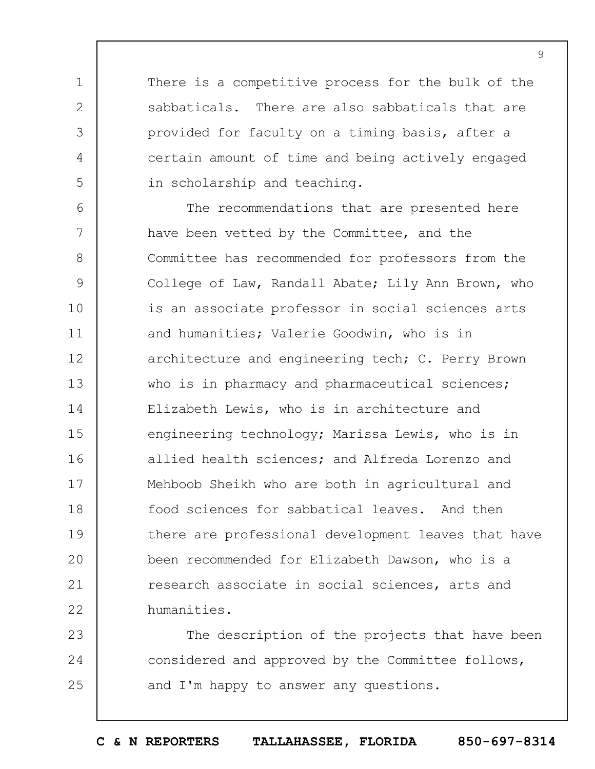There is a competitive process for the bulk of the sabbaticals. There are also sabbaticals that are provided for faculty on a timing basis, after a certain amount of time and being actively engaged in scholarship and teaching.

The recommendations that are presented here have been vetted by the Committee, and the Committee has recommended for professors from the College of Law, Randall Abate; Lily Ann Brown, who is an associate professor in social sciences arts and humanities; Valerie Goodwin, who is in architecture and engineering tech; C. Perry Brown who is in pharmacy and pharmaceutical sciences; Elizabeth Lewis, who is in architecture and engineering technology; Marissa Lewis, who is in allied health sciences; and Alfreda Lorenzo and Mehboob Sheikh who are both in agricultural and food sciences for sabbatical leaves. And then there are professional development leaves that have been recommended for Elizabeth Dawson, who is a research associate in social sciences, arts and humanities.

The description of the projects that have been considered and approved by the Committee follows, and I'm happy to answer any questions.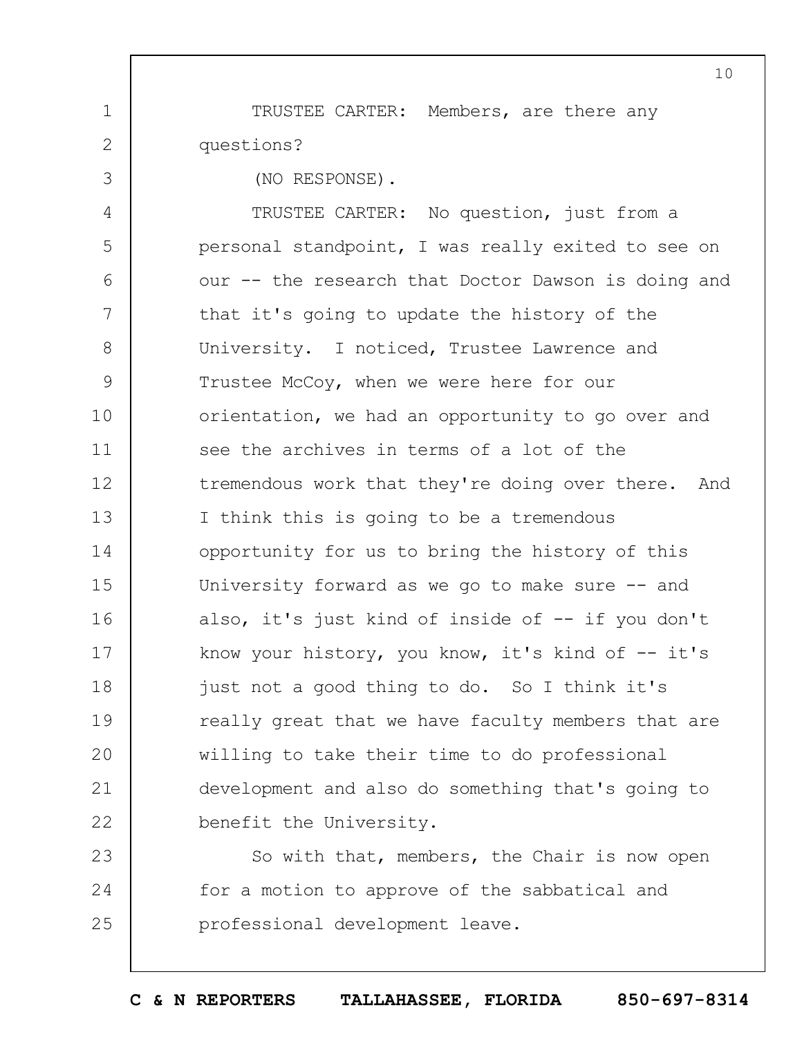TRUSTEE CARTER: Members, are there any questions?

(NO RESPONSE).

TRUSTEE CARTER: No question, just from a personal standpoint, I was really exited to see on our -- the research that Doctor Dawson is doing and that it's going to update the history of the University. I noticed, Trustee Lawrence and Trustee McCoy, when we were here for our orientation, we had an opportunity to go over and see the archives in terms of a lot of the tremendous work that they're doing over there. And I think this is going to be a tremendous opportunity for us to bring the history of this University forward as we go to make sure -- and also, it's just kind of inside of -- if you don't know your history, you know, it's kind of -- it's just not a good thing to do. So I think it's really great that we have faculty members that are willing to take their time to do professional development and also do something that's going to benefit the University.

So with that, members, the Chair is now open for a motion to approve of the sabbatical and professional development leave.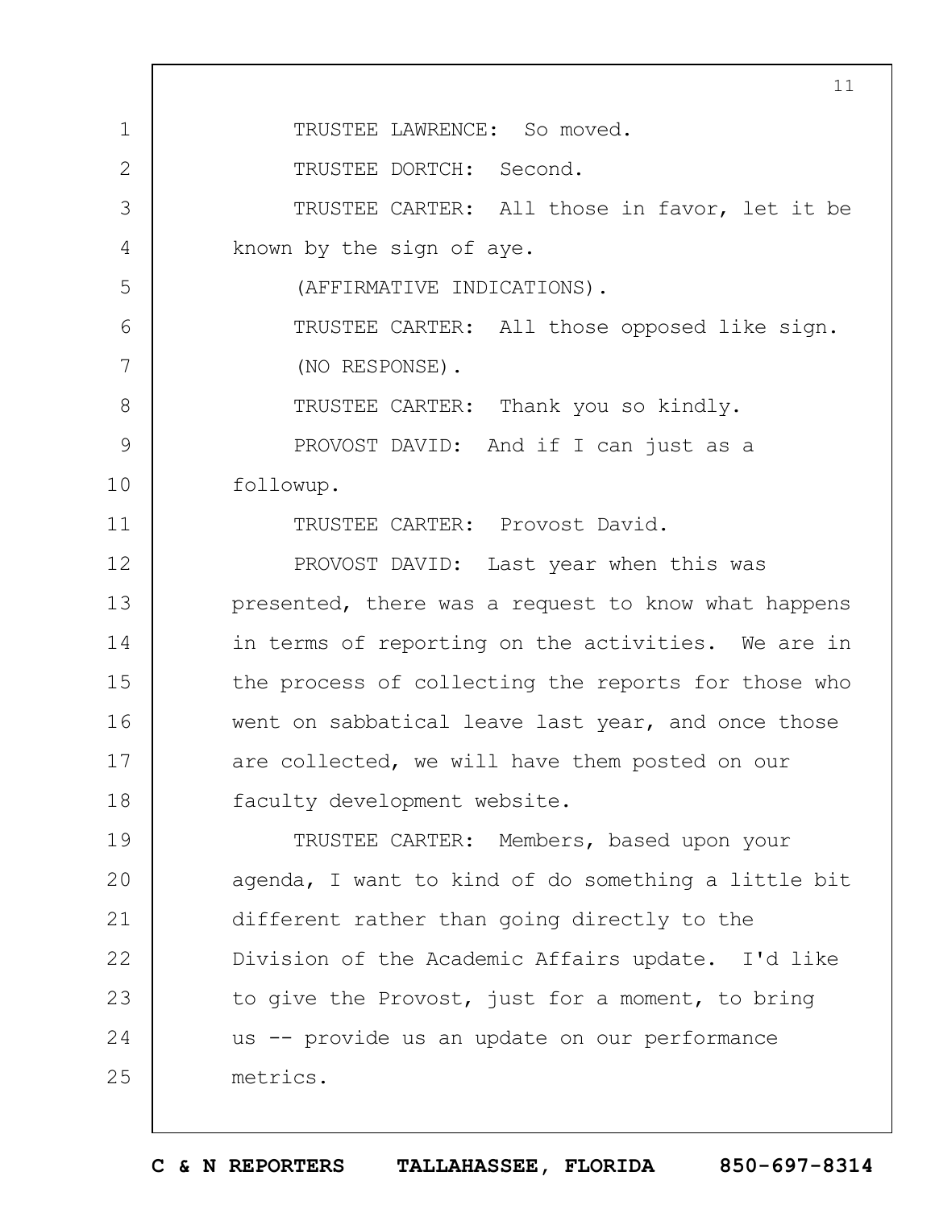TRUSTEE LAWRENCE: So moved.

TRUSTEE DORTCH: Second.

TRUSTEE CARTER: All those in favor, let it be known by the sign of aye.

(AFFIRMATIVE INDICATIONS).

TRUSTEE CARTER: All those opposed like sign.

(NO RESPONSE).

TRUSTEE CARTER: Thank you so kindly.

PROVOST DAVID: And if I can just as a followup.

TRUSTEE CARTER: Provost David.

PROVOST DAVID: Last year when this was presented, there was a request to know what happens in terms of reporting on the activities. We are in the process of collecting the reports for those who went on sabbatical leave last year, and once those are collected, we will have them posted on our faculty development website.

TRUSTEE CARTER: Members, based upon your agenda, I want to kind of do something a little bit different rather than going directly to the Division of the Academic Affairs update. I'd like to give the Provost, just for a moment, to bring us -- provide us an update on our performance metrics.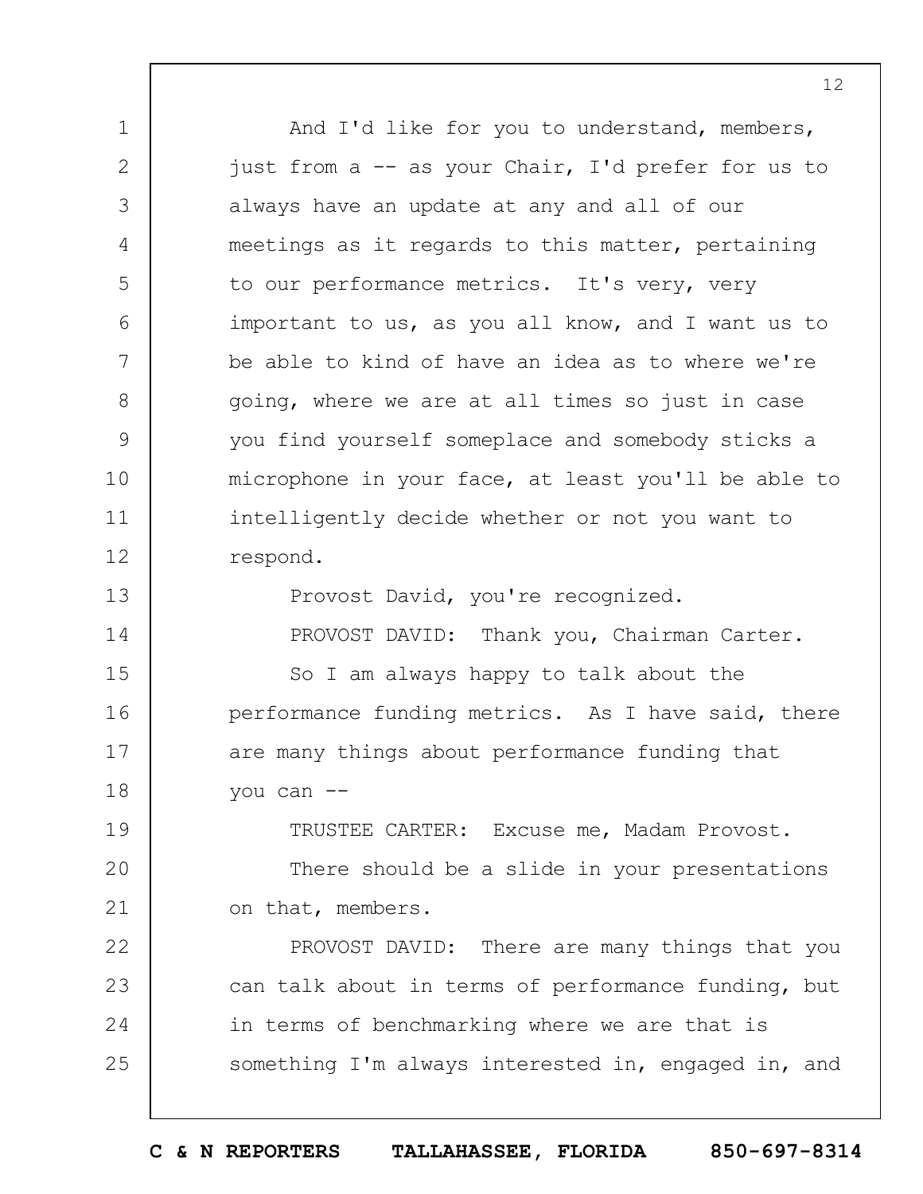And I'd like for you to understand, members, just from a -- as your Chair, I'd prefer for us to always have an update at any and all of our meetings as it regards to this matter, pertaining to our performance metrics. It's very, very important to us, as you all know, and I want us to be able to kind of have an idea as to where we're going, where we are at all times so just in case you find yourself someplace and somebody sticks a microphone in your face, at least you'll be able to intelligently decide whether or not you want to respond.

Provost David, you're recognized.

PROVOST DAVID: Thank you, Chairman Carter.

So I am always happy to talk about the performance funding metrics. As I have said, there are many things about performance funding that you can --

TRUSTEE CARTER: Excuse me, Madam Provost.

There should be a slide in your presentations on that, members.

PROVOST DAVID: There are many things that you can talk about in terms of performance funding, but in terms of benchmarking where we are that is something I'm always interested in, engaged in, and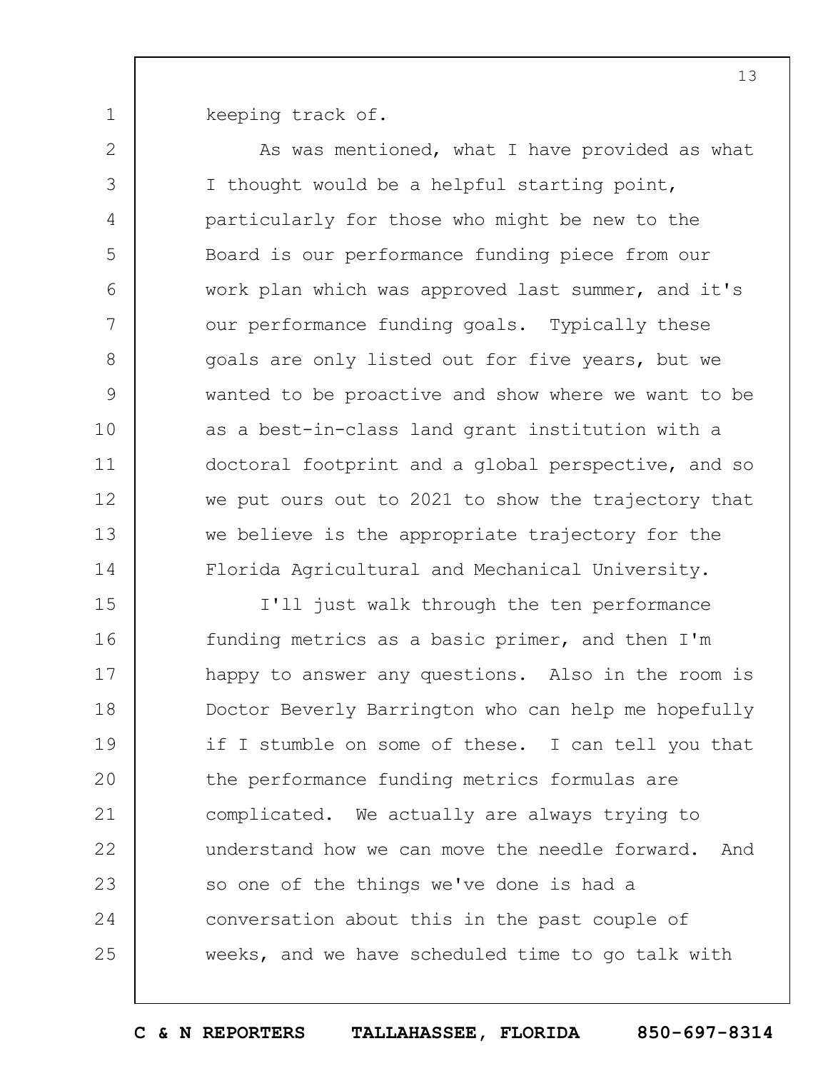keeping track of.

As was mentioned, what I have provided as what I thought would be a helpful starting point, particularly for those who might be new to the Board is our performance funding piece from our work plan which was approved last summer, and it's our performance funding goals. Typically these goals are only listed out for five years, but we wanted to be proactive and show where we want to be as a best-in-class land grant institution with a doctoral footprint and a global perspective, and so we put ours out to 2021 to show the trajectory that we believe is the appropriate trajectory for the Florida Agricultural and Mechanical University.

I'll just walk through the ten performance funding metrics as a basic primer, and then I'm happy to answer any questions. Also in the room is Doctor Beverly Barrington who can help me hopefully if I stumble on some of these. I can tell you that the performance funding metrics formulas are complicated. We actually are always trying to understand how we can move the needle forward. And so one of the things we've done is had a conversation about this in the past couple of weeks, and we have scheduled time to go talk with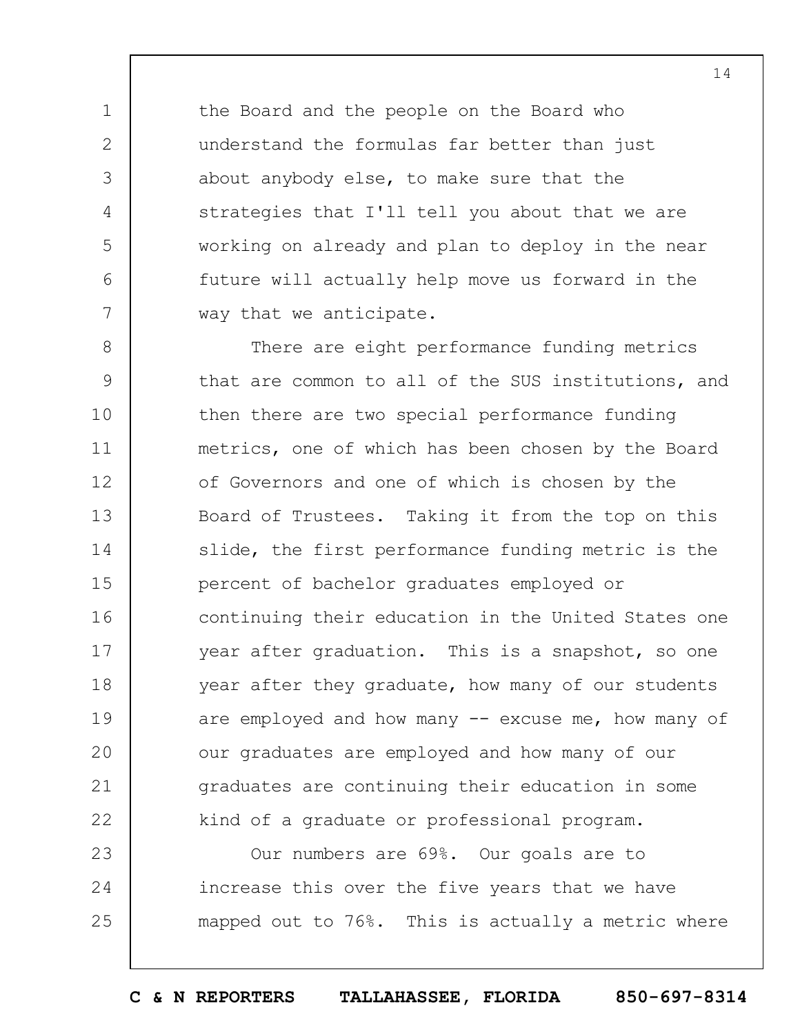the Board and the people on the Board who understand the formulas far better than just about anybody else, to make sure that the strategies that I'll tell you about that we are working on already and plan to deploy in the near future will actually help move us forward in the way that we anticipate.

There are eight performance funding metrics that are common to all of the SUS institutions, and then there are two special performance funding metrics, one of which has been chosen by the Board of Governors and one of which is chosen by the Board of Trustees. Taking it from the top on this slide, the first performance funding metric is the percent of bachelor graduates employed or continuing their education in the United States one year after graduation. This is a snapshot, so one year after they graduate, how many of our students are employed and how many -- excuse me, how many of our graduates are employed and how many of our graduates are continuing their education in some kind of a graduate or professional program.

Our numbers are 69%. Our goals are to increase this over the five years that we have mapped out to 76%. This is actually a metric where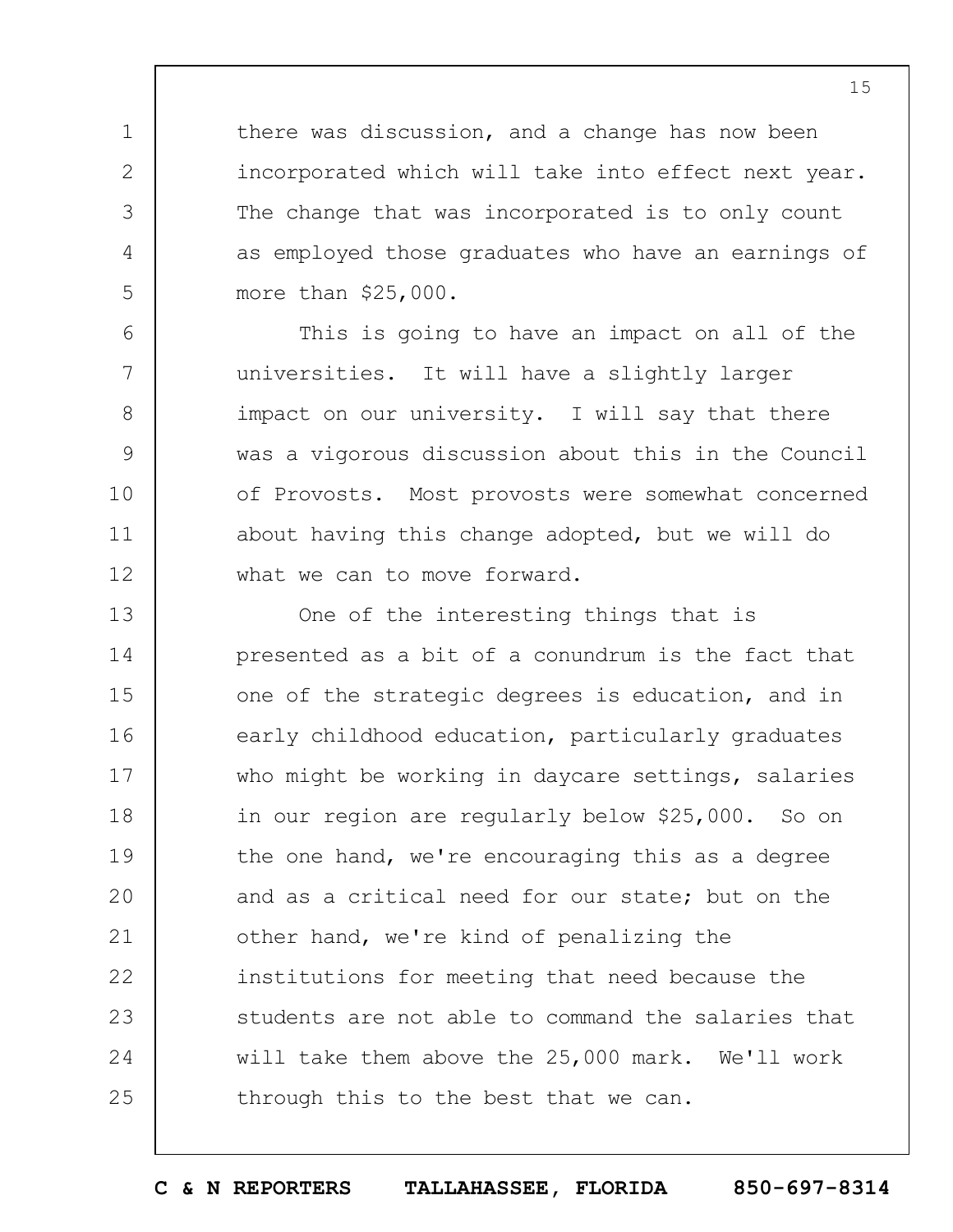there was discussion, and a change has now been incorporated which will take into effect next year. The change that was incorporated is to only count as employed those graduates who have an earnings of more than $25,000.

This is going to have an impact on all of the universities. It will have a slightly larger impact on our university. I will say that there was a vigorous discussion about this in the Council of Provosts. Most provosts were somewhat concerned about having this change adopted, but we will do what we can to move forward.

One of the interesting things that is presented as a bit of a conundrum is the fact that one of the strategic degrees is education, and in early childhood education, particularly graduates who might be working in daycare settings, salaries in our region are regularly below $25,000. So on the one hand, we're encouraging this as a degree and as a critical need for our state; but on the other hand, we're kind of penalizing the institutions for meeting that need because the students are not able to command the salaries that will take them above the 25,000 mark. We'll work through this to the best that we can.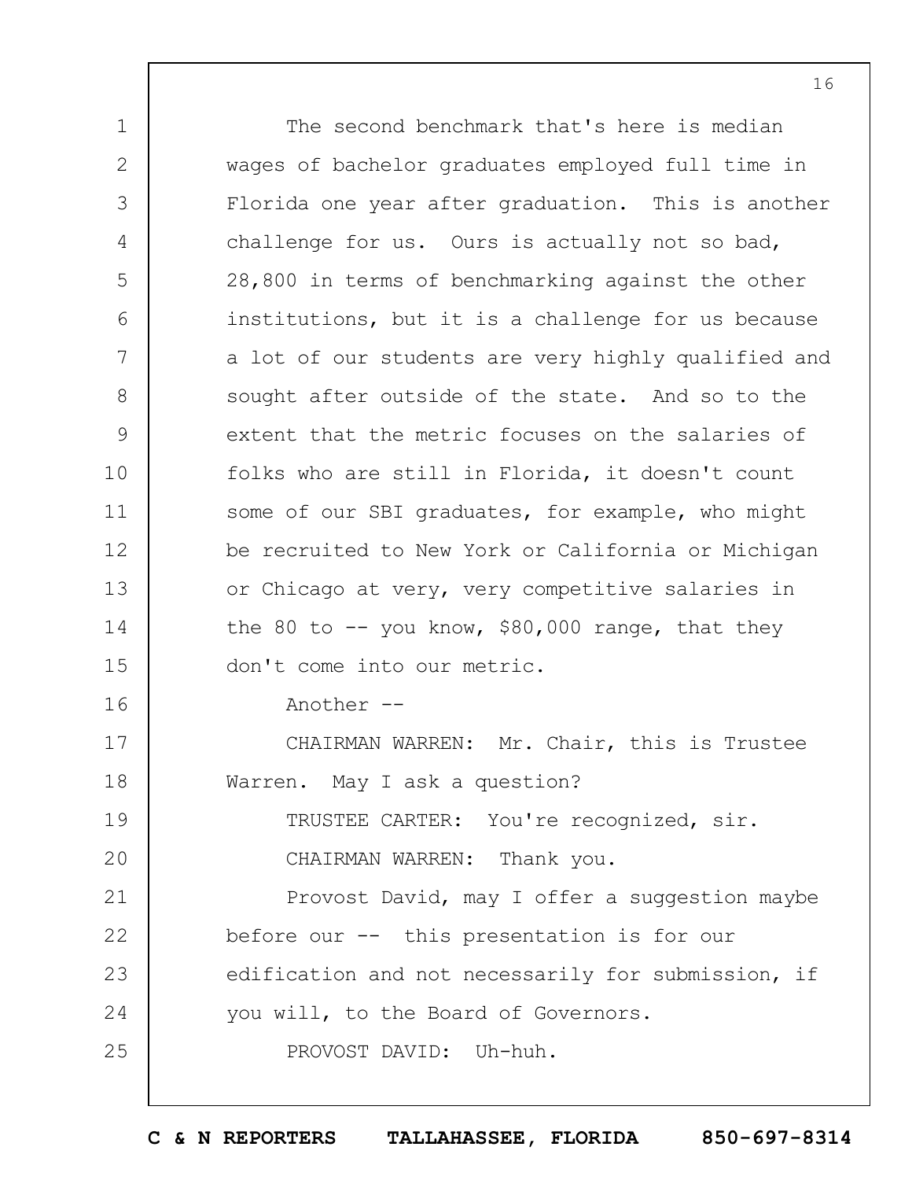The second benchmark that's here is median wages of bachelor graduates employed full time in Florida one year after graduation. This is another challenge for us. Ours is actually not so bad, 28,800 in terms of benchmarking against the other institutions, but it is a challenge for us because a lot of our students are very highly qualified and sought after outside of the state. And so to the extent that the metric focuses on the salaries of folks who are still in Florida, it doesn't count some of our SBI graduates, for example, who might be recruited to New York or California or Michigan or Chicago at very, very competitive salaries in the 80 to -- you know, $80,000 range, that they don't come into our metric.

Another --

CHAIRMAN WARREN: Mr. Chair, this is Trustee Warren. May I ask a question?

TRUSTEE CARTER: You're recognized, sir.

CHAIRMAN WARREN: Thank you.

Provost David, may I offer a suggestion maybe before our -- this presentation is for our edification and not necessarily for submission, if you will, to the Board of Governors.

PROVOST DAVID: Uh-huh.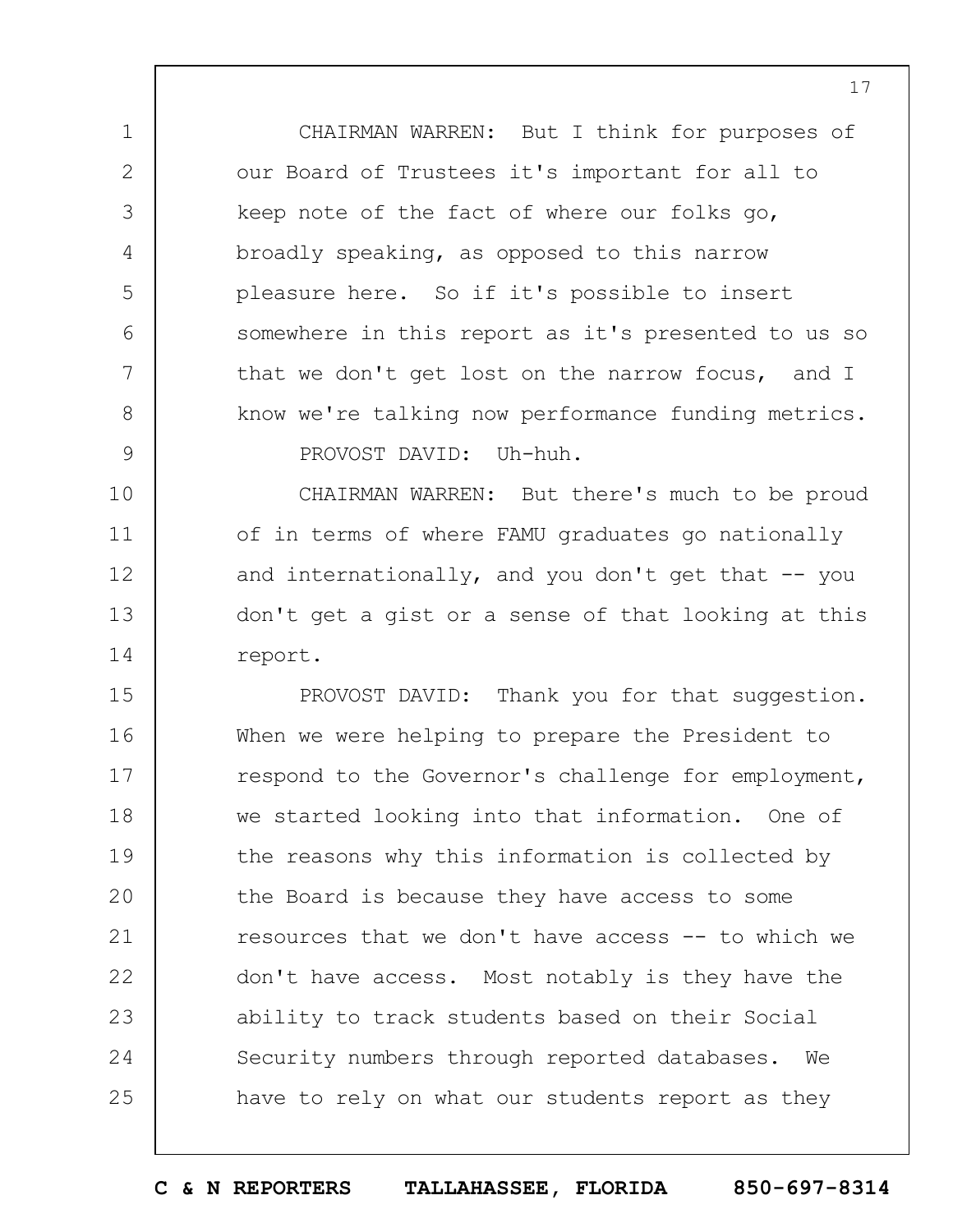CHAIRMAN WARREN: But I think for purposes of our Board of Trustees it's important for all to keep note of the fact of where our folks go, broadly speaking, as opposed to this narrow pleasure here. So if it's possible to insert somewhere in this report as it's presented to us so that we don't get lost on the narrow focus, and I know we're talking now performance funding metrics.

PROVOST DAVID: Uh-huh.

CHAIRMAN WARREN: But there's much to be proud of in terms of where FAMU graduates go nationally and internationally, and you don't get that -- you don't get a gist or a sense of that looking at this report.

PROVOST DAVID: Thank you for that suggestion. When we were helping to prepare the President to respond to the Governor's challenge for employment, we started looking into that information. One of the reasons why this information is collected by the Board is because they have access to some resources that we don't have access -- to which we don't have access. Most notably is they have the ability to track students based on their Social Security numbers through reported databases. We have to rely on what our students report as they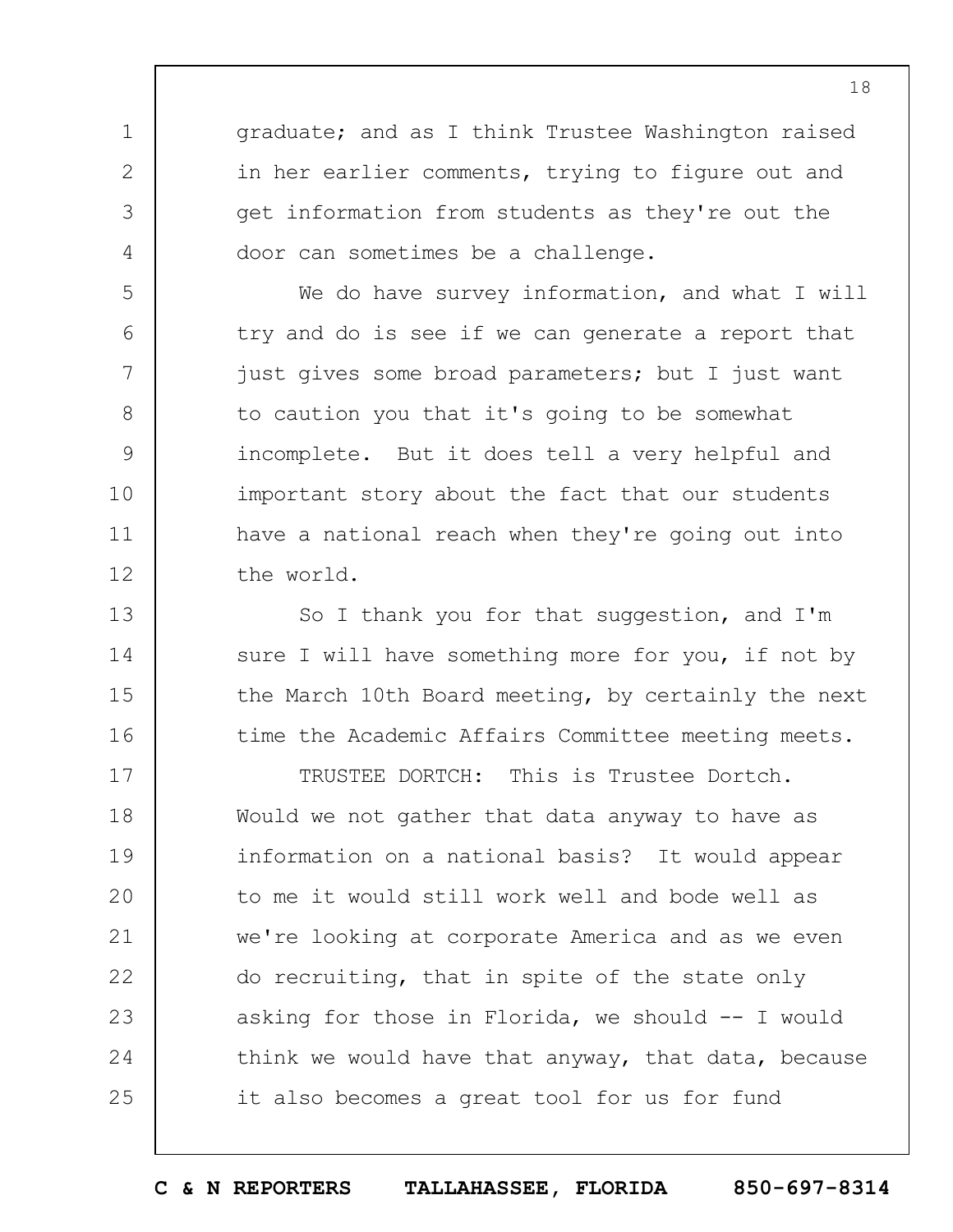graduate; and as I think Trustee Washington raised in her earlier comments, trying to figure out and get information from students as they're out the door can sometimes be a challenge.

We do have survey information, and what I will try and do is see if we can generate a report that just gives some broad parameters; but I just want to caution you that it's going to be somewhat incomplete. But it does tell a very helpful and important story about the fact that our students have a national reach when they're going out into the world.

So I thank you for that suggestion, and I'm sure I will have something more for you, if not by the March 10th Board meeting, by certainly the next time the Academic Affairs Committee meeting meets.

TRUSTEE DORTCH: This is Trustee Dortch. Would we not gather that data anyway to have as information on a national basis? It would appear to me it would still work well and bode well as we're looking at corporate America and as we even do recruiting, that in spite of the state only asking for those in Florida, we should -- I would think we would have that anyway, that data, because it also becomes a great tool for us for fund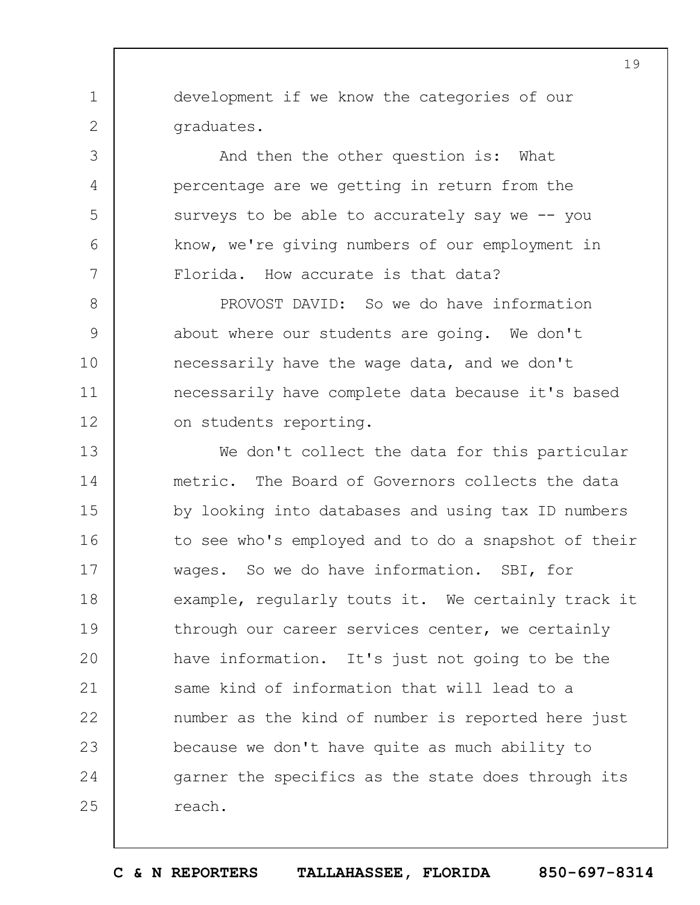development if we know the categories of our graduates.

And then the other question is: What percentage are we getting in return from the surveys to be able to accurately say we -- you know, we're giving numbers of our employment in Florida. How accurate is that data?

PROVOST DAVID: So we do have information about where our students are going. We don't necessarily have the wage data, and we don't necessarily have complete data because it's based on students reporting.

We don't collect the data for this particular metric. The Board of Governors collects the data by looking into databases and using tax ID numbers to see who's employed and to do a snapshot of their wages. So we do have information. SBI, for example, regularly touts it. We certainly track it through our career services center, we certainly have information. It's just not going to be the same kind of information that will lead to a number as the kind of number is reported here just because we don't have quite as much ability to garner the specifics as the state does through its reach.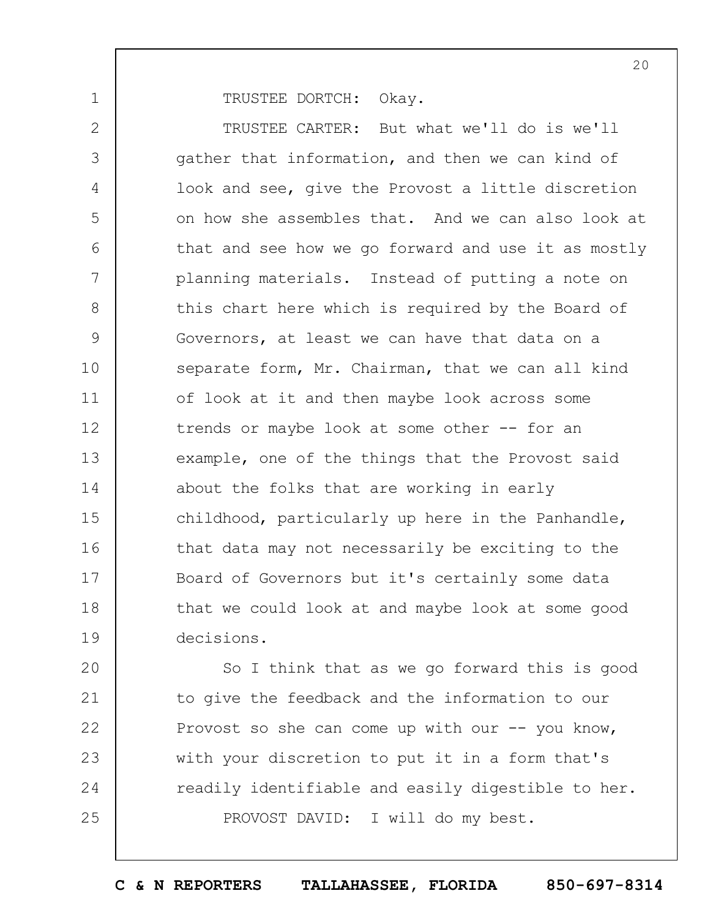TRUSTEE DORTCH: Okay.

TRUSTEE CARTER: But what we'll do is we'll gather that information, and then we can kind of look and see, give the Provost a little discretion on how she assembles that. And we can also look at that and see how we go forward and use it as mostly planning materials. Instead of putting a note on this chart here which is required by the Board of Governors, at least we can have that data on a separate form, Mr. Chairman, that we can all kind of look at it and then maybe look across some trends or maybe look at some other -- for an example, one of the things that the Provost said about the folks that are working in early childhood, particularly up here in the Panhandle, that data may not necessarily be exciting to the Board of Governors but it's certainly some data that we could look at and maybe look at some good decisions.

So I think that as we go forward this is good to give the feedback and the information to our Provost so she can come up with our -- you know, with your discretion to put it in a form that's readily identifiable and easily digestible to her.

PROVOST DAVID: I will do my best.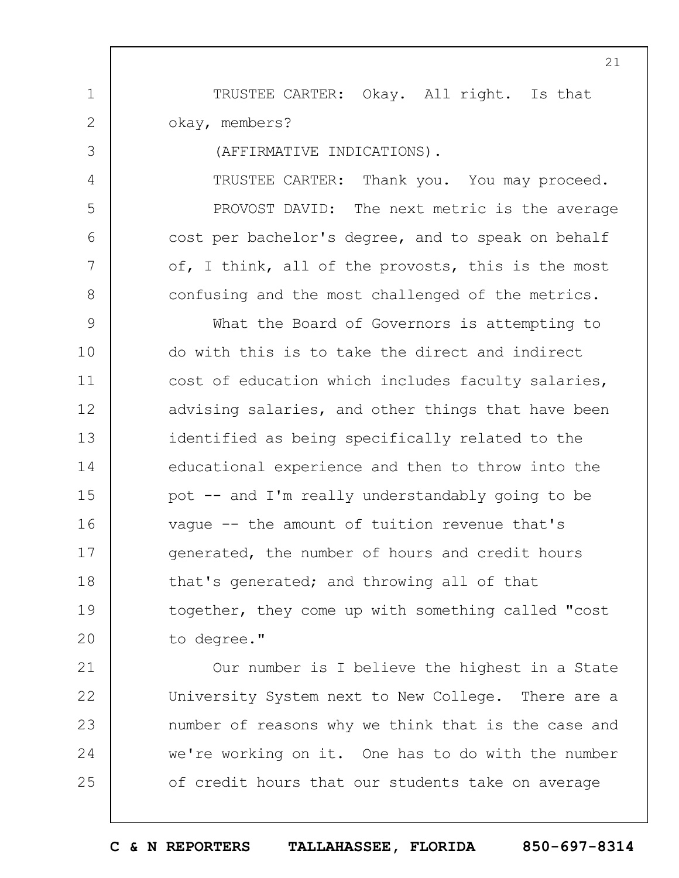TRUSTEE CARTER: Okay. All right. Is that okay, members?

(AFFIRMATIVE INDICATIONS).

TRUSTEE CARTER: Thank you. You may proceed.

PROVOST DAVID: The next metric is the average cost per bachelor's degree, and to speak on behalf of, I think, all of the provosts, this is the most confusing and the most challenged of the metrics.

What the Board of Governors is attempting to do with this is to take the direct and indirect cost of education which includes faculty salaries, advising salaries, and other things that have been identified as being specifically related to the educational experience and then to throw into the pot -- and I'm really understandably going to be vague -- the amount of tuition revenue that's generated, the number of hours and credit hours that's generated; and throwing all of that together, they come up with something called "cost to degree."

Our number is I believe the highest in a State University System next to New College. There are a number of reasons why we think that is the case and we're working on it. One has to do with the number of credit hours that our students take on average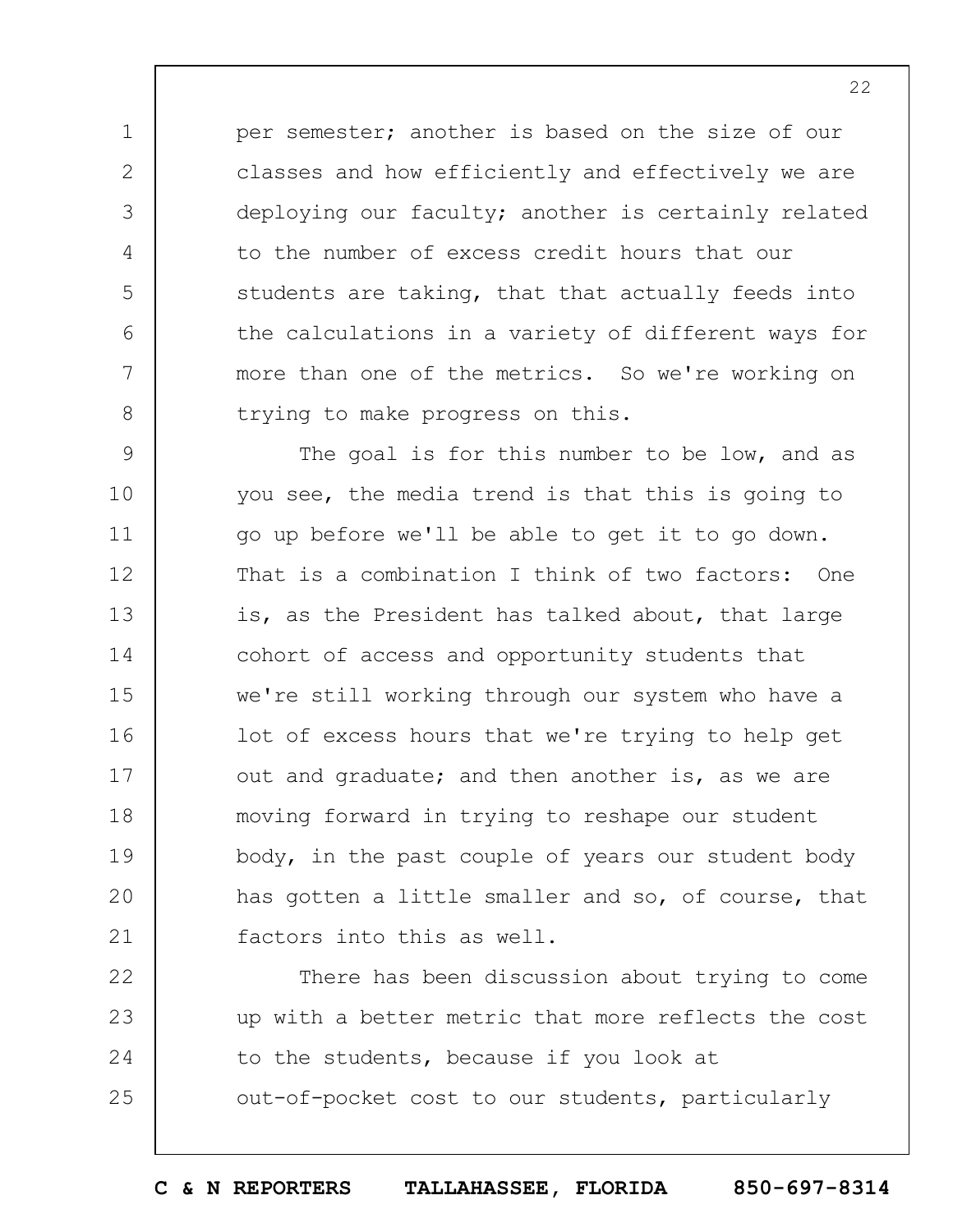per semester; another is based on the size of our classes and how efficiently and effectively we are deploying our faculty; another is certainly related to the number of excess credit hours that our students are taking, that that actually feeds into the calculations in a variety of different ways for more than one of the metrics. So we're working on trying to make progress on this.

The goal is for this number to be low, and as you see, the media trend is that this is going to go up before we'll be able to get it to go down. That is a combination I think of two factors: One is, as the President has talked about, that large cohort of access and opportunity students that we're still working through our system who have a lot of excess hours that we're trying to help get out and graduate; and then another is, as we are moving forward in trying to reshape our student body, in the past couple of years our student body has gotten a little smaller and so, of course, that factors into this as well.

There has been discussion about trying to come up with a better metric that more reflects the cost to the students, because if you look at out-of-pocket cost to our students, particularly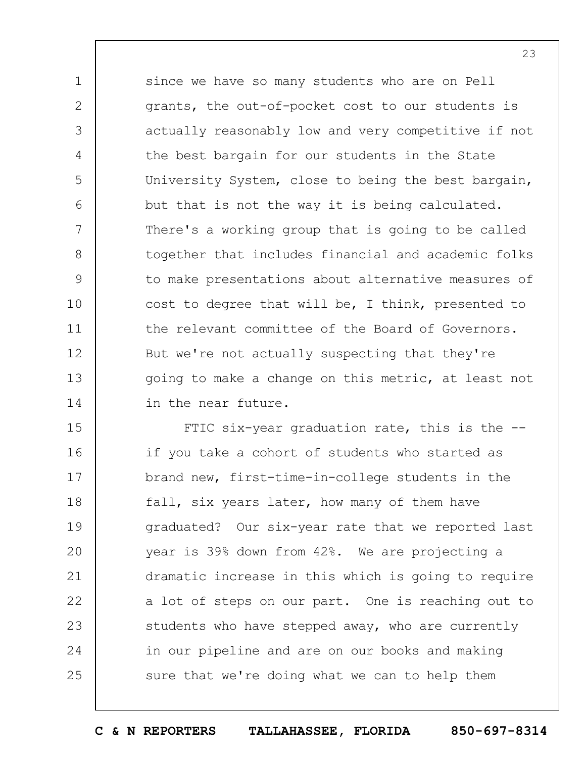since we have so many students who are on Pell grants, the out-of-pocket cost to our students is actually reasonably low and very competitive if not the best bargain for our students in the State University System, close to being the best bargain, but that is not the way it is being calculated. There's a working group that is going to be called together that includes financial and academic folks to make presentations about alternative measures of cost to degree that will be, I think, presented to the relevant committee of the Board of Governors. But we're not actually suspecting that they're going to make a change on this metric, at least not in the near future.

FTIC six-year graduation rate, this is the -- if you take a cohort of students who started as brand new, first-time-in-college students in the fall, six years later, how many of them have graduated? Our six-year rate that we reported last year is 39% down from 42%. We are projecting a dramatic increase in this which is going to require a lot of steps on our part. One is reaching out to students who have stepped away, who are currently in our pipeline and are on our books and making sure that we're doing what we can to help them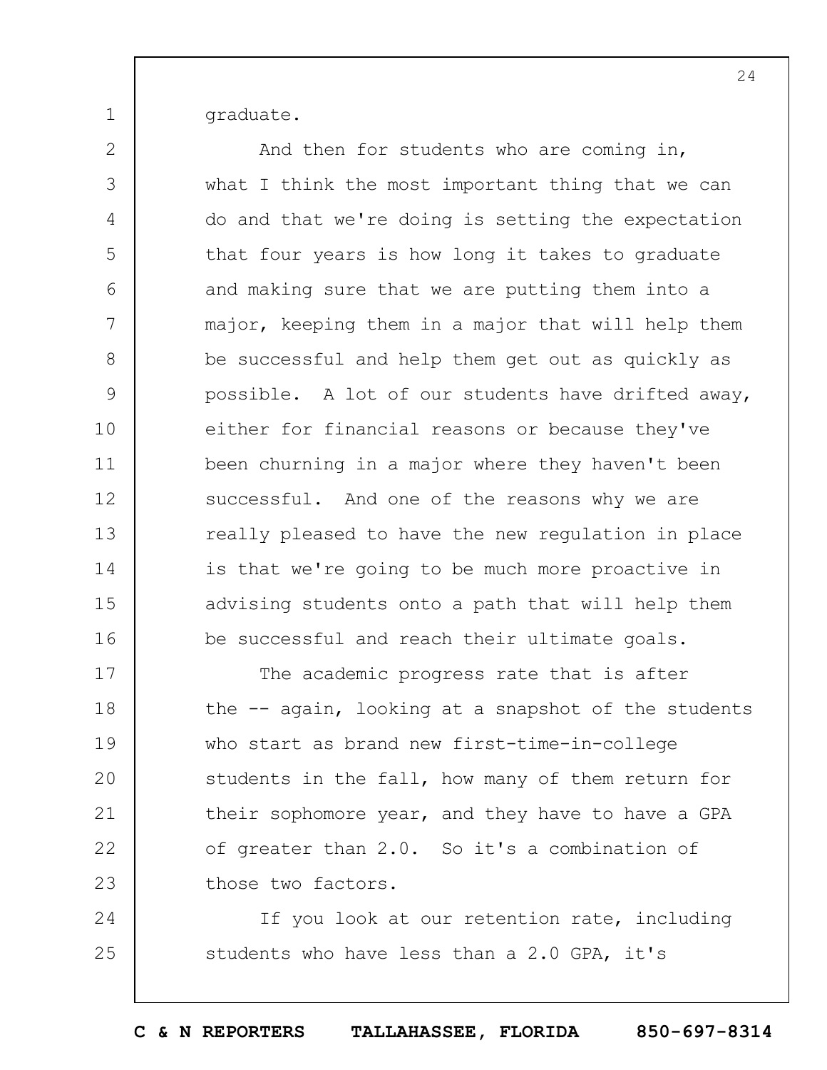graduate.

And then for students who are coming in, what I think the most important thing that we can do and that we're doing is setting the expectation that four years is how long it takes to graduate and making sure that we are putting them into a major, keeping them in a major that will help them be successful and help them get out as quickly as possible. A lot of our students have drifted away, either for financial reasons or because they've been churning in a major where they haven't been successful. And one of the reasons why we are really pleased to have the new regulation in place is that we're going to be much more proactive in advising students onto a path that will help them be successful and reach their ultimate goals.

The academic progress rate that is after the -- again, looking at a snapshot of the students who start as brand new first-time-in-college students in the fall, how many of them return for their sophomore year, and they have to have a GPA of greater than 2.0. So it's a combination of those two factors.

If you look at our retention rate, including students who have less than a 2.0 GPA, it's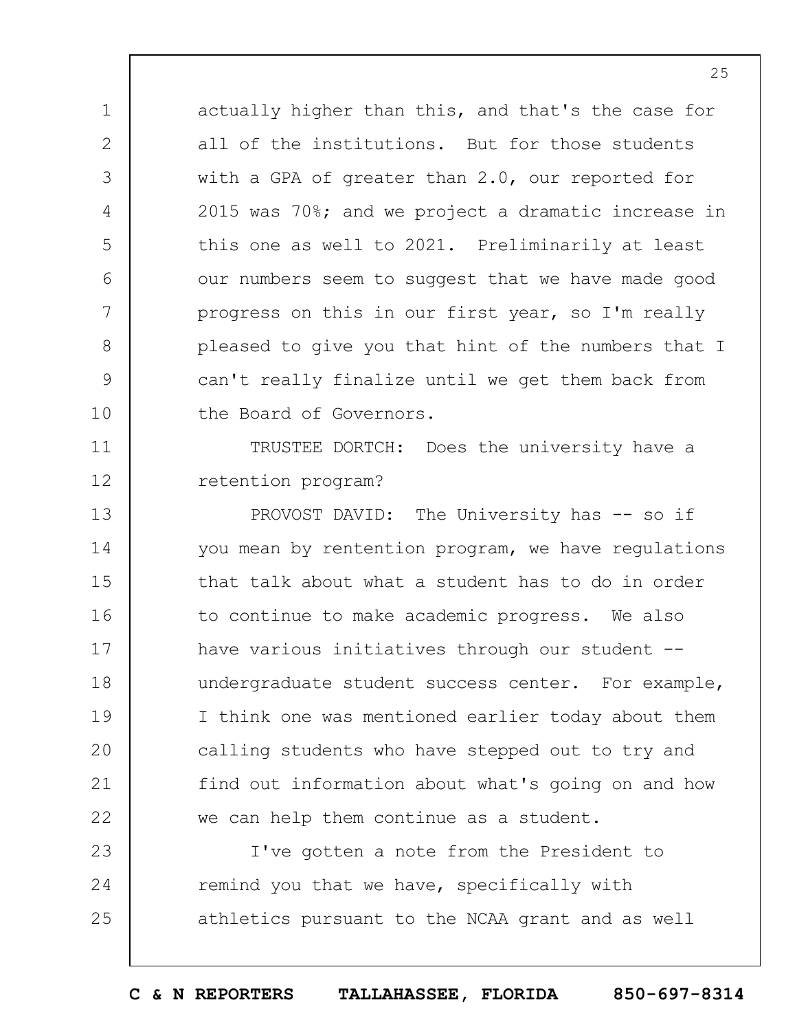actually higher than this, and that's the case for all of the institutions. But for those students with a GPA of greater than 2.0, our reported for 2015 was 70%; and we project a dramatic increase in this one as well to 2021. Preliminarily at least our numbers seem to suggest that we have made good progress on this in our first year, so I'm really pleased to give you that hint of the numbers that I can't really finalize until we get them back from the Board of Governors.

TRUSTEE DORTCH: Does the university have a retention program?

PROVOST DAVID: The University has -- so if you mean by rentention program, we have regulations that talk about what a student has to do in order to continue to make academic progress. We also have various initiatives through our student -- undergraduate student success center. For example, I think one was mentioned earlier today about them calling students who have stepped out to try and find out information about what's going on and how we can help them continue as a student.

I've gotten a note from the President to remind you that we have, specifically with athletics pursuant to the NCAA grant and as well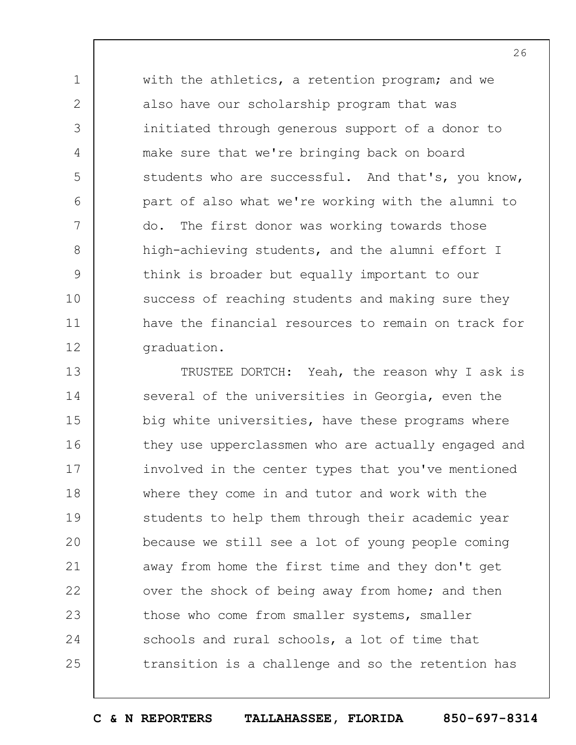with the athletics, a retention program; and we also have our scholarship program that was initiated through generous support of a donor to make sure that we're bringing back on board students who are successful. And that's, you know, part of also what we're working with the alumni to do. The first donor was working towards those high-achieving students, and the alumni effort I think is broader but equally important to our success of reaching students and making sure they have the financial resources to remain on track for graduation.

TRUSTEE DORTCH: Yeah, the reason why I ask is several of the universities in Georgia, even the big white universities, have these programs where they use upperclassmen who are actually engaged and involved in the center types that you've mentioned where they come in and tutor and work with the students to help them through their academic year because we still see a lot of young people coming away from home the first time and they don't get over the shock of being away from home; and then those who come from smaller systems, smaller schools and rural schools, a lot of time that transition is a challenge and so the retention has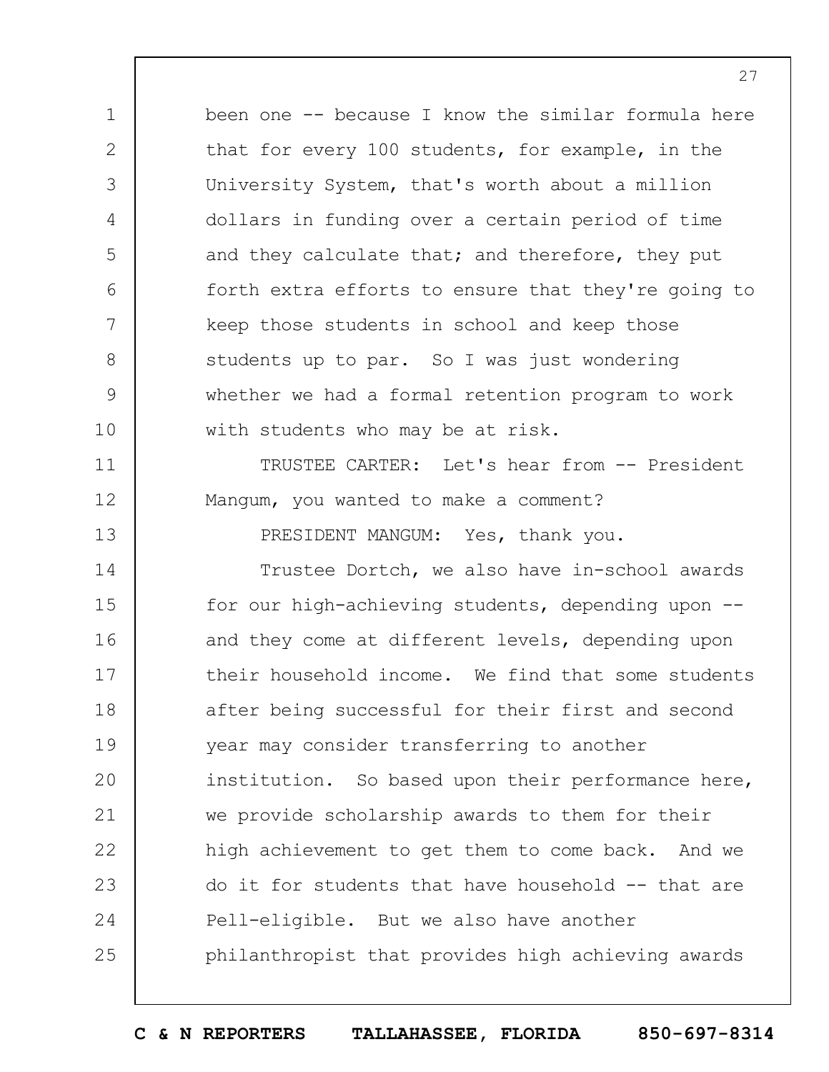been one -- because I know the similar formula here that for every 100 students, for example, in the University System, that's worth about a million dollars in funding over a certain period of time and they calculate that; and therefore, they put forth extra efforts to ensure that they're going to keep those students in school and keep those students up to par. So I was just wondering whether we had a formal retention program to work with students who may be at risk.

TRUSTEE CARTER: Let's hear from -- President Mangum, you wanted to make a comment?

PRESIDENT MANGUM: Yes, thank you.

Trustee Dortch, we also have in-school awards for our high-achieving students, depending upon -- and they come at different levels, depending upon their household income. We find that some students after being successful for their first and second year may consider transferring to another institution. So based upon their performance here, we provide scholarship awards to them for their high achievement to get them to come back. And we do it for students that have household -- that are Pell-eligible. But we also have another philanthropist that provides high achieving awards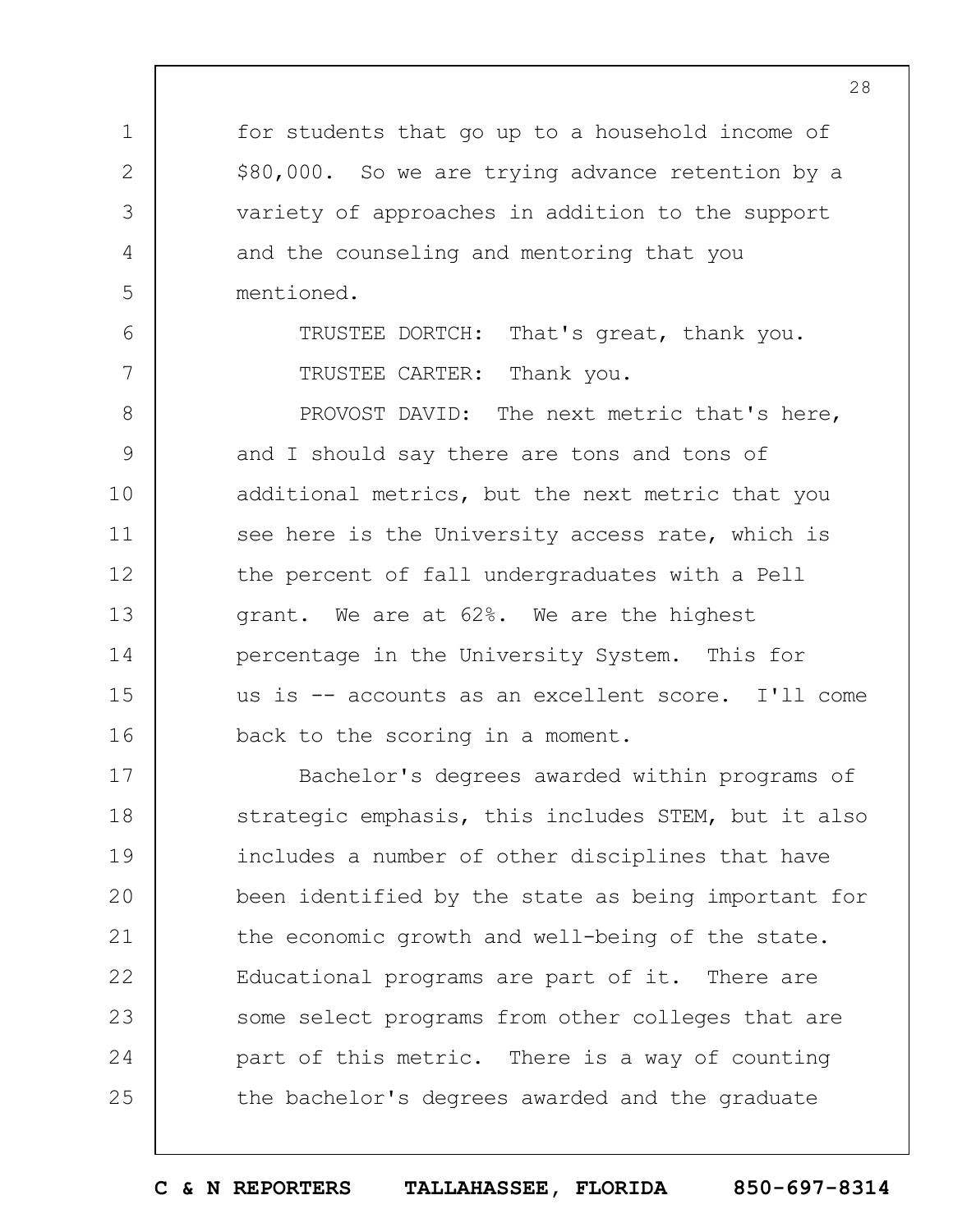for students that go up to a household income of $80,000. So we are trying advance retention by a variety of approaches in addition to the support and the counseling and mentoring that you mentioned.

TRUSTEE DORTCH: That's great, thank you.

TRUSTEE CARTER: Thank you.

PROVOST DAVID: The next metric that's here, and I should say there are tons and tons of additional metrics, but the next metric that you see here is the University access rate, which is the percent of fall undergraduates with a Pell grant. We are at 62%. We are the highest percentage in the University System. This for us is -- accounts as an excellent score. I'll come back to the scoring in a moment.

Bachelor's degrees awarded within programs of strategic emphasis, this includes STEM, but it also includes a number of other disciplines that have been identified by the state as being important for the economic growth and well-being of the state. Educational programs are part of it. There are some select programs from other colleges that are part of this metric. There is a way of counting the bachelor's degrees awarded and the graduate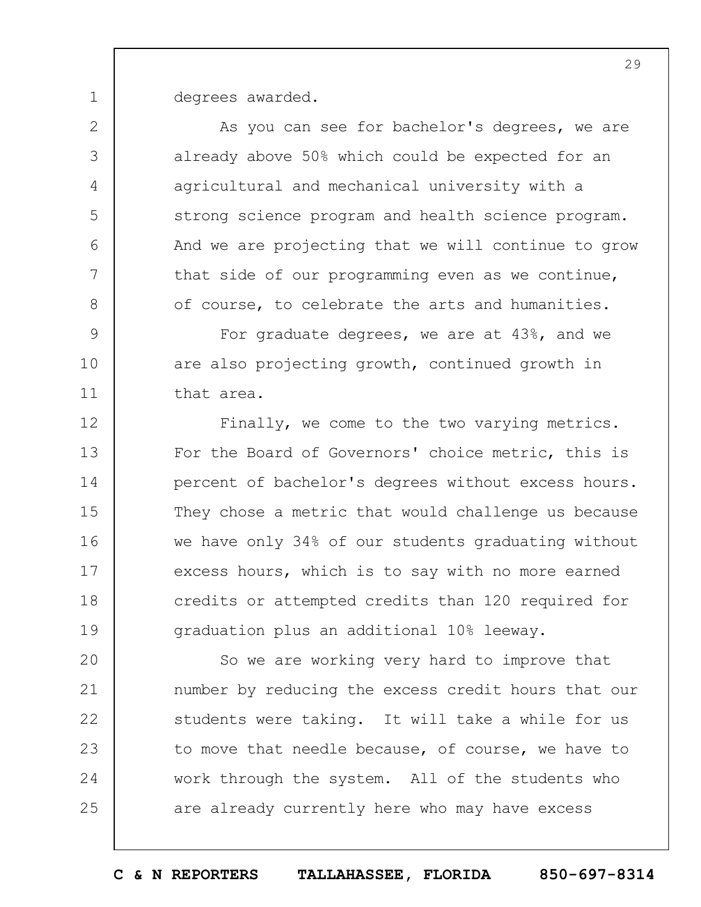degrees awarded.

As you can see for bachelor's degrees, we are already above 50% which could be expected for an agricultural and mechanical university with a strong science program and health science program. And we are projecting that we will continue to grow that side of our programming even as we continue, of course, to celebrate the arts and humanities.

For graduate degrees, we are at 43%, and we are also projecting growth, continued growth in that area.

Finally, we come to the two varying metrics. For the Board of Governors' choice metric, this is percent of bachelor's degrees without excess hours. They chose a metric that would challenge us because we have only 34% of our students graduating without excess hours, which is to say with no more earned credits or attempted credits than 120 required for graduation plus an additional 10% leeway.

So we are working very hard to improve that number by reducing the excess credit hours that our students were taking. It will take a while for us to move that needle because, of course, we have to work through the system. All of the students who are already currently here who may have excess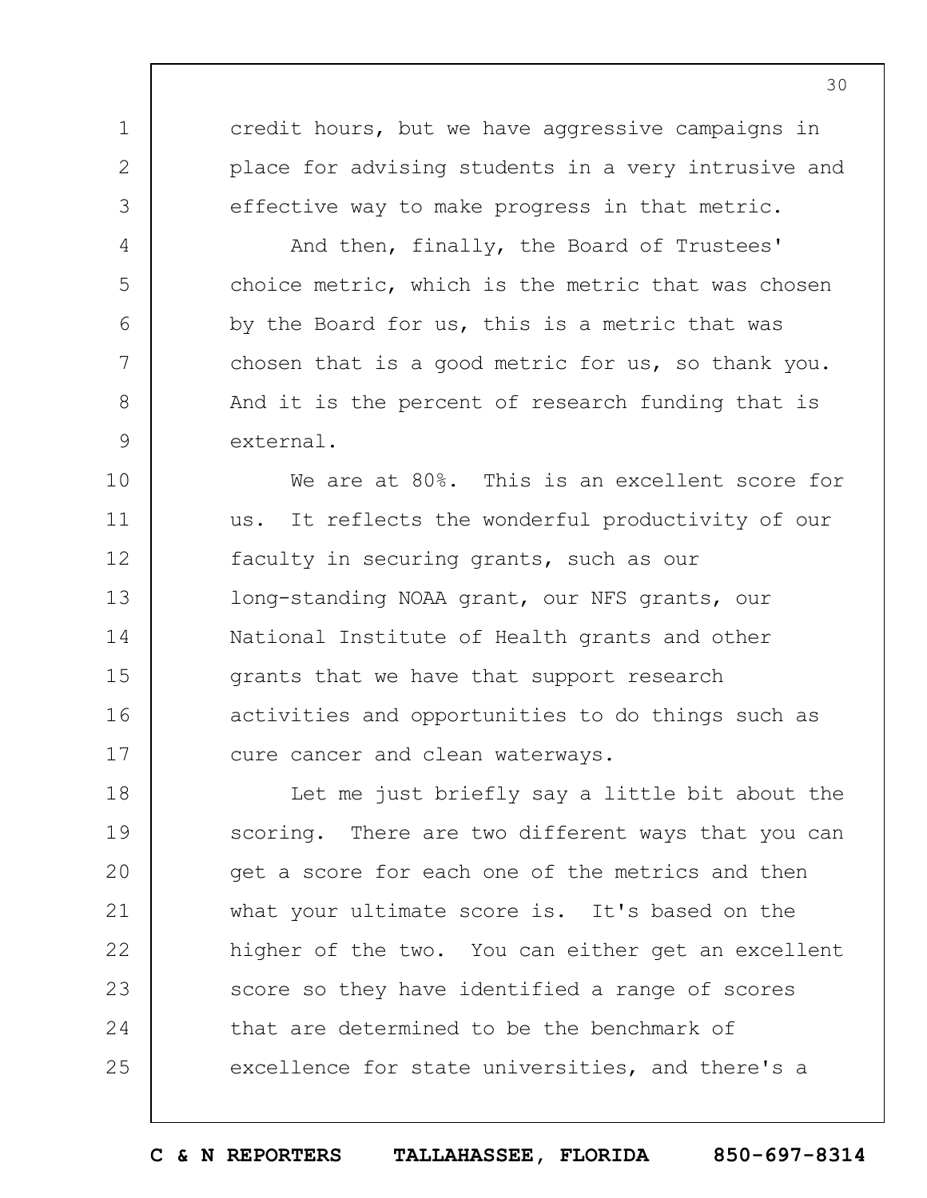credit hours, but we have aggressive campaigns in place for advising students in a very intrusive and effective way to make progress in that metric.

And then, finally, the Board of Trustees' choice metric, which is the metric that was chosen by the Board for us, this is a metric that was chosen that is a good metric for us, so thank you. And it is the percent of research funding that is external.

We are at 80%. This is an excellent score for us. It reflects the wonderful productivity of our faculty in securing grants, such as our long-standing NOAA grant, our NFS grants, our National Institute of Health grants and other grants that we have that support research activities and opportunities to do things such as cure cancer and clean waterways.

Let me just briefly say a little bit about the scoring. There are two different ways that you can get a score for each one of the metrics and then what your ultimate score is. It's based on the higher of the two. You can either get an excellent score so they have identified a range of scores that are determined to be the benchmark of excellence for state universities, and there's a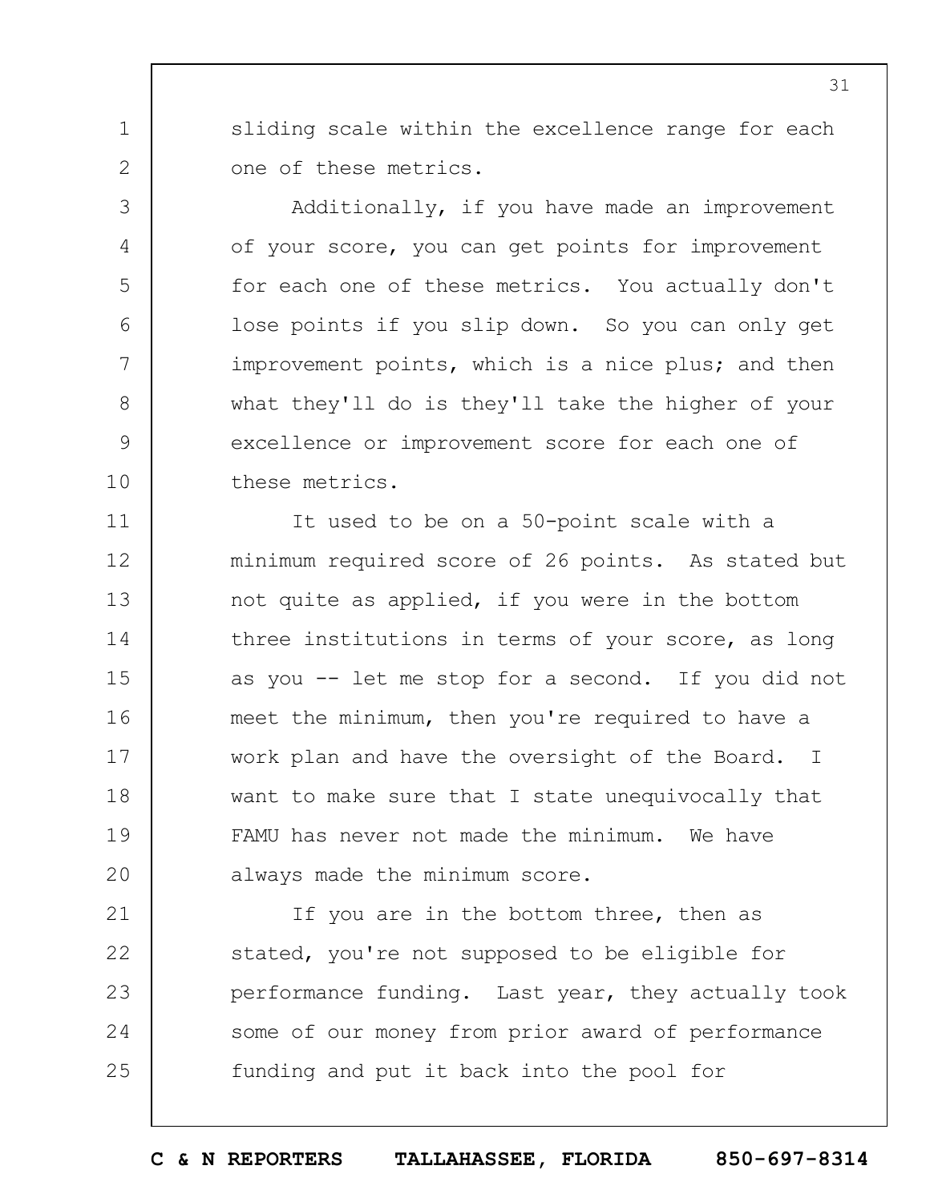sliding scale within the excellence range for each one of these metrics.

Additionally, if you have made an improvement of your score, you can get points for improvement for each one of these metrics. You actually don't lose points if you slip down. So you can only get improvement points, which is a nice plus; and then what they'll do is they'll take the higher of your excellence or improvement score for each one of these metrics.

It used to be on a 50-point scale with a minimum required score of 26 points. As stated but not quite as applied, if you were in the bottom three institutions in terms of your score, as long as you -- let me stop for a second. If you did not meet the minimum, then you're required to have a work plan and have the oversight of the Board. I want to make sure that I state unequivocally that FAMU has never not made the minimum. We have always made the minimum score.

If you are in the bottom three, then as stated, you're not supposed to be eligible for performance funding. Last year, they actually took some of our money from prior award of performance funding and put it back into the pool for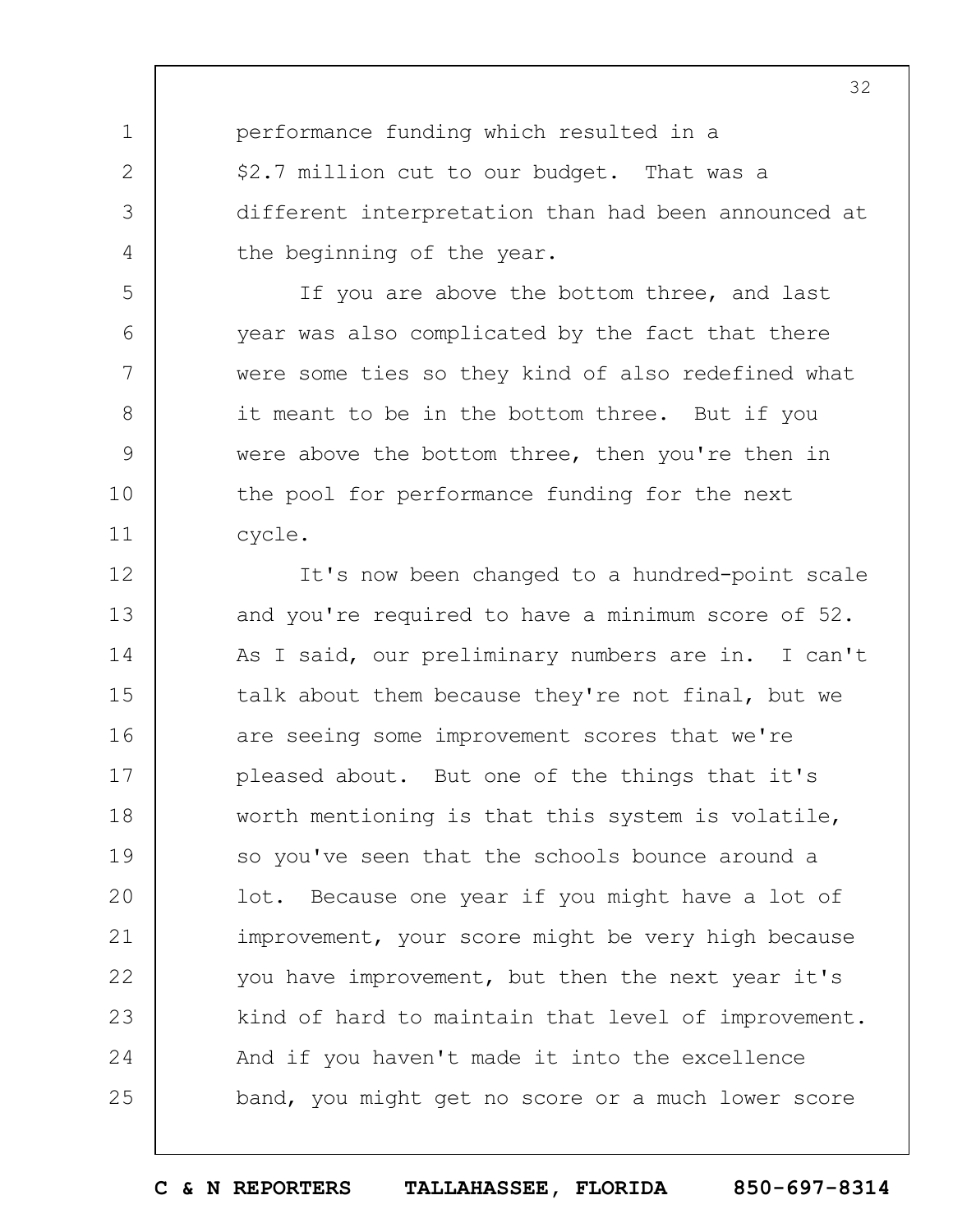performance funding which resulted in a $2.7 million cut to our budget. That was a different interpretation than had been announced at the beginning of the year.

If you are above the bottom three, and last year was also complicated by the fact that there were some ties so they kind of also redefined what it meant to be in the bottom three. But if you were above the bottom three, then you're then in the pool for performance funding for the next cycle.

It's now been changed to a hundred-point scale and you're required to have a minimum score of 52. As I said, our preliminary numbers are in. I can't talk about them because they're not final, but we are seeing some improvement scores that we're pleased about. But one of the things that it's worth mentioning is that this system is volatile, so you've seen that the schools bounce around a lot. Because one year if you might have a lot of improvement, your score might be very high because you have improvement, but then the next year it's kind of hard to maintain that level of improvement. And if you haven't made it into the excellence band, you might get no score or a much lower score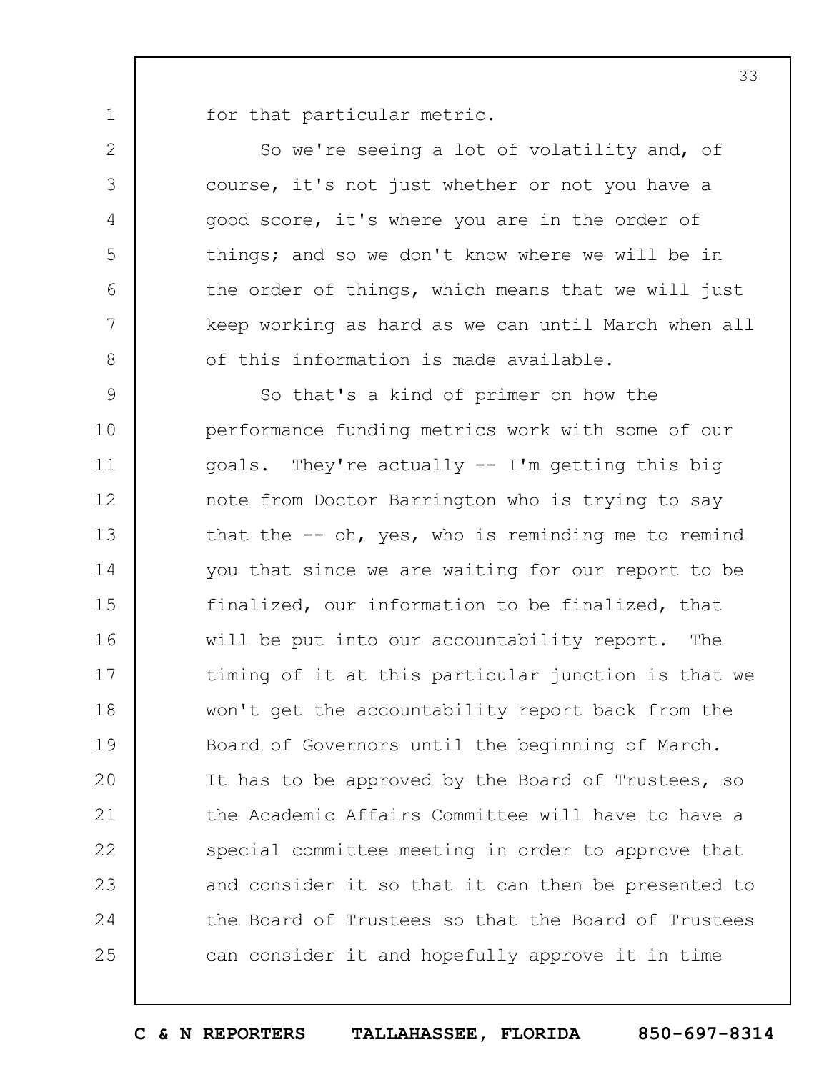for that particular metric.

So we're seeing a lot of volatility and, of course, it's not just whether or not you have a good score, it's where you are in the order of things; and so we don't know where we will be in the order of things, which means that we will just keep working as hard as we can until March when all of this information is made available.

So that's a kind of primer on how the performance funding metrics work with some of our goals. They're actually -- I'm getting this big note from Doctor Barrington who is trying to say that the -- oh, yes, who is reminding me to remind you that since we are waiting for our report to be finalized, our information to be finalized, that will be put into our accountability report. The timing of it at this particular junction is that we won't get the accountability report back from the Board of Governors until the beginning of March. It has to be approved by the Board of Trustees, so the Academic Affairs Committee will have to have a special committee meeting in order to approve that and consider it so that it can then be presented to the Board of Trustees so that the Board of Trustees can consider it and hopefully approve it in time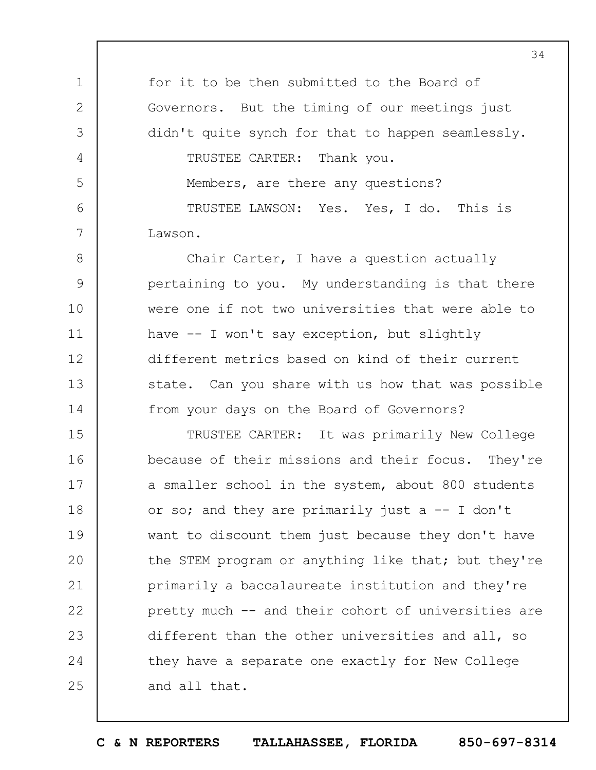for it to be then submitted to the Board of Governors. But the timing of our meetings just didn't quite synch for that to happen seamlessly.

TRUSTEE CARTER: Thank you.

Members, are there any questions?

TRUSTEE LAWSON: Yes. Yes, I do. This is Lawson.

Chair Carter, I have a question actually pertaining to you. My understanding is that there were one if not two universities that were able to have -- I won't say exception, but slightly different metrics based on kind of their current state. Can you share with us how that was possible from your days on the Board of Governors?

TRUSTEE CARTER: It was primarily New College because of their missions and their focus. They're a smaller school in the system, about 800 students or so; and they are primarily just a -- I don't want to discount them just because they don't have the STEM program or anything like that; but they're primarily a baccalaureate institution and they're pretty much -- and their cohort of universities are different than the other universities and all, so they have a separate one exactly for New College and all that.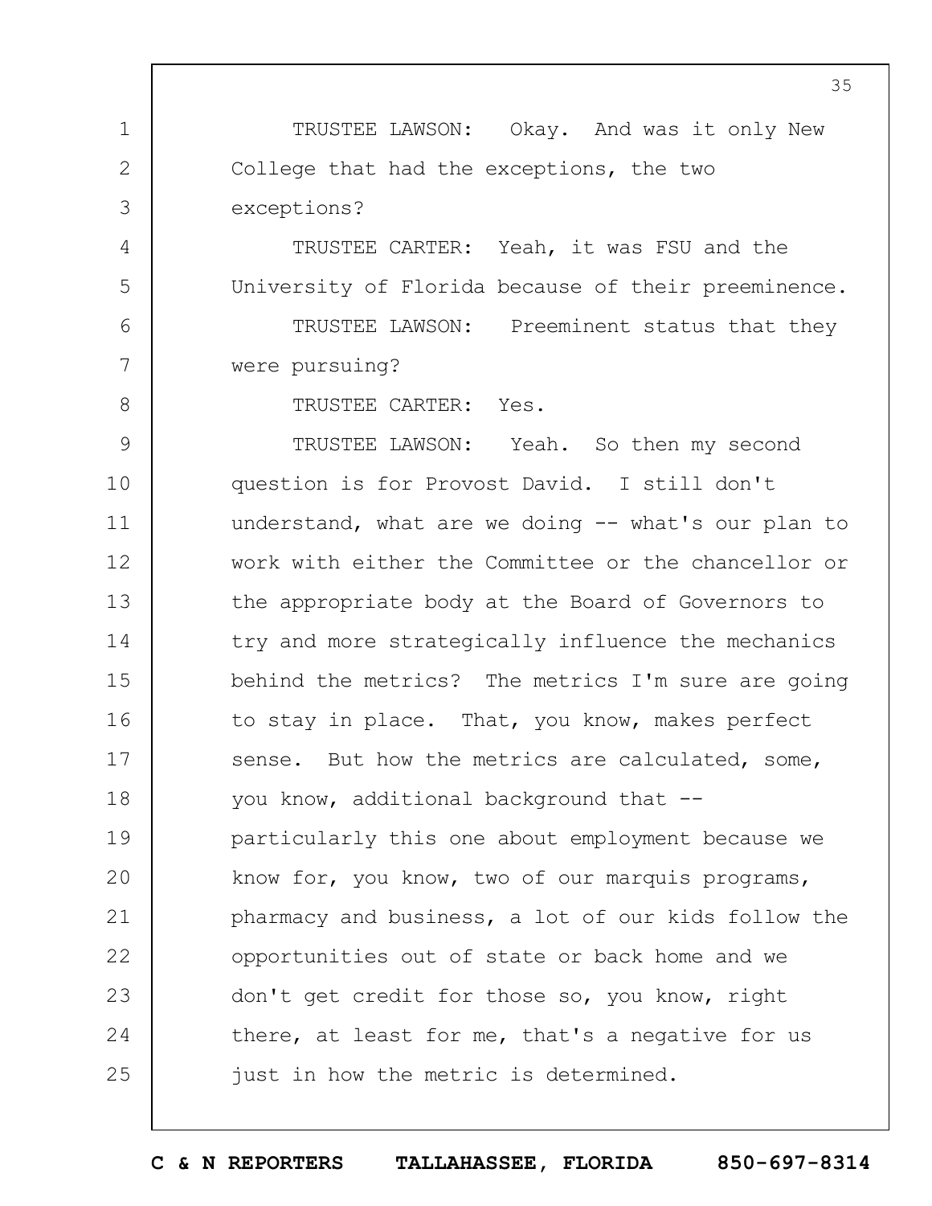TRUSTEE LAWSON: Okay. And was it only New College that had the exceptions, the two exceptions?

TRUSTEE CARTER: Yeah, it was FSU and the University of Florida because of their preeminence.

TRUSTEE LAWSON: Preeminent status that they were pursuing?

TRUSTEE CARTER: Yes.

TRUSTEE LAWSON: Yeah. So then my second question is for Provost David. I still don't understand, what are we doing -- what's our plan to work with either the Committee or the chancellor or the appropriate body at the Board of Governors to try and more strategically influence the mechanics behind the metrics? The metrics I'm sure are going to stay in place. That, you know, makes perfect sense. But how the metrics are calculated, some, you know, additional background that -- particularly this one about employment because we know for, you know, two of our marquis programs, pharmacy and business, a lot of our kids follow the opportunities out of state or back home and we don't get credit for those so, you know, right there, at least for me, that's a negative for us just in how the metric is determined.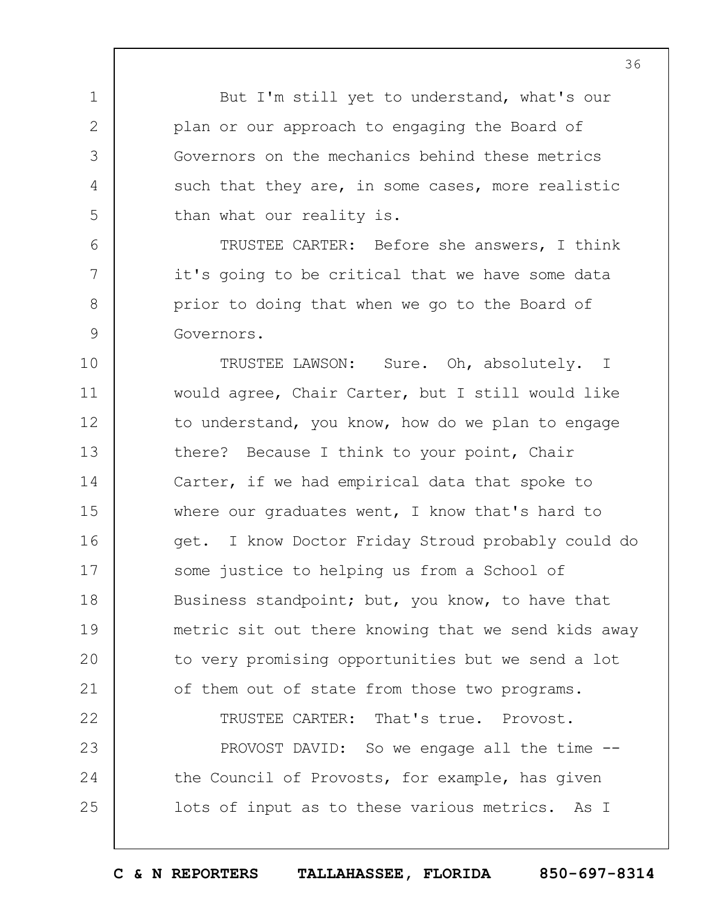But I'm still yet to understand, what's our plan or our approach to engaging the Board of Governors on the mechanics behind these metrics such that they are, in some cases, more realistic than what our reality is.

TRUSTEE CARTER: Before she answers, I think it's going to be critical that we have some data prior to doing that when we go to the Board of Governors.

TRUSTEE LAWSON: Sure. Oh, absolutely. I would agree, Chair Carter, but I still would like to understand, you know, how do we plan to engage there? Because I think to your point, Chair Carter, if we had empirical data that spoke to where our graduates went, I know that's hard to get. I know Doctor Friday Stroud probably could do some justice to helping us from a School of Business standpoint; but, you know, to have that metric sit out there knowing that we send kids away to very promising opportunities but we send a lot of them out of state from those two programs.

TRUSTEE CARTER: That's true. Provost.

PROVOST DAVID: So we engage all the time -- the Council of Provosts, for example, has given lots of input as to these various metrics. As I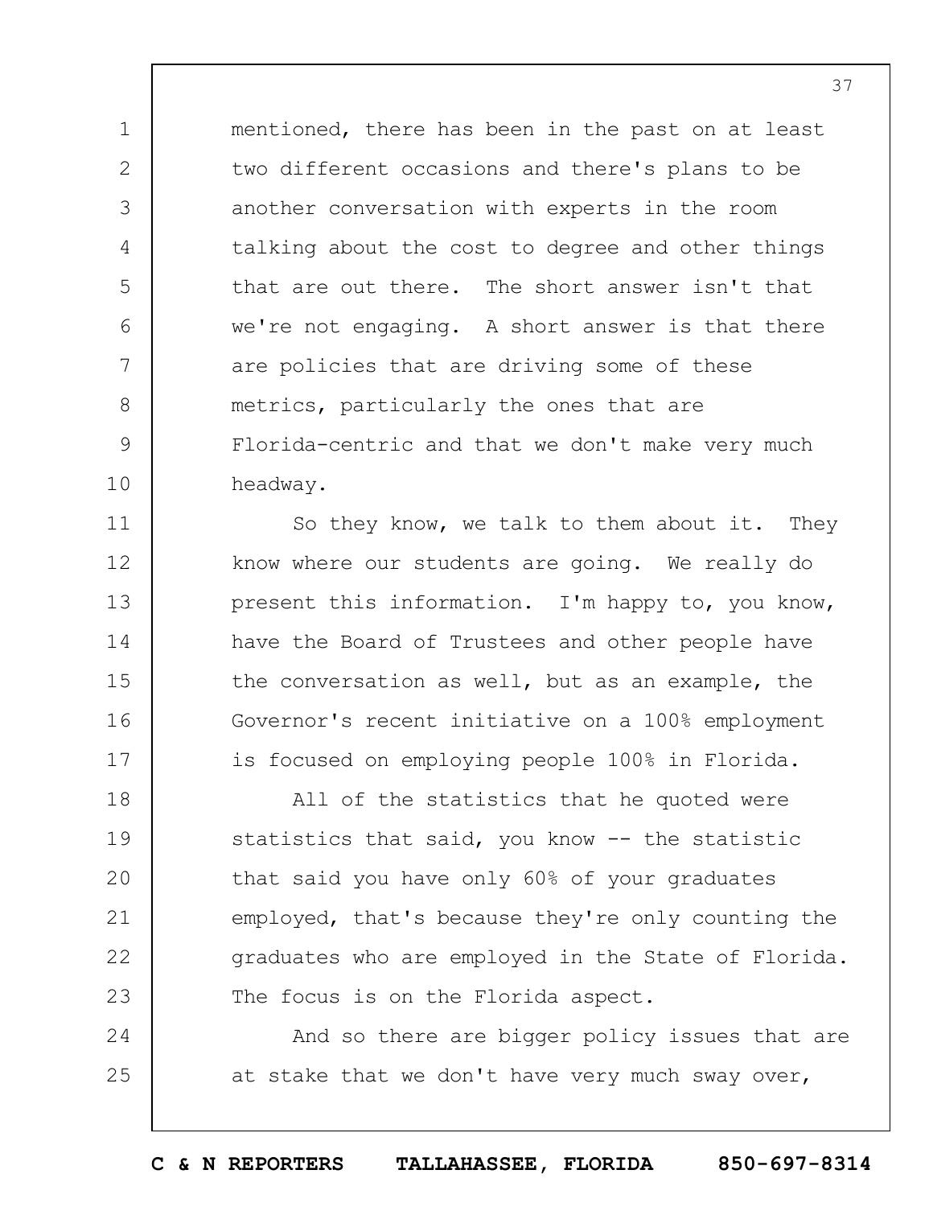mentioned, there has been in the past on at least two different occasions and there's plans to be another conversation with experts in the room talking about the cost to degree and other things that are out there. The short answer isn't that we're not engaging. A short answer is that there are policies that are driving some of these metrics, particularly the ones that are Florida-centric and that we don't make very much headway.

So they know, we talk to them about it. They know where our students are going. We really do present this information. I'm happy to, you know, have the Board of Trustees and other people have the conversation as well, but as an example, the Governor's recent initiative on a 100% employment is focused on employing people 100% in Florida.

All of the statistics that he quoted were statistics that said, you know -- the statistic that said you have only 60% of your graduates employed, that's because they're only counting the graduates who are employed in the State of Florida. The focus is on the Florida aspect.

And so there are bigger policy issues that are at stake that we don't have very much sway over,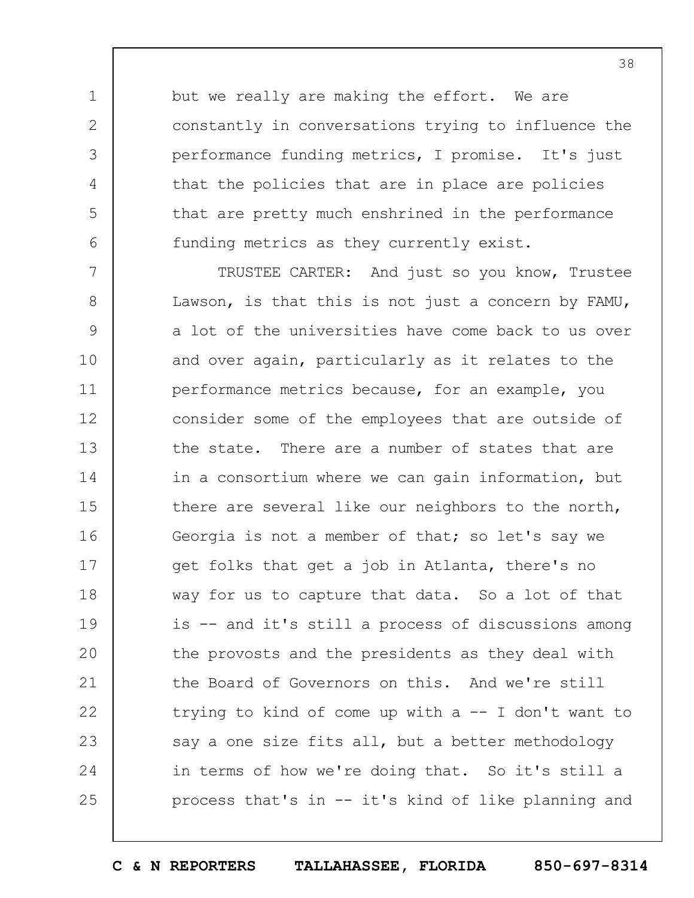but we really are making the effort. We are constantly in conversations trying to influence the performance funding metrics, I promise. It's just that the policies that are in place are policies that are pretty much enshrined in the performance funding metrics as they currently exist.

TRUSTEE CARTER: And just so you know, Trustee Lawson, is that this is not just a concern by FAMU, a lot of the universities have come back to us over and over again, particularly as it relates to the performance metrics because, for an example, you consider some of the employees that are outside of the state. There are a number of states that are in a consortium where we can gain information, but there are several like our neighbors to the north, Georgia is not a member of that; so let's say we get folks that get a job in Atlanta, there's no way for us to capture that data. So a lot of that is -- and it's still a process of discussions among the provosts and the presidents as they deal with the Board of Governors on this. And we're still trying to kind of come up with a -- I don't want to say a one size fits all, but a better methodology in terms of how we're doing that. So it's still a process that's in -- it's kind of like planning and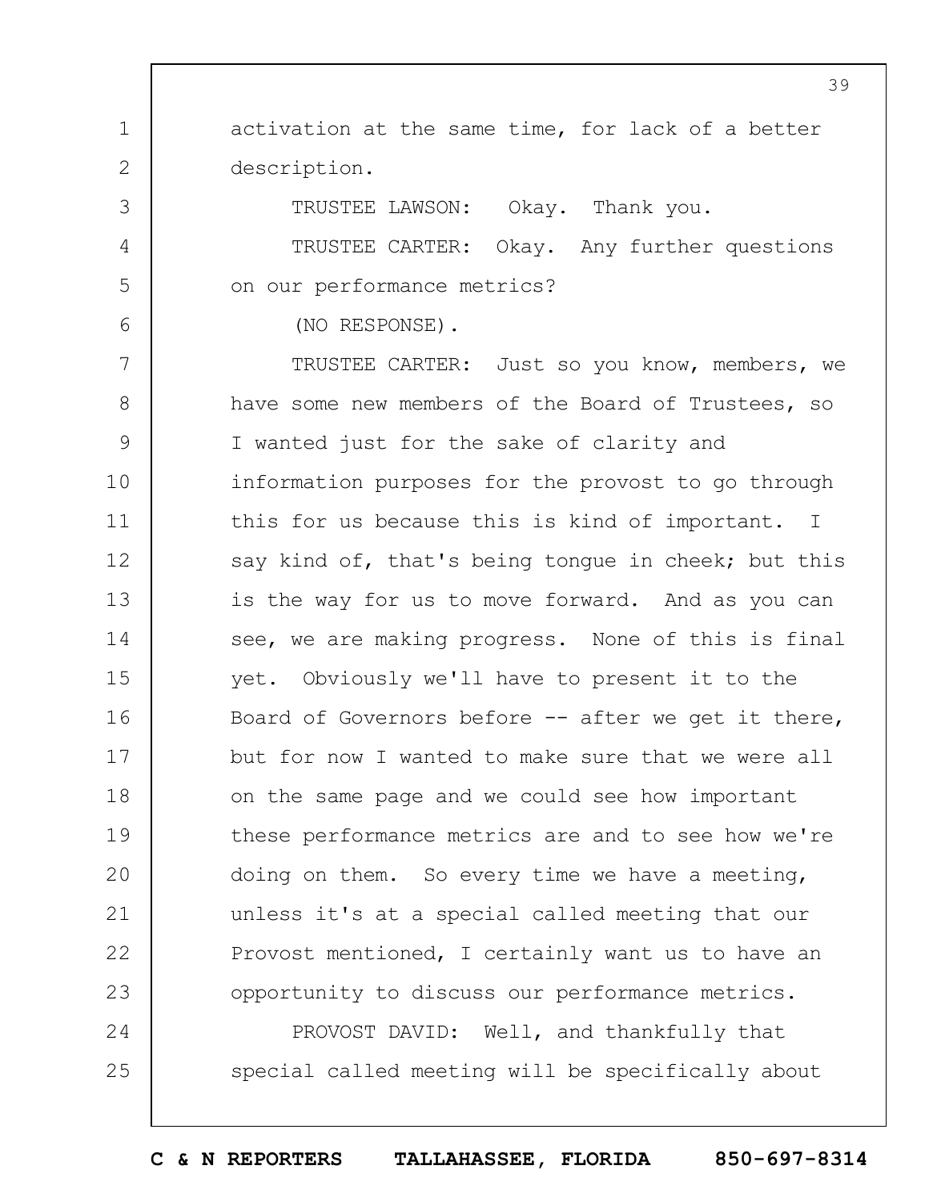activation at the same time, for lack of a better description.

TRUSTEE LAWSON: Okay. Thank you.

TRUSTEE CARTER: Okay. Any further questions on our performance metrics?

(NO RESPONSE).

TRUSTEE CARTER: Just so you know, members, we have some new members of the Board of Trustees, so I wanted just for the sake of clarity and information purposes for the provost to go through this for us because this is kind of important. I say kind of, that's being tongue in cheek; but this is the way for us to move forward. And as you can see, we are making progress. None of this is final yet. Obviously we'll have to present it to the Board of Governors before -- after we get it there, but for now I wanted to make sure that we were all on the same page and we could see how important these performance metrics are and to see how we're doing on them. So every time we have a meeting, unless it's at a special called meeting that our Provost mentioned, I certainly want us to have an opportunity to discuss our performance metrics.

PROVOST DAVID: Well, and thankfully that special called meeting will be specifically about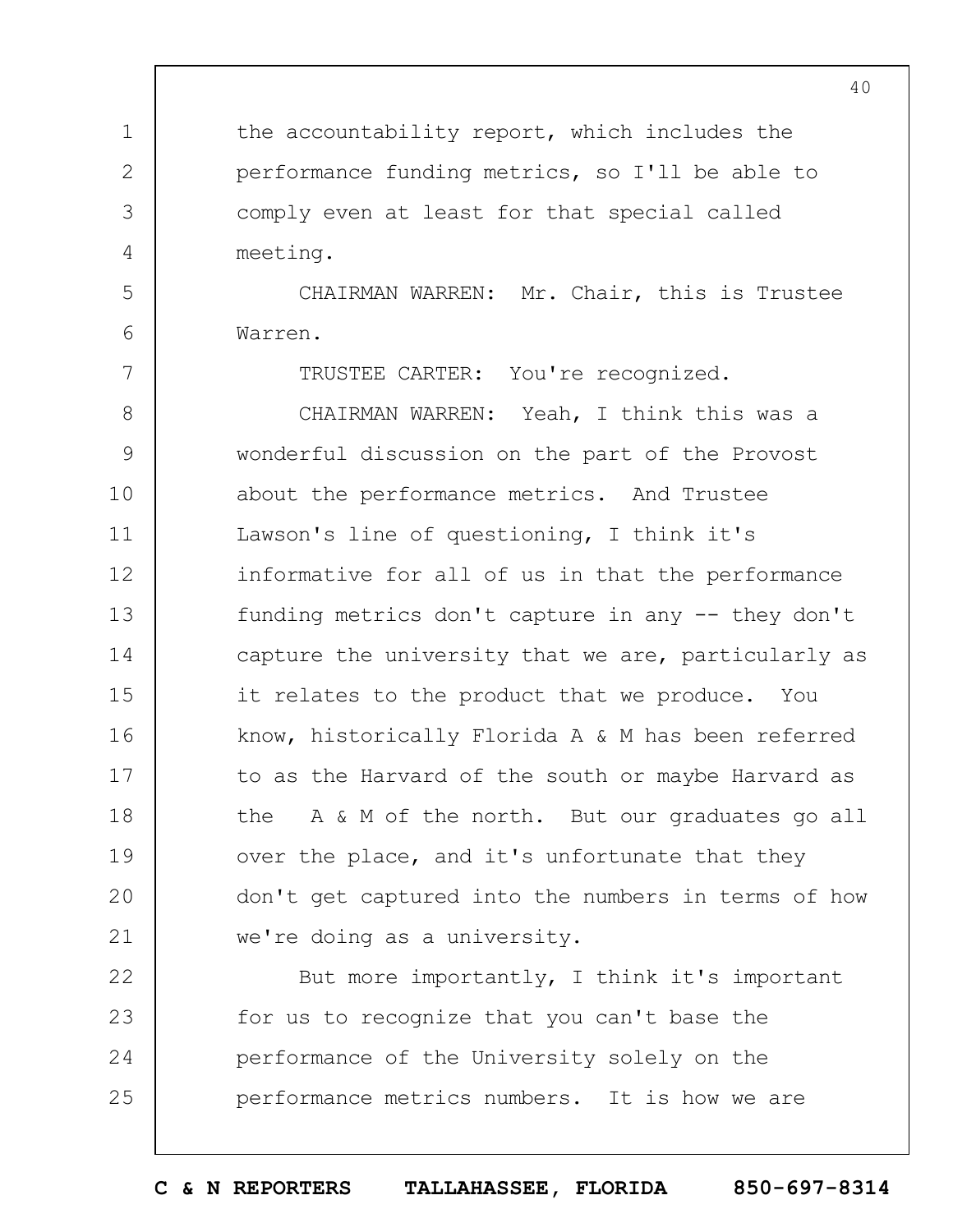the accountability report, which includes the performance funding metrics, so I'll be able to comply even at least for that special called meeting.

CHAIRMAN WARREN: Mr. Chair, this is Trustee Warren.

TRUSTEE CARTER: You're recognized.

CHAIRMAN WARREN: Yeah, I think this was a wonderful discussion on the part of the Provost about the performance metrics. And Trustee Lawson's line of questioning, I think it's informative for all of us in that the performance funding metrics don't capture in any -- they don't capture the university that we are, particularly as it relates to the product that we produce. You know, historically Florida A & M has been referred to as the Harvard of the south or maybe Harvard as the A & M of the north. But our graduates go all over the place, and it's unfortunate that they don't get captured into the numbers in terms of how we're doing as a university.

But more importantly, I think it's important for us to recognize that you can't base the performance of the University solely on the performance metrics numbers. It is how we are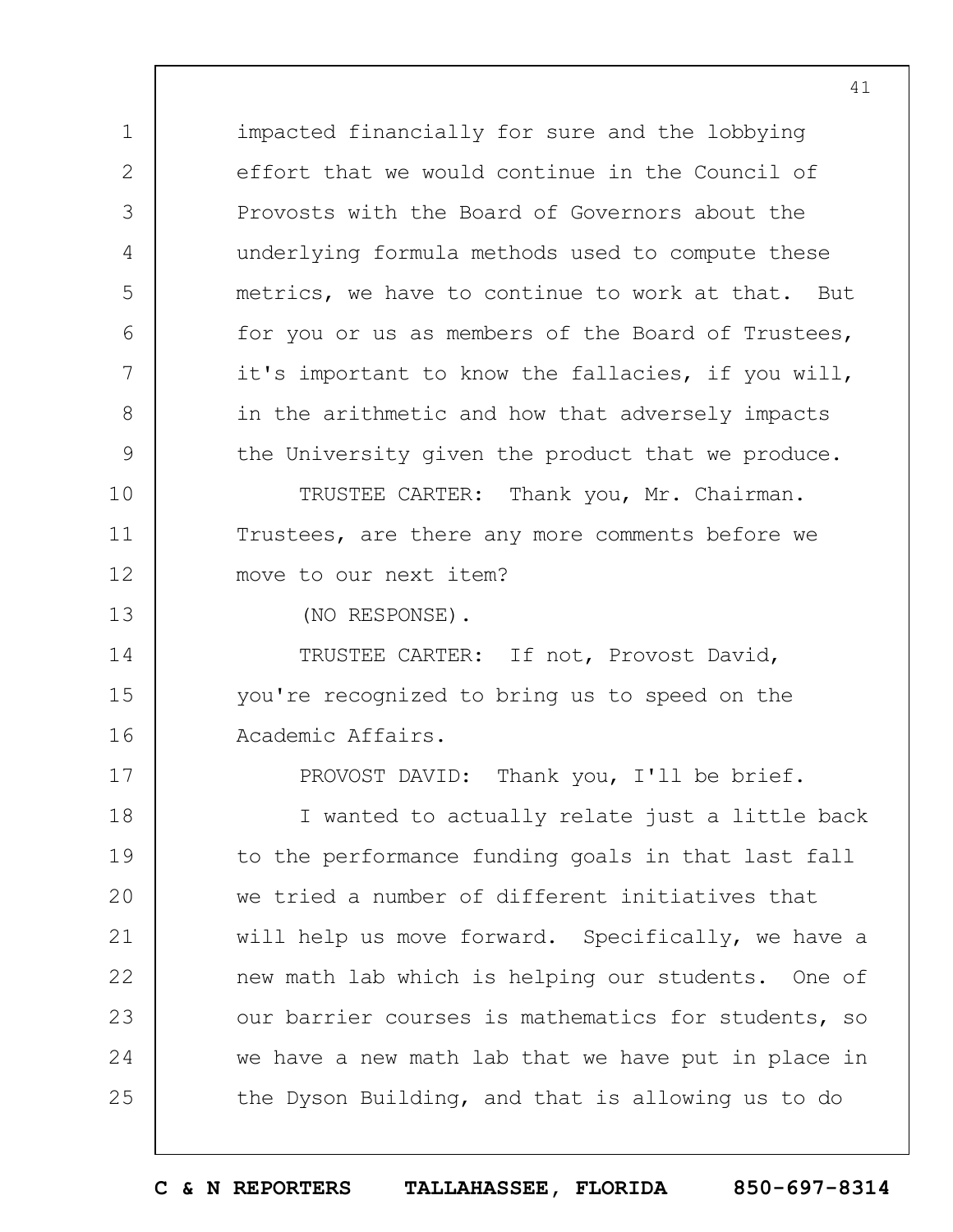impacted financially for sure and the lobbying effort that we would continue in the Council of Provosts with the Board of Governors about the underlying formula methods used to compute these metrics, we have to continue to work at that. But for you or us as members of the Board of Trustees, it's important to know the fallacies, if you will, in the arithmetic and how that adversely impacts the University given the product that we produce.

TRUSTEE CARTER: Thank you, Mr. Chairman. Trustees, are there any more comments before we move to our next item?

(NO RESPONSE).

TRUSTEE CARTER: If not, Provost David, you're recognized to bring us to speed on the Academic Affairs.

PROVOST DAVID: Thank you, I'll be brief.

I wanted to actually relate just a little back to the performance funding goals in that last fall we tried a number of different initiatives that will help us move forward. Specifically, we have a new math lab which is helping our students. One of our barrier courses is mathematics for students, so we have a new math lab that we have put in place in the Dyson Building, and that is allowing us to do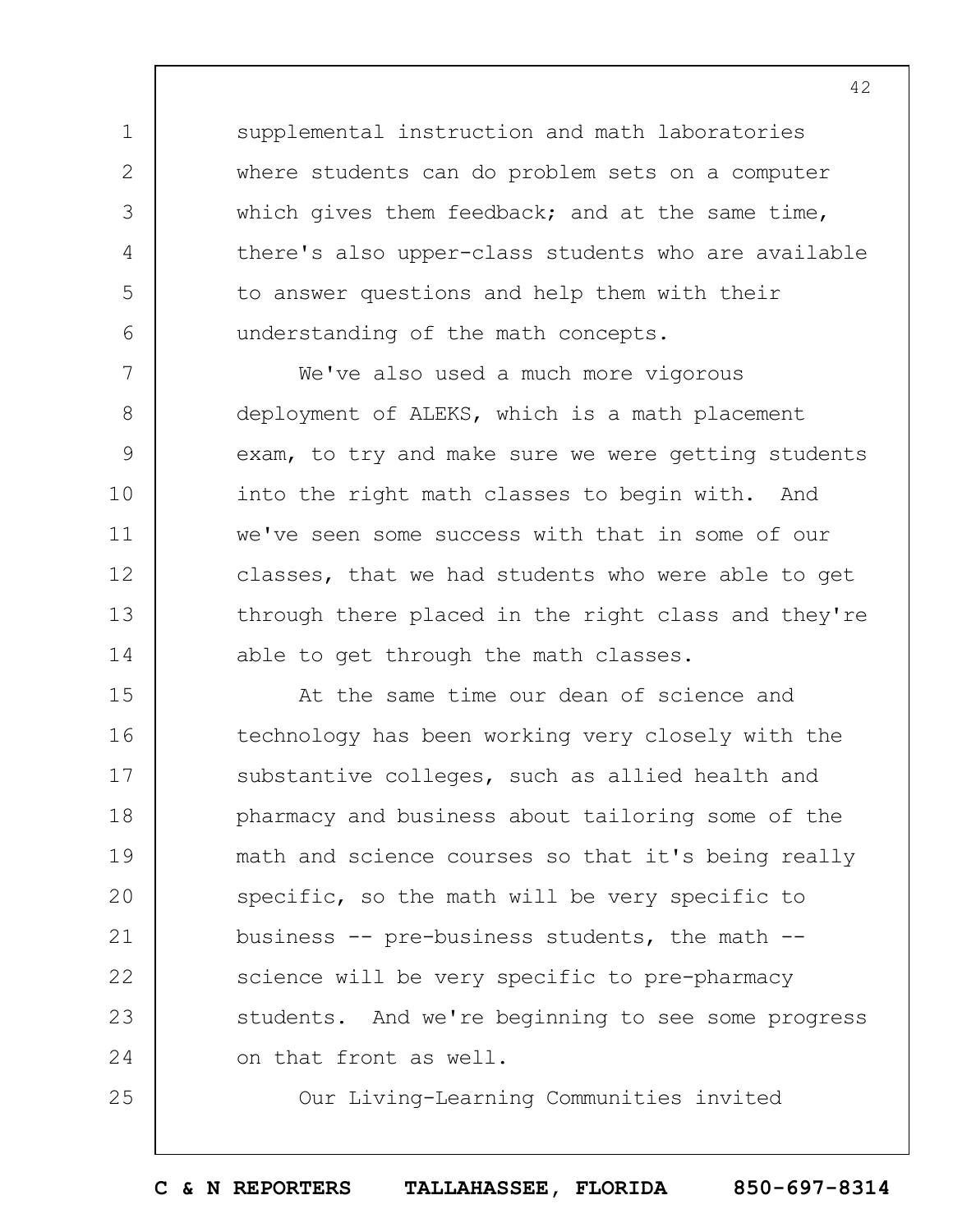supplemental instruction and math laboratories where students can do problem sets on a computer which gives them feedback; and at the same time, there's also upper-class students who are available to answer questions and help them with their understanding of the math concepts.

We've also used a much more vigorous deployment of ALEKS, which is a math placement exam, to try and make sure we were getting students into the right math classes to begin with. And we've seen some success with that in some of our classes, that we had students who were able to get through there placed in the right class and they're able to get through the math classes.

At the same time our dean of science and technology has been working very closely with the substantive colleges, such as allied health and pharmacy and business about tailoring some of the math and science courses so that it's being really specific, so the math will be very specific to business -- pre-business students, the math -- science will be very specific to pre-pharmacy students. And we're beginning to see some progress on that front as well.

Our Living-Learning Communities invited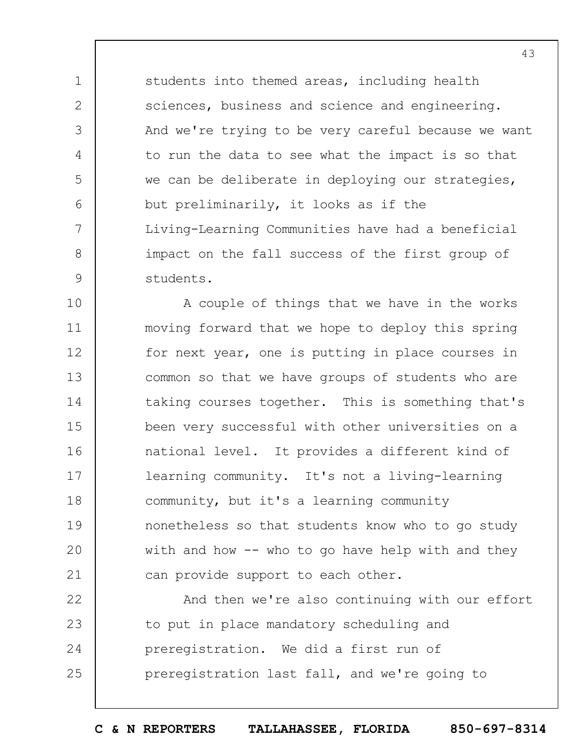students into themed areas, including health sciences, business and science and engineering. And we're trying to be very careful because we want to run the data to see what the impact is so that we can be deliberate in deploying our strategies, but preliminarily, it looks as if the Living-Learning Communities have had a beneficial impact on the fall success of the first group of students.

A couple of things that we have in the works moving forward that we hope to deploy this spring for next year, one is putting in place courses in common so that we have groups of students who are taking courses together. This is something that's been very successful with other universities on a national level. It provides a different kind of learning community. It's not a living-learning community, but it's a learning community nonetheless so that students know who to go study with and how -- who to go have help with and they can provide support to each other.

And then we're also continuing with our effort to put in place mandatory scheduling and preregistration. We did a first run of preregistration last fall, and we're going to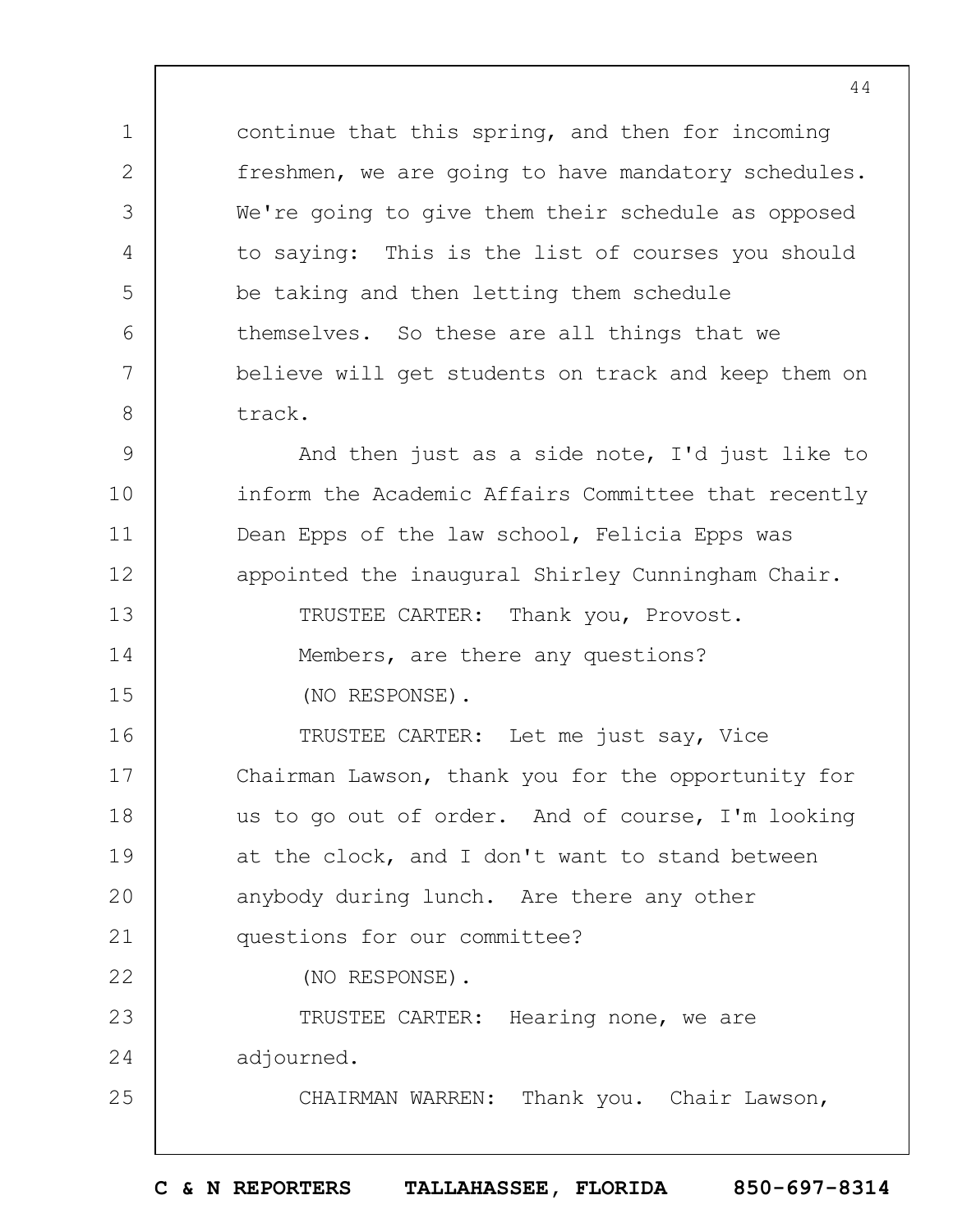continue that this spring, and then for incoming freshmen, we are going to have mandatory schedules. We're going to give them their schedule as opposed to saying: This is the list of courses you should be taking and then letting them schedule themselves. So these are all things that we believe will get students on track and keep them on track.

And then just as a side note, I'd just like to inform the Academic Affairs Committee that recently Dean Epps of the law school, Felicia Epps was appointed the inaugural Shirley Cunningham Chair.

TRUSTEE CARTER: Thank you, Provost.

Members, are there any questions?

(NO RESPONSE).

TRUSTEE CARTER: Let me just say, Vice Chairman Lawson, thank you for the opportunity for us to go out of order. And of course, I'm looking at the clock, and I don't want to stand between anybody during lunch. Are there any other questions for our committee?

(NO RESPONSE).

TRUSTEE CARTER: Hearing none, we are adjourned.

CHAIRMAN WARREN: Thank you. Chair Lawson,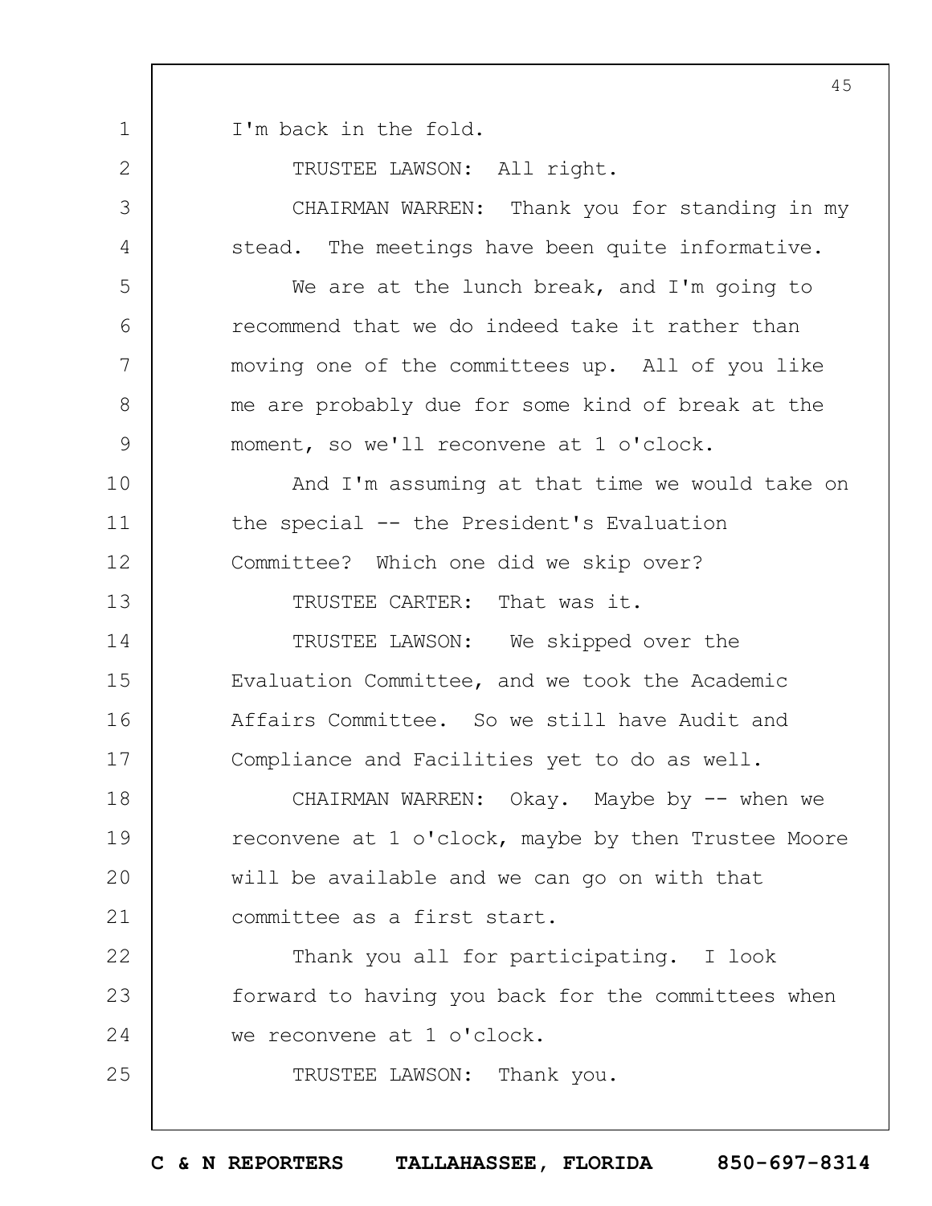I'm back in the fold.

TRUSTEE LAWSON: All right.

CHAIRMAN WARREN: Thank you for standing in my stead. The meetings have been quite informative.

We are at the lunch break, and I'm going to recommend that we do indeed take it rather than moving one of the committees up. All of you like me are probably due for some kind of break at the moment, so we'll reconvene at 1 o'clock.

And I'm assuming at that time we would take on the special -- the President's Evaluation Committee? Which one did we skip over?

TRUSTEE CARTER: That was it.

TRUSTEE LAWSON: We skipped over the Evaluation Committee, and we took the Academic Affairs Committee. So we still have Audit and Compliance and Facilities yet to do as well.

CHAIRMAN WARREN: Okay. Maybe by -- when we reconvene at 1 o'clock, maybe by then Trustee Moore will be available and we can go on with that committee as a first start.

Thank you all for participating. I look forward to having you back for the committees when we reconvene at 1 o'clock.

TRUSTEE LAWSON: Thank you.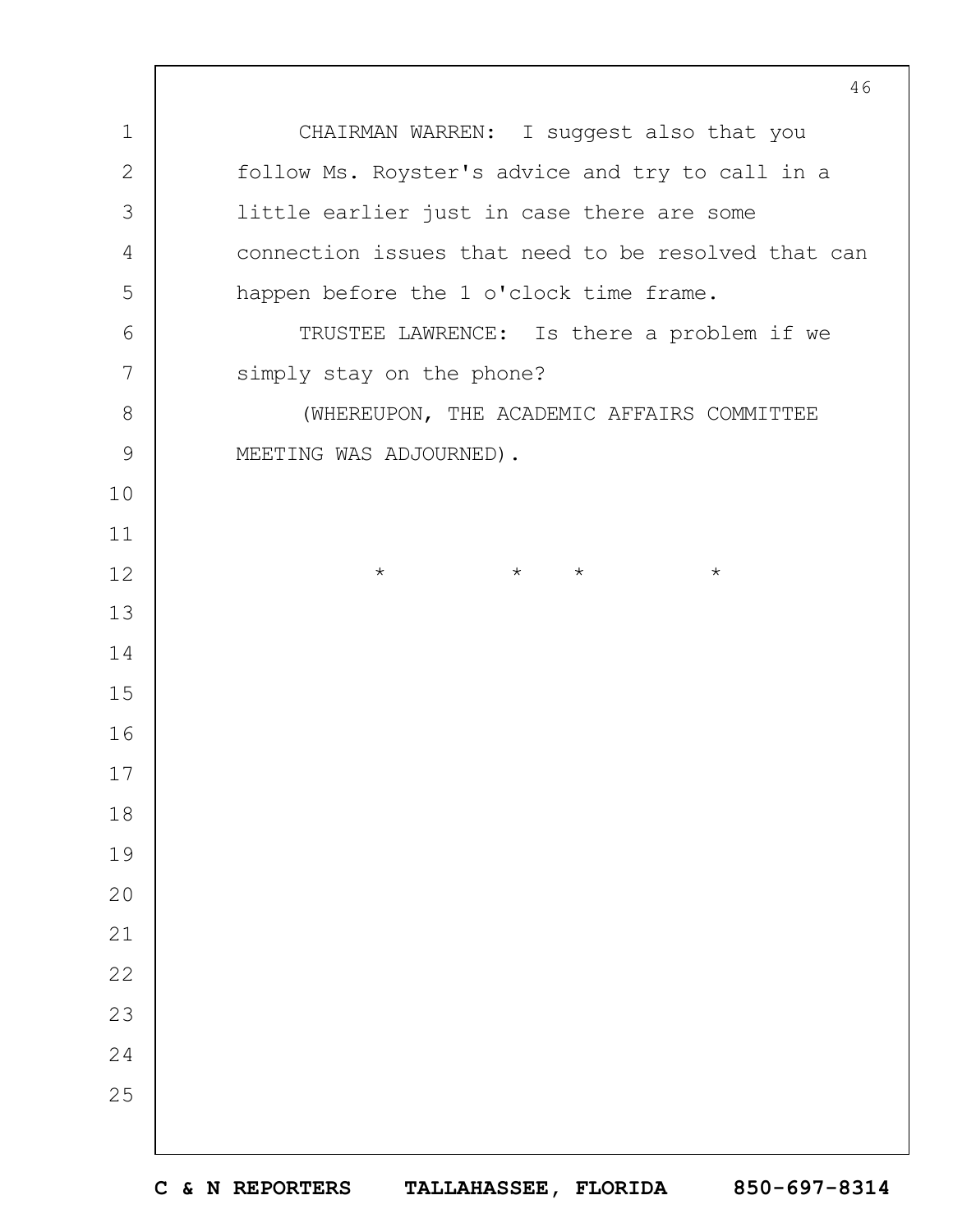CHAIRMAN WARREN: I suggest also that you follow Ms. Royster's advice and try to call in a little earlier just in case there are some connection issues that need to be resolved that can happen before the 1 o'clock time frame.

TRUSTEE LAWRENCE: Is there a problem if we simply stay on the phone?

(WHEREUPON, THE ACADEMIC AFFAIRS COMMITTEE MEETING WAS ADJOURNED).

\* \* \* \*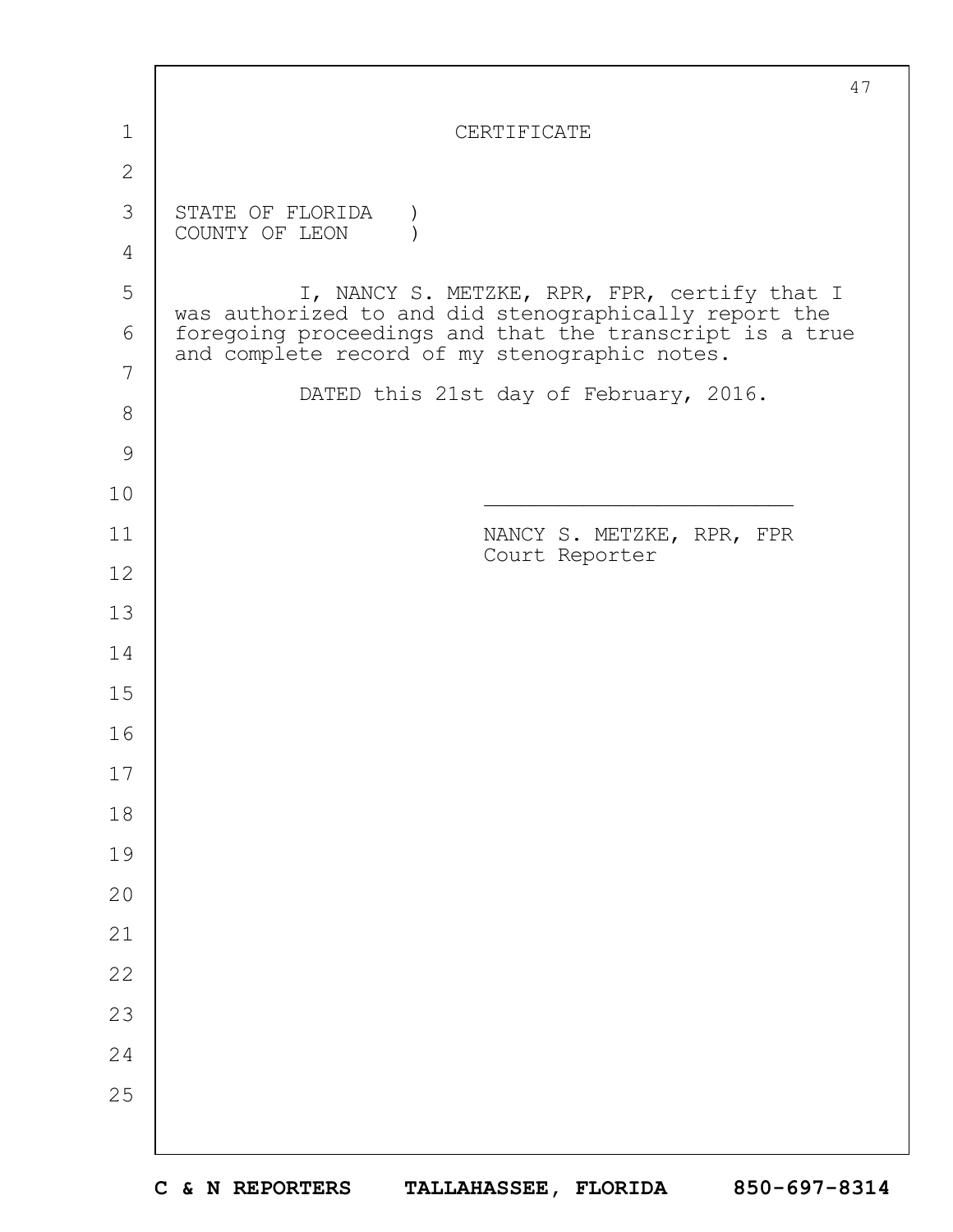# CERTIFICATE

STATE OF FLORIDA )
COUNTY OF LEON )

I, NANCY S. METZKE, RPR, FPR, certify that I was authorized to and did stenographically report the foregoing proceedings and that the transcript is a true and complete record of my stenographic notes.

DATED this 21st day of February, 2016.

______________________

NANCY S. METZKE, RPR, FPR
Court Reporter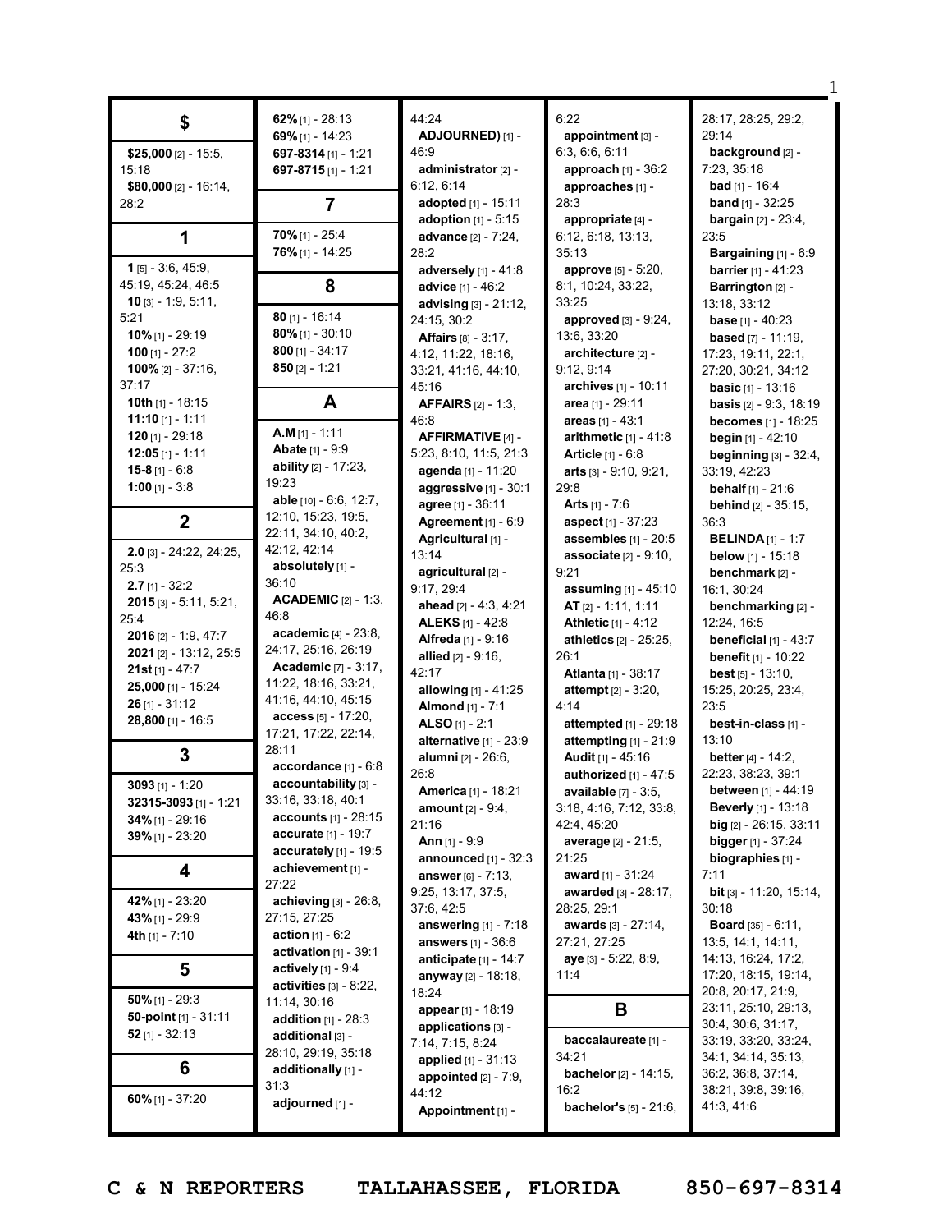## $

**$25,000** [2] - 15:5, 15:18
**$80,000** [2] - 16:14, 28:2

## 1

**1** [5] - 3:6, 45:9, 45:19, 45:24, 46:5
**10** [3] - 1:9, 5:11, 5:21
**10%** [1] - 29:19
**100** [1] - 27:2
**100%** [2] - 37:16, 37:17
**10th** [1] - 18:15
**11:10** [1] - 1:11
**120** [1] - 29:18
**12:05** [1] - 1:11
**15-8** [1] - 6:8
**1:00** [1] - 3:8

## 2

**2.0** [3] - 24:22, 24:25, 25:3
**2.7** [1] - 32:2
**2015** [3] - 5:11, 5:21, 25:4
**2016** [2] - 1:9, 47:7
**2021** [2] - 13:12, 25:5
**21st** [1] - 47:7
**25,000** [1] - 15:24
**26** [1] - 31:12
**28,800** [1] - 16:5

## 3

**3093** [1] - 1:20
**32315-3093** [1] - 1:21
**34%** [1] - 29:16
**39%** [1] - 23:20

## 4

**42%** [1] - 23:20
**43%** [1] - 29:9
**4th** [1] - 7:10

## 5

**50%** [1] - 29:3
**50-point** [1] - 31:11
**52** [1] - 32:13

## 6

**60%** [1] - 37:20
**62%** [1] - 28:13
**69%** [1] - 14:23
**697-8314** [1] - 1:21
**697-8715** [1] - 1:21

## 7

**70%** [1] - 25:4
**76%** [1] - 14:25

## 8

**80** [1] - 16:14
**80%** [1] - 30:10
**800** [1] - 34:17
**850** [2] - 1:21

## A

**A.M** [1] - 1:11
**Abate** [1] - 9:9
**ability** [2] - 17:23, 19:23
**able** [10] - 6:6, 12:7, 12:10, 15:23, 19:5, 22:11, 34:10, 40:2, 42:12, 42:14
**absolutely** [1] - 36:10
**ACADEMIC** [2] - 1:3, 46:8
**academic** [4] - 23:8, 24:17, 25:16, 26:19
**Academic** [7] - 3:17, 11:22, 18:16, 33:21, 41:16, 44:10, 45:15
**access** [5] - 17:20, 17:21, 17:22, 22:14, 28:11
**accordance** [1] - 6:8
**accountability** [3] - 33:16, 33:18, 40:1
**accounts** [1] - 28:15
**accurate** [1] - 19:7
**accurately** [1] - 19:5
**achievement** [1] - 27:22
**achieving** [3] - 26:8, 27:15, 27:25
**action** [1] - 6:2
**activation** [1] - 39:1
**actively** [1] - 9:4
**activities** [3] - 8:22, 11:14, 30:16
**addition** [1] - 28:3
**additional** [3] - 28:10, 29:19, 35:18
**additionally** [1] - 31:3
**adjourned** [1] - 44:24
**ADJOURNED)** [1] - 46:9
**administrator** [2] - 6:12, 6:14
**adopted** [1] - 15:11
**adoption** [1] - 5:15
**advance** [2] - 7:24, 28:2
**adversely** [1] - 41:8
**advice** [1] - 46:2
**advising** [3] - 21:12, 24:15, 30:2
**Affairs** [8] - 3:17, 4:12, 11:22, 18:16, 33:21, 41:16, 44:10, 45:16
**AFFAIRS** [2] - 1:3, 46:8
**AFFIRMATIVE** [4] - 5:23, 8:10, 11:5, 21:3
**agenda** [1] - 11:20
**aggressive** [1] - 30:1
**agree** [1] - 36:11
**Agreement** [1] - 6:9
**Agricultural** [1] - 13:14
**agricultural** [2] - 9:17, 29:4
**ahead** [2] - 4:3, 4:21
**ALEKS** [1] - 42:8
**Alfreda** [1] - 9:16
**allied** [2] - 9:16, 42:17
**allowing** [1] - 41:25
**Almond** [1] - 7:1
**ALSO** [1] - 2:1
**alternative** [1] - 23:9
**alumni** [2] - 26:6, 26:8
**America** [1] - 18:21
**amount** [2] - 9:4, 21:16
**Ann** [1] - 9:9
**announced** [1] - 32:3
**answer** [6] - 7:13, 9:25, 13:17, 37:5, 37:6, 42:5
**answering** [1] - 7:18
**answers** [1] - 36:6
**anticipate** [1] - 14:7
**anyway** [2] - 18:18, 18:24
**appear** [1] - 18:19
**applications** [3] - 7:14, 7:15, 8:24
**applied** [1] - 31:13
**appointed** [2] - 7:9, 44:12
**Appointment** [1] - 6:22
**appointment** [3] - 6:3, 6:6, 6:11
**approach** [1] - 36:2
**approaches** [1] - 28:3
**appropriate** [4] - 6:12, 6:18, 13:13, 35:13
**approve** [5] - 5:20, 8:1, 10:24, 33:22, 33:25
**approved** [3] - 9:24, 13:6, 33:20
**architecture** [2] - 9:12, 9:14
**archives** [1] - 10:11
**area** [1] - 29:11
**areas** [1] - 43:1
**arithmetic** [1] - 41:8
**Article** [1] - 6:8
**arts** [3] - 9:10, 9:21, 29:8
**Arts** [1] - 7:6
**aspect** [1] - 37:23
**assembles** [1] - 20:5
**associate** [2] - 9:10, 9:21
**assuming** [1] - 45:10
**AT** [2] - 1:11, 1:11
**Athletic** [1] - 4:12
**athletics** [2] - 25:25, 26:1
**Atlanta** [1] - 38:17
**attempt** [2] - 3:20, 4:14
**attempted** [1] - 29:18
**attempting** [1] - 21:9
**Audit** [1] - 45:16
**authorized** [1] - 47:5
**available** [7] - 3:5, 3:18, 4:16, 7:12, 33:8, 42:4, 45:20
**average** [2] - 21:5, 21:25
**award** [1] - 31:24
**awarded** [3] - 28:17, 28:25, 29:1
**awards** [3] - 27:14, 27:21, 27:25
**aye** [3] - 5:22, 8:9, 11:4

## B

**baccalaureate** [1] - 34:21
**bachelor** [2] - 14:15, 16:2
**bachelor's** [5] - 21:6, 28:17, 28:25, 29:2, 29:14
**background** [2] - 7:23, 35:18
**bad** [1] - 16:4
**band** [1] - 32:25
**bargain** [2] - 23:4, 23:5
**Bargaining** [1] - 6:9
**barrier** [1] - 41:23
**Barrington** [2] - 13:18, 33:12
**base** [1] - 40:23
**based** [7] - 11:19, 17:23, 19:11, 22:1, 27:20, 30:21, 34:12
**basic** [1] - 13:16
**basis** [2] - 9:3, 18:19
**becomes** [1] - 18:25
**begin** [1] - 42:10
**beginning** [3] - 32:4, 33:19, 42:23
**behalf** [1] - 21:6
**behind** [2] - 35:15, 36:3
**BELINDA** [1] - 1:7
**below** [1] - 15:18
**benchmark** [2] - 16:1, 30:24
**benchmarking** [2] - 12:24, 16:5
**beneficial** [1] - 43:7
**benefit** [1] - 10:22
**best** [5] - 13:10, 15:25, 20:25, 23:4, 23:5
**best-in-class** [1] - 13:10
**better** [4] - 14:2, 22:23, 38:23, 39:1
**between** [1] - 44:19
**Beverly** [1] - 13:18
**big** [2] - 26:15, 33:11
**bigger** [1] - 37:24
**biographies** [1] - 7:11
**bit** [3] - 11:20, 15:14, 30:18
**Board** [35] - 6:11, 13:5, 14:1, 14:11, 14:13, 16:24, 17:2, 17:20, 18:15, 19:14, 20:8, 20:17, 21:9, 23:11, 25:10, 29:13, 30:4, 30:6, 31:17, 33:19, 33:20, 33:24, 34:1, 34:14, 35:13, 36:2, 36:8, 37:14, 38:21, 39:8, 39:16, 41:3, 41:6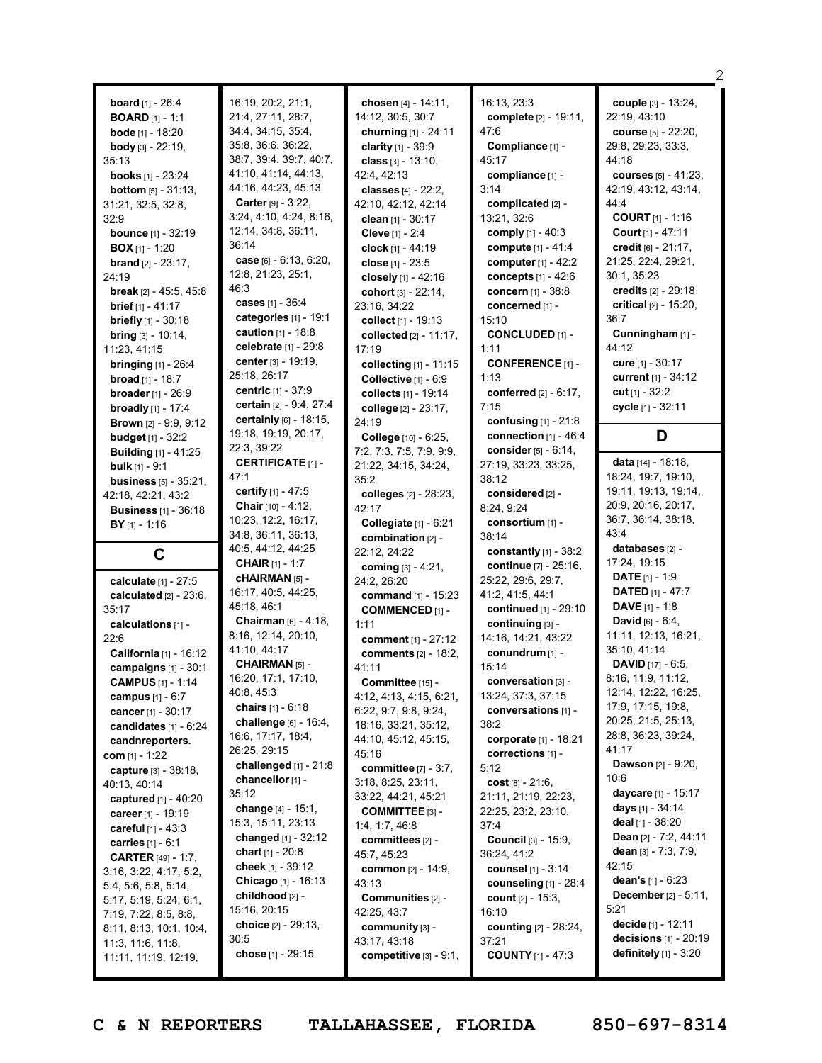**board** [1] - 26:4
**BOARD** [1] - 1:1
**bode** [1] - 18:20
**body** [3] - 22:19, 35:13
**books** [1] - 23:24
**bottom** [5] - 31:13, 31:21, 32:5, 32:8, 32:9
**bounce** [1] - 32:19
**BOX** [1] - 1:20
**brand** [2] - 23:17, 24:19
**break** [2] - 45:5, 45:8
**brief** [1] - 41:17
**briefly** [1] - 30:18
**bring** [3] - 10:14, 11:23, 41:15
**bringing** [1] - 26:4
**broad** [1] - 18:7
**broader** [1] - 26:9
**broadly** [1] - 17:4
**Brown** [2] - 9:9, 9:12
**budget** [1] - 32:2
**Building** [1] - 41:25
**bulk** [1] - 9:1
**business** [5] - 35:21, 42:18, 42:21, 43:2
**Business** [1] - 36:18
**BY** [1] - 1:16

## C

**calculate** [1] - 27:5
**calculated** [2] - 23:6, 35:17
**calculations** [1] - 22:6
**California** [1] - 16:12
**campaigns** [1] - 30:1
**CAMPUS** [1] - 1:14
**campus** [1] - 6:7
**cancer** [1] - 30:17
**candidates** [1] - 6:24
**candnreporters.com** [1] - 1:22
**capture** [3] - 38:18, 40:13, 40:14
**captured** [1] - 40:20
**career** [1] - 19:19
**careful** [1] - 43:3
**carries** [1] - 6:1
**CARTER** [49] - 1:7, 3:16, 3:22, 4:17, 5:2, 5:4, 5:6, 5:8, 5:14, 5:17, 5:19, 5:24, 6:1, 7:19, 7:22, 8:5, 8:8, 8:11, 8:13, 10:1, 10:4, 11:3, 11:6, 11:8, 11:11, 11:19, 12:19, 16:19, 20:2, 21:1, 21:4, 27:11, 28:7, 34:4, 34:15, 35:4, 35:8, 36:6, 36:22, 38:7, 39:4, 39:7, 40:7, 41:10, 41:14, 44:13, 44:16, 44:23, 45:13
**Carter** [9] - 3:22, 3:24, 4:10, 4:24, 8:16, 12:14, 34:8, 36:11, 36:14
**case** [6] - 6:13, 6:20, 12:8, 21:23, 25:1, 46:3
**cases** [1] - 36:4
**categories** [1] - 19:1
**caution** [1] - 18:8
**celebrate** [1] - 29:8
**center** [3] - 19:19, 25:18, 26:17
**centric** [1] - 37:9
**certain** [2] - 9:4, 27:4
**certainly** [6] - 18:15, 19:18, 19:19, 20:17, 22:3, 39:22
**CERTIFICATE** [1] - 47:1
**certify** [1] - 47:5
**Chair** [10] - 4:12, 10:23, 12:2, 16:17, 34:8, 36:11, 36:13, 40:5, 44:12, 44:25
**CHAIR** [1] - 1:7
**cHAIRMAN** [5] - 16:17, 40:5, 44:25, 45:18, 46:1
**Chairman** [6] - 4:18, 8:16, 12:14, 20:10, 41:10, 44:17
**CHAIRMAN** [5] - 16:20, 17:1, 17:10, 40:8, 45:3
**chairs** [1] - 6:18
**challenge** [6] - 16:4, 16:6, 17:17, 18:4, 26:25, 29:15
**challenged** [1] - 21:8
**chancellor** [1] - 35:12
**change** [4] - 15:1, 15:3, 15:11, 23:13
**changed** [1] - 32:12
**chart** [1] - 20:8
**cheek** [1] - 39:12
**Chicago** [1] - 16:13
**childhood** [2] - 15:16, 20:15
**choice** [2] - 29:13, 30:5
**chose** [1] - 29:15
**chosen** [4] - 14:11, 14:12, 30:5, 30:7
**churning** [1] - 24:11
**clarity** [1] - 39:9
**class** [3] - 13:10, 42:4, 42:13
**classes** [4] - 22:2, 42:10, 42:12, 42:14
**clean** [1] - 30:17
**Cleve** [1] - 2:4
**clock** [1] - 44:19
**close** [1] - 23:5
**closely** [1] - 42:16
**cohort** [3] - 22:14, 23:16, 34:22
**collect** [1] - 19:13
**collected** [2] - 11:17, 17:19
**collecting** [1] - 11:15
**Collective** [1] - 6:9
**collects** [1] - 19:14
**college** [2] - 23:17, 24:19
**College** [10] - 6:25, 7:2, 7:3, 7:5, 7:9, 9:9, 21:22, 34:15, 34:24, 35:2
**colleges** [2] - 28:23, 42:17
**Collegiate** [1] - 6:21
**combination** [2] - 22:12, 24:22
**coming** [3] - 4:21, 24:2, 26:20
**command** [1] - 15:23
**COMMENCED** [1] - 1:11
**comment** [1] - 27:12
**comments** [2] - 18:2, 41:11
**Committee** [15] - 4:12, 4:13, 4:15, 6:21, 6:22, 9:7, 9:8, 9:24, 18:16, 33:21, 35:12, 44:10, 45:12, 45:15, 45:16
**committee** [7] - 3:7, 3:18, 8:25, 23:11, 33:22, 44:21, 45:21
**COMMITTEE** [3] - 1:4, 1:7, 46:8
**committees** [2] - 45:7, 45:23
**common** [2] - 14:9, 43:13
**Communities** [2] - 42:25, 43:7
**community** [3] - 43:17, 43:18
**competitive** [3] - 9:1, 16:13, 23:3
**complete** [2] - 19:11, 47:6
**Compliance** [1] - 45:17
**compliance** [1] - 3:14
**complicated** [2] - 13:21, 32:6
**comply** [1] - 40:3
**compute** [1] - 41:4
**computer** [1] - 42:2
**concepts** [1] - 42:6
**concern** [1] - 38:8
**concerned** [1] - 15:10
**CONCLUDED** [1] - 1:11
**CONFERENCE** [1] - 1:13
**conferred** [2] - 6:17, 7:15
**confusing** [1] - 21:8
**connection** [1] - 46:4
**consider** [5] - 6:14, 27:19, 33:23, 33:25, 38:12
**considered** [2] - 8:24, 9:24
**consortium** [1] - 38:14
**constantly** [1] - 38:2
**continue** [7] - 25:16, 25:22, 29:6, 29:7, 41:2, 41:5, 44:1
**continued** [1] - 29:10
**continuing** [3] - 14:16, 14:21, 43:22
**conundrum** [1] - 15:14
**conversation** [3] - 13:24, 37:3, 37:15
**conversations** [1] - 38:2
**corporate** [1] - 18:21
**corrections** [1] - 5:12
**cost** [8] - 21:6, 21:11, 21:19, 22:23, 22:25, 23:2, 23:10, 37:4
**Council** [3] - 15:9, 36:24, 41:2
**counsel** [1] - 3:14
**counseling** [1] - 28:4
**count** [2] - 15:3, 16:10
**counting** [2] - 28:24, 37:21
**COUNTY** [1] - 47:3
**couple** [3] - 13:24, 22:19, 43:10
**course** [5] - 22:20, 29:8, 29:23, 33:3, 44:18
**courses** [5] - 41:23, 42:19, 43:12, 43:14, 44:4
**COURT** [1] - 1:16
**Court** [1] - 47:11
**credit** [6] - 21:17, 21:25, 22:4, 29:21, 30:1, 35:23
**credits** [2] - 29:18
**critical** [2] - 15:20, 36:7
**Cunningham** [1] - 44:12
**cure** [1] - 30:17
**current** [1] - 34:12
**cut** [1] - 32:2
**cycle** [1] - 32:11

## D

**data** [14] - 18:18, 18:24, 19:7, 19:10, 19:11, 19:13, 19:14, 20:9, 20:16, 20:17, 36:7, 36:14, 38:18, 43:4
**databases** [2] - 17:24, 19:15
**DATE** [1] - 1:9
**DATED** [1] - 47:7
**DAVE** [1] - 1:8
**David** [6] - 6:4, 11:11, 12:13, 16:21, 35:10, 41:14
**DAVID** [17] - 6:5, 8:16, 11:9, 11:12, 12:14, 12:22, 16:25, 17:9, 17:15, 19:8, 20:25, 21:5, 25:13, 28:8, 36:23, 39:24, 41:17
**Dawson** [2] - 9:20, 10:6
**daycare** [1] - 15:17
**days** [1] - 34:14
**deal** [1] - 38:20
**Dean** [2] - 7:2, 44:11
**dean** [3] - 7:3, 7:9, 42:15
**dean's** [1] - 6:23
**December** [2] - 5:11, 5:21
**decide** [1] - 12:11
**decisions** [1] - 20:19
**definitely** [1] - 3:20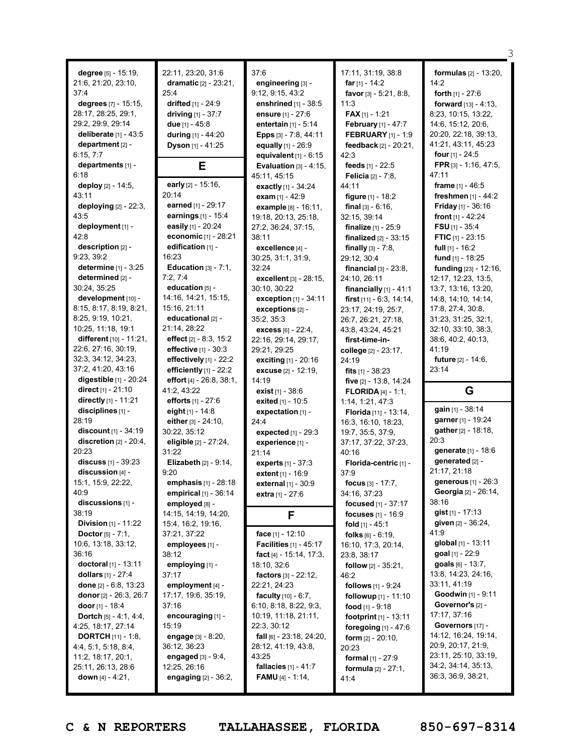**degree** [5] - 15:19, 21:6, 21:20, 23:10, 37:4
**degrees** [7] - 15:15, 28:17, 28:25, 29:1, 29:2, 29:9, 29:14
**deliberate** [1] - 43:5
**department** [2] - 6:15, 7:7
**departments** [1] - 6:18
**deploy** [2] - 14:5, 43:11
**deploying** [2] - 22:3, 43:5
**deployment** [1] - 42:8
**description** [2] - 9:23, 39:2
**determine** [1] - 3:25
**determined** [2] - 30:24, 35:25
**development** [10] - 8:15, 8:17, 8:19, 8:21, 8:25, 9:19, 10:21, 10:25, 11:18, 19:1
**different** [10] - 11:21, 22:6, 27:16, 30:19, 32:3, 34:12, 34:23, 37:2, 41:20, 43:16
**digestible** [1] - 20:24
**direct** [1] - 21:10
**directly** [1] - 11:21
**disciplines** [1] - 28:19
**discount** [1] - 34:19
**discretion** [2] - 20:4, 20:23
**discuss** [1] - 39:23
**discussion** [4] - 15:1, 15:9, 22:22, 40:9
**discussions** [1] - 38:19
**Division** [1] - 11:22
**Doctor** [5] - 7:1, 10:6, 13:18, 33:12, 36:16
**doctoral** [1] - 13:11
**dollars** [1] - 27:4
**done** [2] - 6:8, 13:23
**donor** [2] - 26:3, 26:7
**door** [1] - 18:4
**Dortch** [5] - 4:1, 4:4, 4:25, 18:17, 27:14
**DORTCH** [11] - 1:8, 4:4, 5:1, 5:18, 8:4, 11:2, 18:17, 20:1, 25:11, 26:13, 28:6
**down** [4] - 4:21, 22:11, 23:20, 31:6
**dramatic** [2] - 23:21, 25:4
**drifted** [1] - 24:9
**driving** [1] - 37:7
**due** [1] - 45:8
**during** [1] - 44:20
**Dyson** [1] - 41:25

## E

**early** [2] - 15:16, 20:14
**earned** [1] - 29:17
**earnings** [1] - 15:4
**easily** [1] - 20:24
**economic** [1] - 28:21
**edification** [1] - 16:23
**Education** [3] - 7:1, 7:2, 7:4
**education** [5] - 14:16, 14:21, 15:15, 15:16, 21:11
**educational** [2] - 21:14, 28:22
**effect** [2] - 8:3, 15:2
**effective** [1] - 30:3
**effectively** [1] - 22:2
**efficiently** [1] - 22:2
**effort** [4] - 26:8, 38:1, 41:2, 43:22
**efforts** [1] - 27:6
**eight** [1] - 14:8
**either** [3] - 24:10, 30:22, 35:12
**eligible** [2] - 27:24, 31:22
**Elizabeth** [2] - 9:14, 9:20
**emphasis** [1] - 28:18
**empirical** [1] - 36:14
**employed** [8] - 14:15, 14:19, 14:20, 15:4, 16:2, 19:16, 37:21, 37:22
**employees** [1] - 38:12
**employing** [1] - 37:17
**employment** [4] - 17:17, 19:6, 35:19, 37:16
**encouraging** [1] - 15:19
**engage** [3] - 8:20, 36:12, 36:23
**engaged** [3] - 9:4, 12:25, 26:16
**engaging** [2] - 36:2, 37:6
**engineering** [3] - 9:12, 9:15, 43:2
**enshrined** [1] - 38:5
**ensure** [1] - 27:6
**entertain** [1] - 5:14
**Epps** [3] - 7:8, 44:11
**equally** [1] - 26:9
**equivalent** [1] - 6:15
**Evaluation** [3] - 4:15, 45:11, 45:15
**exactly** [1] - 34:24
**exam** [1] - 42:9
**example** [8] - 16:11, 19:18, 20:13, 25:18, 27:2, 36:24, 37:15, 38:11
**excellence** [4] - 30:25, 31:1, 31:9, 32:24
**excellent** [3] - 28:15, 30:10, 30:22
**exception** [1] - 34:11
**exceptions** [2] - 35:2, 35:3
**excess** [6] - 22:4, 22:16, 29:14, 29:17, 29:21, 29:25
**exciting** [1] - 20:16
**excuse** [2] - 12:19, 14:19
**exist** [1] - 38:6
**exited** [1] - 10:5
**expectation** [1] - 24:4
**expected** [1] - 29:3
**experience** [1] - 21:14
**experts** [1] - 37:3
**extent** [1] - 16:9
**external** [1] - 30:9
**extra** [1] - 27:6

## F

**face** [1] - 12:10
**Facilities** [1] - 45:17
**fact** [4] - 15:14, 17:3, 18:10, 32:6
**factors** [3] - 22:12, 22:21, 24:23
**faculty** [10] - 6:7, 6:10, 8:18, 8:22, 9:3, 10:19, 11:18, 21:11, 22:3, 30:12
**fall** [6] - 23:18, 24:20, 28:12, 41:19, 43:8, 43:25
**fallacies** [1] - 41:7
**FAMU** [4] - 1:14, 17:11, 31:19, 38:8
**far** [1] - 14:2
**favor** [3] - 5:21, 8:8, 11:3
**FAX** [1] - 1:21
**February** [1] - 47:7
**FEBRUARY** [1] - 1:9
**feedback** [2] - 20:21, 42:3
**feeds** [1] - 22:5
**Felicia** [2] - 7:8, 44:11
**figure** [1] - 18:2
**final** [3] - 6:16, 32:15, 39:14
**finalize** [1] - 25:9
**finalized** [2] - 33:15
**finally** [3] - 7:8, 29:12, 30:4
**financial** [3] - 23:8, 24:10, 26:11
**financially** [1] - 41:1
**first** [11] - 6:3, 14:14, 23:17, 24:19, 25:7, 26:7, 26:21, 27:18, 43:8, 43:24, 45:21
**first-time-in-college** [2] - 23:17, 24:19
**fits** [1] - 38:23
**five** [2] - 13:8, 14:24
**FLORIDA** [4] - 1:1, 1:14, 1:21, 47:3
**Florida** [11] - 13:14, 16:3, 16:10, 18:23, 19:7, 35:5, 37:9, 37:17, 37:22, 37:23, 40:16
**Florida-centric** [1] - 37:9
**focus** [3] - 17:7, 34:16, 37:23
**focused** [1] - 37:17
**focuses** [1] - 16:9
**fold** [1] - 45:1
**folks** [6] - 6:19, 16:10, 17:3, 20:14, 23:8, 38:17
**follow** [2] - 35:21, 46:2
**follows** [1] - 9:24
**followup** [1] - 11:10
**food** [1] - 9:18
**footprint** [1] - 13:11
**foregoing** [1] - 47:6
**form** [2] - 20:10, 20:23
**formal** [1] - 27:9
**formula** [2] - 27:1, 41:4
**formulas** [2] - 13:20, 14:2
**forth** [1] - 27:6
**forward** [13] - 4:13, 8:23, 10:15, 13:22, 14:6, 15:12, 20:6, 20:20, 22:18, 39:13, 41:21, 43:11, 45:23
**four** [1] - 24:5
**FPR** [3] - 1:16, 47:5, 47:11
**frame** [1] - 46:5
**freshmen** [1] - 44:2
**Friday** [1] - 36:16
**front** [1] - 42:24
**FSU** [1] - 35:4
**FTIC** [1] - 23:15
**full** [1] - 16:2
**fund** [1] - 18:25
**funding** [23] - 12:16, 12:17, 12:23, 13:5, 13:7, 13:16, 13:20, 14:8, 14:10, 14:14, 17:8, 27:4, 30:8, 31:23, 31:25, 32:1, 32:10, 33:10, 38:3, 38:6, 40:2, 40:13, 41:19
**future** [2] - 14:6, 23:14

## G

**gain** [1] - 38:14
**garner** [1] - 19:24
**gather** [2] - 18:18, 20:3
**generate** [1] - 18:6
**generated** [2] - 21:17, 21:18
**generous** [1] - 26:3
**Georgia** [2] - 26:14, 38:16
**gist** [1] - 17:13
**given** [2] - 36:24, 41:9
**global** [1] - 13:11
**goal** [1] - 22:9
**goals** [6] - 13:7, 13:8, 14:23, 24:16, 33:11, 41:19
**Goodwin** [1] - 9:11
**Governor's** [2] - 17:17, 37:16
**Governors** [17] - 14:12, 16:24, 19:14, 20:9, 20:17, 21:9, 23:11, 25:10, 33:19, 34:2, 34:14, 35:13, 36:3, 36:9, 38:21,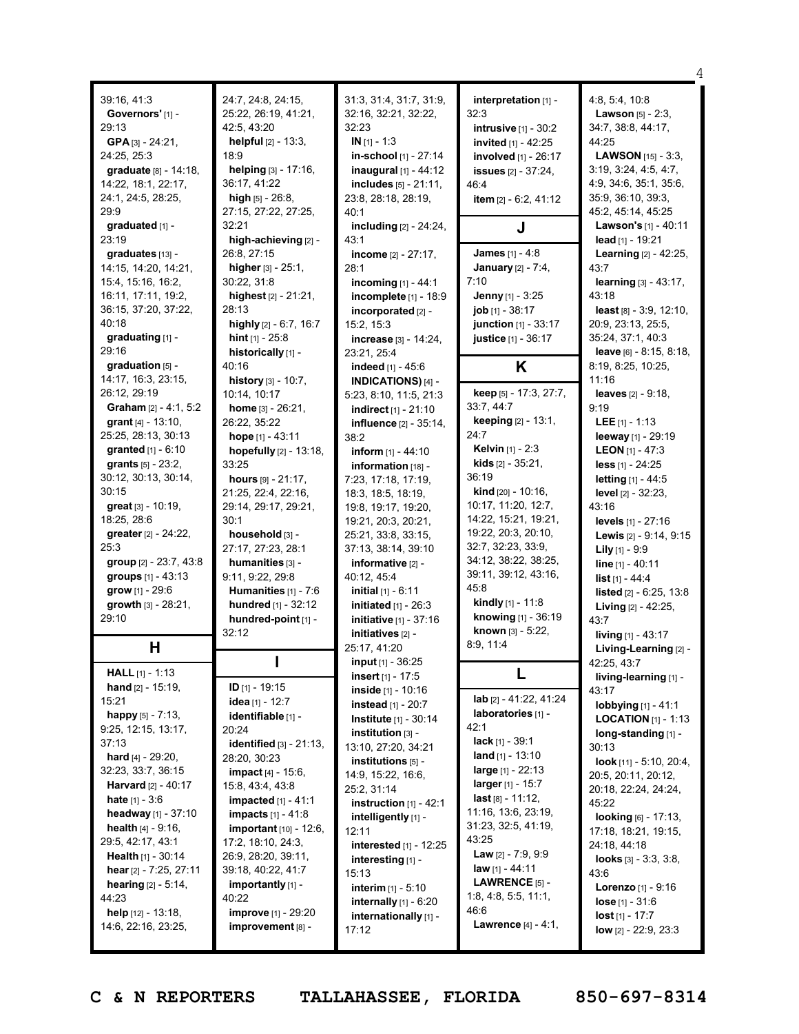39:16, 41:3
**Governors'** [1] - 29:13
**GPA** [3] - 24:21, 24:25, 25:3
**graduate** [8] - 14:18, 14:22, 18:1, 22:17, 24:1, 24:5, 28:25, 29:9
**graduated** [1] - 23:19
**graduates** [13] - 14:15, 14:20, 14:21, 15:4, 15:16, 16:2, 16:11, 17:11, 19:2, 36:15, 37:20, 37:22, 40:18
**graduating** [1] - 29:16
**graduation** [5] - 14:17, 16:3, 23:15, 26:12, 29:19
**Graham** [2] - 4:1, 5:2
**grant** [4] - 13:10, 25:25, 28:13, 30:13
**granted** [1] - 6:10
**grants** [5] - 23:2, 30:12, 30:13, 30:14, 30:15
**great** [3] - 10:19, 18:25, 28:6
**greater** [2] - 24:22, 25:3
**group** [2] - 23:7, 43:8
**groups** [1] - 43:13
**grow** [1] - 29:6
**growth** [3] - 28:21, 29:10

## H

**HALL** [1] - 1:13
**hand** [2] - 15:19, 15:21
**happy** [5] - 7:13, 9:25, 12:15, 13:17, 37:13
**hard** [4] - 29:20, 32:23, 33:7, 36:15
**Harvard** [2] - 40:17
**hate** [1] - 3:6
**headway** [1] - 37:10
**health** [4] - 9:16, 29:5, 42:17, 43:1
**Health** [1] - 30:14
**hear** [2] - 7:25, 27:11
**hearing** [2] - 5:14, 44:23
**help** [12] - 13:18, 14:6, 22:16, 23:25, 24:7, 24:8, 24:15, 25:22, 26:19, 41:21, 42:5, 43:20
**helpful** [2] - 13:3, 18:9
**helping** [3] - 17:16, 36:17, 41:22
**high** [5] - 26:8, 27:15, 27:22, 27:25, 32:21
**high-achieving** [2] - 26:8, 27:15
**higher** [3] - 25:1, 30:22, 31:8
**highest** [2] - 21:21, 28:13
**highly** [2] - 6:7, 16:7
**hint** [1] - 25:8
**historically** [1] - 40:16
**history** [3] - 10:7, 10:14, 10:17
**home** [3] - 26:21, 26:22, 35:22
**hope** [1] - 43:11
**hopefully** [2] - 13:18, 33:25
**hours** [9] - 21:17, 21:25, 22:4, 22:16, 29:14, 29:17, 29:21, 30:1
**household** [3] - 27:17, 27:23, 28:1
**humanities** [3] - 9:11, 9:22, 29:8
**Humanities** [1] - 7:6
**hundred** [1] - 32:12
**hundred-point** [1] - 32:12

## I

**ID** [1] - 19:15
**idea** [1] - 12:7
**identifiable** [1] - 20:24
**identified** [3] - 21:13, 28:20, 30:23
**impact** [4] - 15:6, 15:8, 43:4, 43:8
**impacted** [1] - 41:1
**impacts** [1] - 41:8
**important** [10] - 12:6, 17:2, 18:10, 24:3, 26:9, 28:20, 39:11, 39:18, 40:22, 41:7
**importantly** [1] - 40:22
**improve** [1] - 29:20
**improvement** [8] - 31:3, 31:4, 31:7, 31:9, 32:16, 32:21, 32:22, 32:23
**IN** [1] - 1:3
**in-school** [1] - 27:14
**inaugural** [1] - 44:12
**includes** [5] - 21:11, 23:8, 28:18, 28:19, 40:1
**including** [2] - 24:24, 43:1
**income** [2] - 27:17, 28:1
**incoming** [1] - 44:1
**incomplete** [1] - 18:9
**incorporated** [2] - 15:2, 15:3
**increase** [3] - 14:24, 23:21, 25:4
**indeed** [1] - 45:6
**INDICATIONS)** [4] - 5:23, 8:10, 11:5, 21:3
**indirect** [1] - 21:10
**influence** [2] - 35:14, 38:2
**inform** [1] - 44:10
**information** [18] - 7:23, 17:18, 17:19, 18:3, 18:5, 18:19, 19:8, 19:17, 19:20, 19:21, 20:3, 20:21, 25:21, 33:8, 33:15, 37:13, 38:14, 39:10
**informative** [2] - 40:12, 45:4
**initial** [1] - 6:11
**initiated** [1] - 26:3
**initiative** [1] - 37:16
**initiatives** [2] - 25:17, 41:20
**input** [1] - 36:25
**insert** [1] - 17:5
**inside** [1] - 10:16
**instead** [1] - 20:7
**Institute** [1] - 30:14
**institution** [3] - 13:10, 27:20, 34:21
**institutions** [5] - 14:9, 15:22, 16:6, 25:2, 31:14
**instruction** [1] - 42:1
**intelligently** [1] - 12:11
**interested** [1] - 12:25
**interesting** [1] - 15:13
**interim** [1] - 5:10
**internally** [1] - 6:20
**internationally** [1] - 17:12
**interpretation** [1] - 32:3
**intrusive** [1] - 30:2
**invited** [1] - 42:25
**involved** [1] - 26:17
**issues** [2] - 37:24, 46:4
**item** [2] - 6:2, 41:12

## J

**James** [1] - 4:8
**January** [2] - 7:4, 7:10
**Jenny** [1] - 3:25
**job** [1] - 38:17
**junction** [1] - 33:17
**justice** [1] - 36:17

## K

**keep** [5] - 17:3, 27:7, 33:7, 44:7
**keeping** [2] - 13:1, 24:7
**Kelvin** [1] - 2:3
**kids** [2] - 35:21, 36:19
**kind** [20] - 10:16, 10:17, 11:20, 12:7, 14:22, 15:21, 19:21, 19:22, 20:3, 20:10, 32:7, 32:23, 33:9, 34:12, 38:22, 38:25, 39:11, 39:12, 43:16, 45:8
**kindly** [1] - 11:8
**knowing** [1] - 36:19
**known** [3] - 5:22, 8:9, 11:4

## L

**lab** [2] - 41:22, 41:24
**laboratories** [1] - 42:1
**lack** [1] - 39:1
**land** [1] - 13:10
**large** [1] - 22:13
**larger** [1] - 15:7
**last** [8] - 11:12, 11:16, 13:6, 23:19, 31:23, 32:5, 41:19, 43:25
**Law** [2] - 7:9, 9:9
**law** [1] - 44:11
**LAWRENCE** [5] - 1:8, 4:8, 5:5, 11:1, 46:6
**Lawrence** [4] - 4:1, 4:8, 5:4, 10:8
**Lawson** [5] - 2:3, 34:7, 38:8, 44:17, 44:25
**LAWSON** [15] - 3:3, 3:19, 3:24, 4:5, 4:7, 4:9, 34:6, 35:1, 35:6, 35:9, 36:10, 39:3, 45:2, 45:14, 45:25
**Lawson's** [1] - 40:11
**lead** [1] - 19:21
**Learning** [2] - 42:25, 43:7
**learning** [3] - 43:17, 43:18
**least** [8] - 3:9, 12:10, 20:9, 23:13, 25:5, 35:24, 37:1, 40:3
**leave** [6] - 8:15, 8:18, 8:19, 8:25, 10:25, 11:16
**leaves** [2] - 9:18, 9:19
**LEE** [1] - 1:13
**leeway** [1] - 29:19
**LEON** [1] - 47:3
**less** [1] - 24:25
**letting** [1] - 44:5
**level** [2] - 32:23, 43:16
**levels** [1] - 27:16
**Lewis** [2] - 9:14, 9:15
**Lily** [1] - 9:9
**line** [1] - 40:11
**list** [1] - 44:4
**listed** [2] - 6:25, 13:8
**Living** [2] - 42:25, 43:7
**living** [1] - 43:17
**Living-Learning** [2] - 42:25, 43:7
**living-learning** [1] - 43:17
**lobbying** [1] - 41:1
**LOCATION** [1] - 1:13
**long-standing** [1] - 30:13
**look** [11] - 5:10, 20:4, 20:5, 20:11, 20:12, 20:18, 22:24, 24:24, 45:22
**looking** [6] - 17:13, 17:18, 18:21, 19:15, 24:18, 44:18
**looks** [3] - 3:3, 3:8, 43:6
**Lorenzo** [1] - 9:16
**lose** [1] - 31:6
**lost** [1] - 17:7
**low** [2] - 22:9, 23:3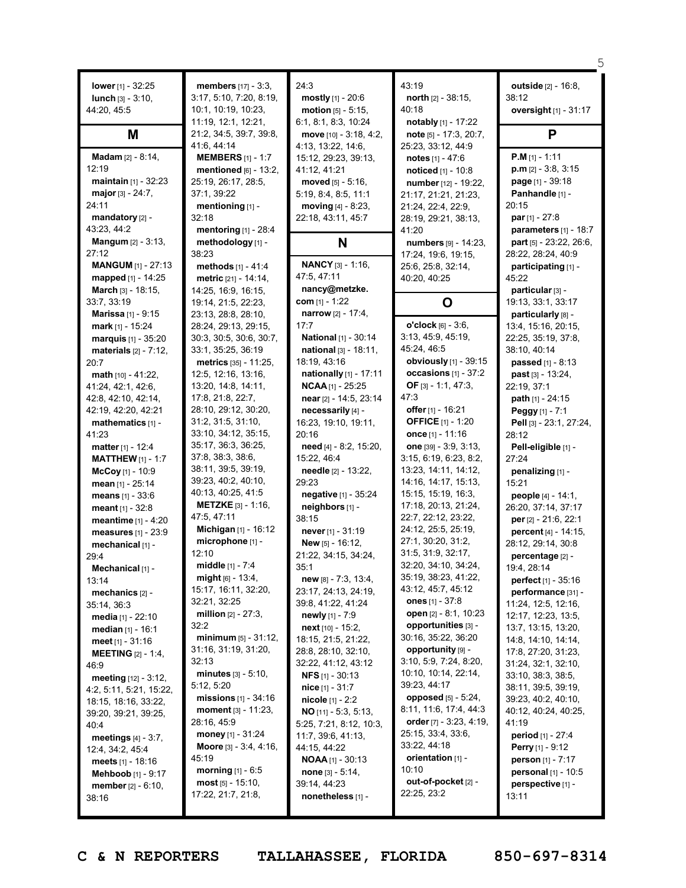**lower** [1] - 32:25
**lunch** [3] - 3:10, 44:20, 45:5

## M

**Madam** [2] - 8:14, 12:19
**maintain** [1] - 32:23
**major** [3] - 24:7, 24:11
**mandatory** [2] - 43:23, 44:2
**Mangum** [2] - 3:13, 27:12
**MANGUM** [1] - 27:13
**mapped** [1] - 14:25
**March** [3] - 18:15, 33:7, 33:19
**Marissa** [1] - 9:15
**mark** [1] - 15:24
**marquis** [1] - 35:20
**materials** [2] - 7:12, 20:7
**math** [10] - 41:22, 41:24, 42:1, 42:6, 42:8, 42:10, 42:14, 42:19, 42:20, 42:21
**mathematics** [1] - 41:23
**matter** [1] - 12:4
**MATTHEW** [1] - 1:7
**McCoy** [1] - 10:9
**mean** [1] - 25:14
**means** [1] - 33:6
**meant** [1] - 32:8
**meantime** [1] - 4:20
**measures** [1] - 23:9
**mechanical** [1] - 29:4
**Mechanical** [1] - 13:14
**mechanics** [2] - 35:14, 36:3
**media** [1] - 22:10
**median** [1] - 16:1
**meet** [1] - 31:16
**MEETING** [2] - 1:4, 46:9
**meeting** [12] - 3:12, 4:2, 5:11, 5:21, 15:22, 18:15, 18:16, 33:22, 39:20, 39:21, 39:25, 40:4
**meetings** [4] - 3:7, 12:4, 34:2, 45:4
**meets** [1] - 18:16
**Mehboob** [1] - 9:17
**member** [2] - 6:10, 38:16
**members** [17] - 3:3, 3:17, 5:10, 7:20, 8:19, 10:1, 10:19, 10:23, 11:19, 12:1, 12:21, 21:2, 34:5, 39:7, 39:8, 41:6, 44:14
**MEMBERS** [1] - 1:7
**mentioned** [6] - 13:2, 25:19, 26:17, 28:5, 37:1, 39:22
**mentioning** [1] - 32:18
**mentoring** [1] - 28:4
**methodology** [1] - 38:23
**methods** [1] - 41:4
**metric** [21] - 14:14, 14:25, 16:9, 16:15, 19:14, 21:5, 22:23, 23:13, 28:8, 28:10, 28:24, 29:13, 29:15, 30:3, 30:5, 30:6, 30:7, 33:1, 35:25, 36:19
**metrics** [35] - 11:25, 12:5, 12:16, 13:16, 13:20, 14:8, 14:11, 17:8, 21:8, 22:7, 28:10, 29:12, 30:20, 31:2, 31:5, 31:10, 33:10, 34:12, 35:15, 35:17, 36:3, 36:25, 37:8, 38:3, 38:6, 38:11, 39:5, 39:19, 39:23, 40:2, 40:10, 40:13, 40:25, 41:5
**METZKE** [3] - 1:16, 47:5, 47:11
**Michigan** [1] - 16:12
**microphone** [1] - 12:10
**middle** [1] - 7:4
**might** [6] - 13:4, 15:17, 16:11, 32:20, 32:21, 32:25
**million** [2] - 27:3, 32:2
**minimum** [5] - 31:12, 31:16, 31:19, 31:20, 32:13
**minutes** [3] - 5:10, 5:12, 5:20
**missions** [1] - 34:16
**moment** [3] - 11:23, 28:16, 45:9
**money** [1] - 31:24
**Moore** [3] - 3:4, 4:16, 45:19
**morning** [1] - 6:5
**most** [5] - 15:10, 17:22, 21:7, 21:8, 24:3
**mostly** [1] - 20:6
**motion** [5] - 5:15, 6:1, 8:1, 8:3, 10:24
**move** [10] - 3:18, 4:2, 4:13, 13:22, 14:6, 15:12, 29:23, 39:13, 41:12, 41:21
**moved** [5] - 5:16, 5:19, 8:4, 8:5, 11:1
**moving** [4] - 8:23, 22:18, 43:11, 45:7

## N

**NANCY** [3] - 1:16, 47:5, 47:11
**nancy@metzke.com** [1] - 1:22
**narrow** [2] - 17:4, 17:7
**National** [1] - 30:14
**national** [3] - 18:11, 18:19, 43:16
**nationally** [1] - 17:11
**NCAA** [1] - 25:25
**near** [2] - 14:5, 23:14
**necessarily** [4] - 16:23, 19:10, 19:11, 20:16
**need** [4] - 8:2, 15:20, 15:22, 46:4
**needle** [2] - 13:22, 29:23
**negative** [1] - 35:24
**neighbors** [1] - 38:15
**never** [1] - 31:19
**New** [5] - 16:12, 21:22, 34:15, 34:24, 35:1
**new** [8] - 7:3, 13:4, 23:17, 24:13, 24:19, 39:8, 41:22, 41:24
**newly** [1] - 7:9
**next** [10] - 15:2, 18:15, 21:5, 21:22, 28:8, 28:10, 32:10, 32:22, 41:12, 43:12
**NFS** [1] - 30:13
**nice** [1] - 31:7
**nicole** [1] - 2:2
**NO** [11] - 5:3, 5:13, 5:25, 7:21, 8:12, 10:3, 11:7, 39:6, 41:13, 44:15, 44:22
**NOAA** [1] - 30:13
**none** [3] - 5:14, 39:14, 44:23
**nonetheless** [1] - 43:19
**north** [2] - 38:15, 40:18
**notably** [1] - 17:22
**note** [5] - 17:3, 20:7, 25:23, 33:12, 44:9
**notes** [1] - 47:6
**noticed** [1] - 10:8
**number** [12] - 19:22, 21:17, 21:21, 21:23, 21:24, 22:4, 22:9, 28:19, 29:21, 38:13, 41:20
**numbers** [9] - 14:23, 17:24, 19:6, 19:15, 25:6, 25:8, 32:14, 40:20, 40:25

## O

**o'clock** [6] - 3:6, 3:13, 45:9, 45:19, 45:24, 46:5
**obviously** [1] - 39:15
**occasions** [1] - 37:2
**OF** [3] - 1:1, 47:3, 47:3
**offer** [1] - 16:21
**OFFICE** [1] - 1:20
**once** [1] - 11:16
**one** [39] - 3:9, 3:13, 3:15, 6:19, 6:23, 8:2, 13:23, 14:11, 14:12, 14:16, 14:17, 15:13, 15:15, 15:19, 16:3, 17:18, 20:13, 21:24, 22:7, 22:12, 23:22, 24:12, 25:5, 25:19, 27:1, 30:20, 31:2, 31:5, 31:9, 32:17, 32:20, 34:10, 34:24, 35:19, 38:23, 41:22, 43:12, 45:7, 45:12
**ones** [1] - 37:8
**open** [2] - 8:1, 10:23
**opportunities** [3] - 30:16, 35:22, 36:20
**opportunity** [9] - 3:10, 5:9, 7:24, 8:20, 10:10, 10:14, 22:14, 39:23, 44:17
**opposed** [5] - 5:24, 8:11, 11:6, 17:4, 44:3
**order** [7] - 3:23, 4:19, 25:15, 33:4, 33:6, 33:22, 44:18
**orientation** [1] - 10:10
**out-of-pocket** [2] - 22:25, 23:2
**outside** [2] - 16:8, 38:12
**oversight** [1] - 31:17

## P

**P.M** [1] - 1:11
**p.m** [2] - 3:8, 3:15
**page** [1] - 39:18
**Panhandle** [1] - 20:15
**par** [1] - 27:8
**parameters** [1] - 18:7
**part** [5] - 23:22, 26:6, 28:22, 28:24, 40:9
**participating** [1] - 45:22
**particular** [3] - 19:13, 33:1, 33:17
**particularly** [8] - 13:4, 15:16, 20:15, 22:25, 35:19, 37:8, 38:10, 40:14
**passed** [1] - 8:13
**past** [3] - 13:24, 22:19, 37:1
**path** [1] - 24:15
**Peggy** [1] - 7:1
**Pell** [3] - 23:1, 27:24, 28:12
**Pell-eligible** [1] - 27:24
**penalizing** [1] - 15:21
**people** [4] - 14:1, 26:20, 37:14, 37:17
**per** [2] - 21:6, 22:1
**percent** [4] - 14:15, 28:12, 29:14, 30:8
**percentage** [2] - 19:4, 28:14
**perfect** [1] - 35:16
**performance** [31] - 11:24, 12:5, 12:16, 12:17, 12:23, 13:5, 13:7, 13:15, 13:20, 14:8, 14:10, 14:14, 17:8, 27:20, 31:23, 31:24, 32:1, 32:10, 33:10, 38:3, 38:5, 38:11, 39:5, 39:19, 39:23, 40:2, 40:10, 40:12, 40:24, 40:25, 41:19
**period** [1] - 27:4
**Perry** [1] - 9:12
**person** [1] - 7:17
**personal** [1] - 10:5
**perspective** [1] - 13:11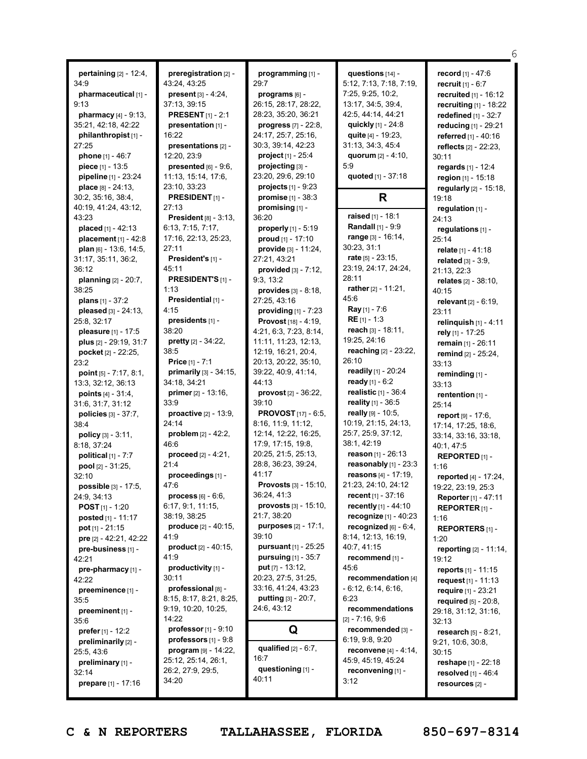**pertaining** [2] - 12:4, 34:9
**pharmaceutical** [1] - 9:13
**pharmacy** [4] - 9:13, 35:21, 42:18, 42:22
**philanthropist** [1] - 27:25
**phone** [1] - 46:7
**piece** [1] - 13:5
**pipeline** [1] - 23:24
**place** [8] - 24:13, 30:2, 35:16, 38:4, 40:19, 41:24, 43:12, 43:23
**placed** [1] - 42:13
**placement** [1] - 42:8
**plan** [6] - 13:6, 14:5, 31:17, 35:11, 36:2, 36:12
**planning** [2] - 20:7, 38:25
**plans** [1] - 37:2
**pleased** [3] - 24:13, 25:8, 32:17
**pleasure** [1] - 17:5
**plus** [2] - 29:19, 31:7
**pocket** [2] - 22:25, 23:2
**point** [5] - 7:17, 8:1, 13:3, 32:12, 36:13
**points** [4] - 31:4, 31:6, 31:7, 31:12
**policies** [3] - 37:7, 38:4
**policy** [3] - 3:11, 8:18, 37:24
**political** [1] - 7:7
**pool** [2] - 31:25, 32:10
**possible** [3] - 17:5, 24:9, 34:13
**POST** [1] - 1:20
**posted** [1] - 11:17
**pot** [1] - 21:15
**pre** [2] - 42:21, 42:22
**pre-business** [1] - 42:21
**pre-pharmacy** [1] - 42:22
**preeminence** [1] - 35:5
**preeminent** [1] - 35:6
**prefer** [1] - 12:2
**preliminarily** [2] - 25:5, 43:6
**preliminary** [1] - 32:14
**prepare** [1] - 17:16
**preregistration** [2] - 43:24, 43:25
**present** [3] - 4:24, 37:13, 39:15
**PRESENT** [1] - 2:1
**presentation** [1] - 16:22
**presentations** [2] - 12:20, 23:9
**presented** [6] - 9:6, 11:13, 15:14, 17:6, 23:10, 33:23
**PRESIDENT** [1] - 27:13
**President** [8] - 3:13, 6:13, 7:15, 7:17, 17:16, 22:13, 25:23, 27:11
**President's** [1] - 45:11
**PRESIDENT'S** [1] - 1:13
**Presidential** [1] - 4:15
**presidents** [1] - 38:20
**pretty** [2] - 34:22, 38:5
**Price** [1] - 7:1
**primarily** [3] - 34:15, 34:18, 34:21
**primer** [2] - 13:16, 33:9
**proactive** [2] - 13:9, 24:14
**problem** [2] - 42:2, 46:6
**proceed** [2] - 4:21, 21:4
**proceedings** [1] - 47:6
**process** [6] - 6:6, 6:17, 9:1, 11:15, 38:19, 38:25
**produce** [2] - 40:15, 41:9
**product** [2] - 40:15, 41:9
**productivity** [1] - 30:11
**professional** [8] - 8:15, 8:17, 8:21, 8:25, 9:19, 10:20, 10:25, 14:22
**professor** [1] - 9:10
**professors** [1] - 9:8
**program** [9] - 14:22, 25:12, 25:14, 26:1, 26:2, 27:9, 29:5, 34:20
**programming** [1] - 29:7
**programs** [6] - 26:15, 28:17, 28:22, 28:23, 35:20, 36:21
**progress** [7] - 22:8, 24:17, 25:7, 25:16, 30:3, 39:14, 42:23
**project** [1] - 25:4
**projecting** [3] - 23:20, 29:6, 29:10
**projects** [1] - 9:23
**promise** [1] - 38:3
**promising** [1] - 36:20
**properly** [1] - 5:19
**proud** [1] - 17:10
**provide** [3] - 11:24, 27:21, 43:21
**provided** [3] - 7:12, 9:3, 13:2
**provides** [3] - 8:18, 27:25, 43:16
**providing** [1] - 7:23
**Provost** [18] - 4:19, 4:21, 6:3, 7:23, 8:14, 11:11, 11:23, 12:13, 12:19, 16:21, 20:4, 20:13, 20:22, 35:10, 39:22, 40:9, 41:14, 44:13
**provost** [2] - 36:22, 39:10
**PROVOST** [17] - 6:5, 8:16, 11:9, 11:12, 12:14, 12:22, 16:25, 17:9, 17:15, 19:8, 20:25, 21:5, 25:13, 28:8, 36:23, 39:24, 41:17
**Provosts** [3] - 15:10, 36:24, 41:3
**provosts** [3] - 15:10, 21:7, 38:20
**purposes** [2] - 17:1, 39:10
**pursuant** [1] - 25:25
**pursuing** [1] - 35:7
**put** [7] - 13:12, 20:23, 27:5, 31:25, 33:16, 41:24, 43:23
**putting** [3] - 20:7, 24:6, 43:12

## Q

**qualified** [2] - 6:7, 16:7
**questioning** [1] - 40:11
**questions** [14] - 5:12, 7:13, 7:18, 7:19, 7:25, 9:25, 10:2, 13:17, 34:5, 39:4, 42:5, 44:14, 44:21
**quickly** [1] - 24:8
**quite** [4] - 19:23, 31:13, 34:3, 45:4
**quorum** [2] - 4:10, 5:9
**quoted** [1] - 37:18

## R

**raised** [1] - 18:1
**Randall** [1] - 9:9
**range** [3] - 16:14, 30:23, 31:1
**rate** [5] - 23:15, 23:19, 24:17, 24:24, 28:11
**rather** [2] - 11:21, 45:6
**Ray** [1] - 7:6
**RE** [1] - 1:3
**reach** [3] - 18:11, 19:25, 24:16
**reaching** [2] - 23:22, 26:10
**readily** [1] - 20:24
**ready** [1] - 6:2
**realistic** [1] - 36:4
**reality** [1] - 36:5
**really** [9] - 10:5, 10:19, 21:15, 24:13, 25:7, 25:9, 37:12, 38:1, 42:19
**reason** [1] - 26:13
**reasonably** [1] - 23:3
**reasons** [4] - 17:19, 21:23, 24:10, 24:12
**recent** [1] - 37:16
**recently** [1] - 44:10
**recognize** [1] - 40:23
**recognized** [6] - 6:4, 8:14, 12:13, 16:19, 40:7, 41:15
**recommend** [1] - 45:6
**recommendation** [4] - 6:12, 6:14, 6:16, 6:23
**recommendations** [2] - 7:16, 9:6
**recommended** [3] - 6:19, 9:8, 9:20
**reconvene** [4] - 4:14, 45:9, 45:19, 45:24
**reconvening** [1] - 3:12
**record** [1] - 47:6
**recruit** [1] - 6:7
**recruited** [1] - 16:12
**recruiting** [1] - 18:22
**redefined** [1] - 32:7
**reducing** [1] - 29:21
**referred** [1] - 40:16
**reflects** [2] - 22:23, 30:11
**regards** [1] - 12:4
**region** [1] - 15:18
**regularly** [2] - 15:18, 19:18
**regulation** [1] - 24:13
**regulations** [1] - 25:14
**relate** [1] - 41:18
**related** [3] - 3:9, 21:13, 22:3
**relates** [2] - 38:10, 40:15
**relevant** [2] - 6:19, 23:11
**relinquish** [1] - 4:11
**rely** [1] - 17:25
**remain** [1] - 26:11
**remind** [2] - 25:24, 33:13
**reminding** [1] - 33:13
**rentention** [1] - 25:14
**report** [9] - 17:6, 17:14, 17:25, 18:6, 33:14, 33:16, 33:18, 40:1, 47:5
**REPORTED** [1] - 1:16
**reported** [4] - 17:24, 19:22, 23:19, 25:3
**Reporter** [1] - 47:11
**REPORTER** [1] - 1:16
**REPORTERS** [1] - 1:20
**reporting** [2] - 11:14, 19:12
**reports** [1] - 11:15
**request** [1] - 11:13
**require** [1] - 23:21
**required** [5] - 20:8, 29:18, 31:12, 31:16, 32:13
**research** [5] - 8:21, 9:21, 10:6, 30:8, 30:15
**reshape** [1] - 22:18
**resolved** [1] - 46:4
**resources** [2] -

C & N REPORTERS TALLAHASSEE, FLORIDA 850-697-8314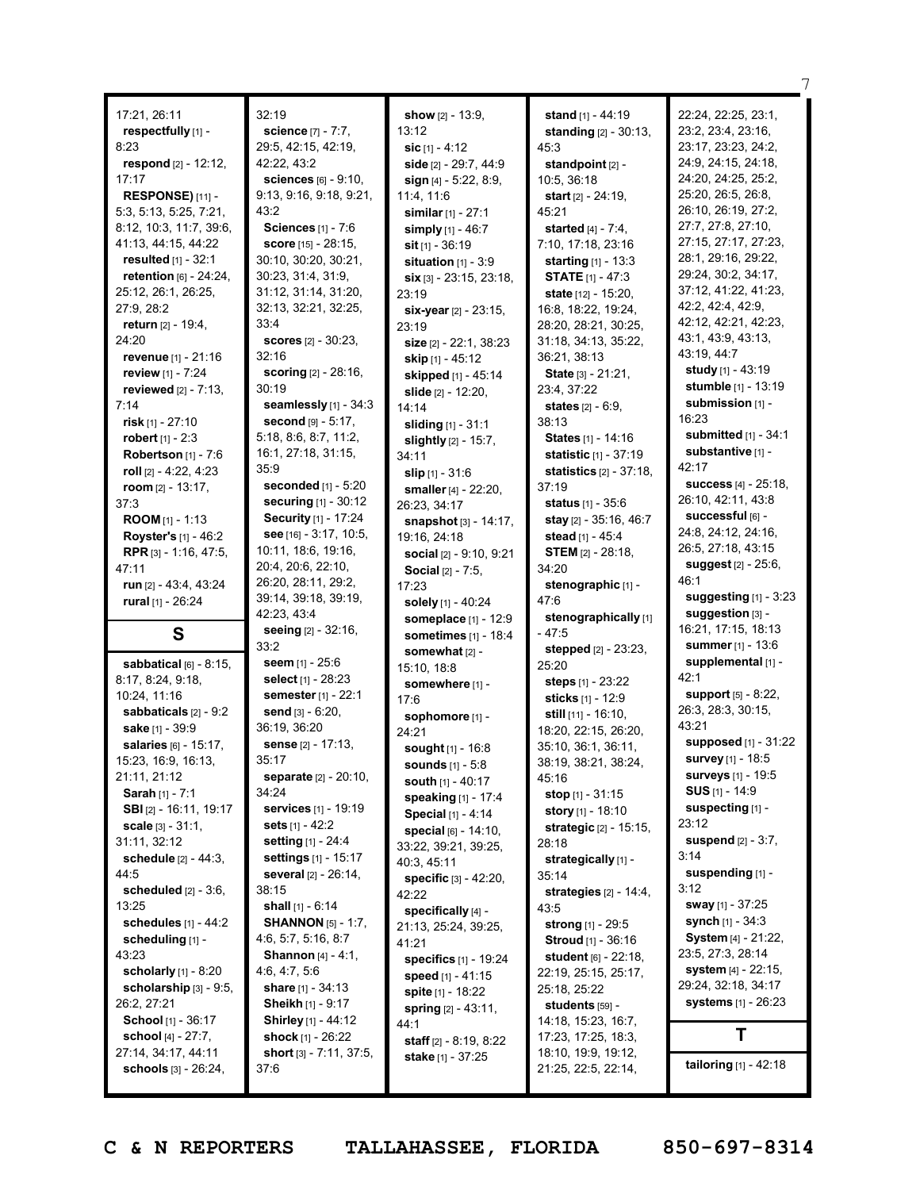17:21, 26:11
**respectfully** [1] - 8:23
**respond** [2] - 12:12, 17:17
**RESPONSE)** [11] - 5:3, 5:13, 5:25, 7:21, 8:12, 10:3, 11:7, 39:6, 41:13, 44:15, 44:22
**resulted** [1] - 32:1
**retention** [6] - 24:24, 25:12, 26:1, 26:25, 27:9, 28:2
**return** [2] - 19:4, 24:20
**revenue** [1] - 21:16
**review** [1] - 7:24
**reviewed** [2] - 7:13, 7:14
**risk** [1] - 27:10
**robert** [1] - 2:3
**Robertson** [1] - 7:6
**roll** [2] - 4:22, 4:23
**room** [2] - 13:17, 37:3
**ROOM** [1] - 1:13
**Royster's** [1] - 46:2
**RPR** [3] - 1:16, 47:5, 47:11
**run** [2] - 43:4, 43:24
**rural** [1] - 26:24

## S

**sabbatical** [6] - 8:15, 8:17, 8:24, 9:18, 10:24, 11:16
**sabbaticals** [2] - 9:2
**sake** [1] - 39:9
**salaries** [6] - 15:17, 15:23, 16:9, 16:13, 21:11, 21:12
**Sarah** [1] - 7:1
**SBI** [2] - 16:11, 19:17
**scale** [3] - 31:1, 31:11, 32:12
**schedule** [2] - 44:3, 44:5
**scheduled** [2] - 3:6, 13:25
**schedules** [1] - 44:2
**scheduling** [1] - 43:23
**scholarly** [1] - 8:20
**scholarship** [3] - 9:5, 26:2, 27:21
**School** [1] - 36:17
**school** [4] - 27:7, 27:14, 34:17, 44:11
**schools** [3] - 26:24, 32:19
**science** [7] - 7:7, 29:5, 42:15, 42:19, 42:22, 43:2
**sciences** [6] - 9:10, 9:13, 9:16, 9:18, 9:21, 43:2
**Sciences** [1] - 7:6
**score** [15] - 28:15, 30:10, 30:20, 30:21, 30:23, 31:4, 31:9, 31:12, 31:14, 31:20, 32:13, 32:21, 32:25, 33:4
**scores** [2] - 30:23, 32:16
**scoring** [2] - 28:16, 30:19
**seamlessly** [1] - 34:3
**second** [9] - 5:17, 5:18, 8:6, 8:7, 11:2, 16:1, 27:18, 31:15, 35:9
**seconded** [1] - 5:20
**securing** [1] - 30:12
**Security** [1] - 17:24
**see** [16] - 3:17, 10:5, 10:11, 18:6, 19:16, 20:4, 20:6, 22:10, 26:20, 28:11, 29:2, 39:14, 39:18, 39:19, 42:23, 43:4
**seeing** [2] - 32:16, 33:2
**seem** [1] - 25:6
**select** [1] - 28:23
**semester** [1] - 22:1
**send** [3] - 6:20, 36:19, 36:20
**sense** [2] - 17:13, 35:17
**separate** [2] - 20:10, 34:24
**services** [1] - 19:19
**sets** [1] - 42:2
**setting** [1] - 24:4
**settings** [1] - 15:17
**several** [2] - 26:14, 38:15
**shall** [1] - 6:14
**SHANNON** [5] - 1:7, 4:6, 5:7, 5:16, 8:7
**Shannon** [4] - 4:1, 4:6, 4:7, 5:6
**share** [1] - 34:13
**Sheikh** [1] - 9:17
**Shirley** [1] - 44:12
**shock** [1] - 26:22
**short** [3] - 7:11, 37:5, 37:6
**show** [2] - 13:9, 13:12
**sic** [1] - 4:12
**side** [2] - 29:7, 44:9
**sign** [4] - 5:22, 8:9, 11:4, 11:6
**similar** [1] - 27:1
**simply** [1] - 46:7
**sit** [1] - 36:19
**situation** [1] - 3:9
**six** [3] - 23:15, 23:18, 23:19
**six-year** [2] - 23:15, 23:19
**size** [2] - 22:1, 38:23
**skip** [1] - 45:12
**skipped** [1] - 45:14
**slide** [2] - 12:20, 14:14
**sliding** [1] - 31:1
**slightly** [2] - 15:7, 34:11
**slip** [1] - 31:6
**smaller** [4] - 22:20, 26:23, 34:17
**snapshot** [3] - 14:17, 19:16, 24:18
**social** [2] - 9:10, 9:21
**Social** [2] - 7:5, 17:23
**solely** [1] - 40:24
**someplace** [1] - 12:9
**sometimes** [1] - 18:4
**somewhat** [2] - 15:10, 18:8
**somewhere** [1] - 17:6
**sophomore** [1] - 24:21
**sought** [1] - 16:8
**sounds** [1] - 5:8
**south** [1] - 40:17
**speaking** [1] - 17:4
**Special** [1] - 4:14
**special** [6] - 14:10, 33:22, 39:21, 39:25, 40:3, 45:11
**specific** [3] - 42:20, 42:22
**specifically** [4] - 21:13, 25:24, 39:25, 41:21
**specifics** [1] - 19:24
**speed** [1] - 41:15
**spite** [1] - 18:22
**spring** [2] - 43:11, 44:1
**staff** [2] - 8:19, 8:22
**stake** [1] - 37:25
**stand** [1] - 44:19
**standing** [2] - 30:13, 45:3
**standpoint** [2] - 10:5, 36:18
**start** [2] - 24:19, 45:21
**started** [4] - 7:4, 7:10, 17:18, 23:16
**starting** [1] - 13:3
**STATE** [1] - 47:3
**state** [12] - 15:20, 16:8, 18:22, 19:24, 28:20, 28:21, 30:25, 31:18, 34:13, 35:22, 36:21, 38:13
**State** [3] - 21:21, 23:4, 37:22
**states** [2] - 6:9, 38:13
**States** [1] - 14:16
**statistic** [1] - 37:19
**statistics** [2] - 37:18, 37:19
**status** [1] - 35:6
**stay** [2] - 35:16, 46:7
**stead** [1] - 45:4
**STEM** [2] - 28:18, 34:20
**stenographic** [1] - 47:6
**stenographically** [1] - 47:5
**stepped** [2] - 23:23, 25:20
**steps** [1] - 23:22
**sticks** [1] - 12:9
**still** [11] - 16:10, 18:20, 22:15, 26:20, 35:10, 36:1, 36:11, 38:19, 38:21, 38:24, 45:16
**stop** [1] - 31:15
**story** [1] - 18:10
**strategic** [2] - 15:15, 28:18
**strategically** [1] - 35:14
**strategies** [2] - 14:4, 43:5
**strong** [1] - 29:5
**Stroud** [1] - 36:16
**student** [6] - 22:18, 22:19, 25:15, 25:17, 25:18, 25:22
**students** [59] - 14:18, 15:23, 16:7, 17:23, 17:25, 18:3, 18:10, 19:9, 19:12, 21:25, 22:5, 22:14, 22:24, 22:25, 23:1, 23:2, 23:4, 23:16, 23:17, 23:23, 24:2, 24:9, 24:15, 24:18, 24:20, 24:25, 25:2, 25:20, 26:5, 26:8, 26:10, 26:19, 27:2, 27:7, 27:8, 27:10, 27:15, 27:17, 27:23, 28:1, 29:16, 29:22, 29:24, 30:2, 34:17, 37:12, 41:22, 41:23, 42:2, 42:4, 42:9, 42:12, 42:21, 42:23, 43:1, 43:9, 43:13, 43:19, 44:7
**study** [1] - 43:19
**stumble** [1] - 13:19
**submission** [1] - 16:23
**submitted** [1] - 34:1
**substantive** [1] - 42:17
**success** [4] - 25:18, 26:10, 42:11, 43:8
**successful** [6] - 24:8, 24:12, 24:16, 26:5, 27:18, 43:15
**suggest** [2] - 25:6, 46:1
**suggesting** [1] - 3:23
**suggestion** [3] - 16:21, 17:15, 18:13
**summer** [1] - 13:6
**supplemental** [1] - 42:1
**support** [5] - 8:22, 26:3, 28:3, 30:15, 43:21
**supposed** [1] - 31:22
**survey** [1] - 18:5
**surveys** [1] - 19:5
**SUS** [1] - 14:9
**suspecting** [1] - 23:12
**suspend** [2] - 3:7, 3:14
**suspending** [1] - 3:12
**sway** [1] - 37:25
**synch** [1] - 34:3
**System** [4] - 21:22, 23:5, 27:3, 28:14
**system** [4] - 22:15, 29:24, 32:18, 34:17
**systems** [1] - 26:23

## T

**tailoring** [1] - 42:18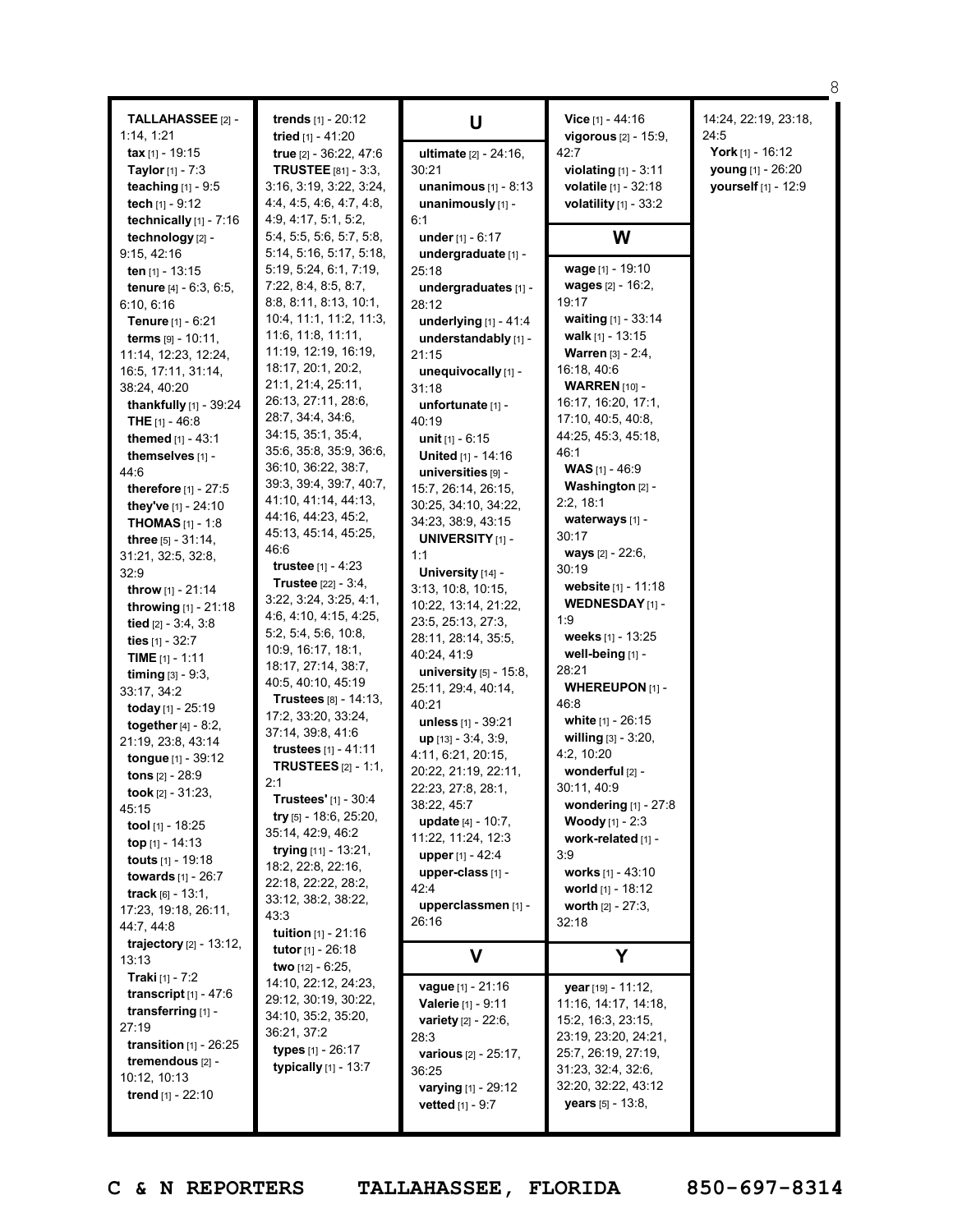**TALLAHASSEE** [2] - 1:14, 1:21
**tax** [1] - 19:15
**Taylor** [1] - 7:3
**teaching** [1] - 9:5
**tech** [1] - 9:12
**technically** [1] - 7:16
**technology** [2] - 9:15, 42:16
**ten** [1] - 13:15
**tenure** [4] - 6:3, 6:5, 6:10, 6:16
**Tenure** [1] - 6:21
**terms** [9] - 10:11, 11:14, 12:23, 12:24, 16:5, 17:11, 31:14, 38:24, 40:20
**thankfully** [1] - 39:24
**THE** [1] - 46:8
**themed** [1] - 43:1
**themselves** [1] - 44:6
**therefore** [1] - 27:5
**they've** [1] - 24:10
**THOMAS** [1] - 1:8
**three** [5] - 31:14, 31:21, 32:5, 32:8, 32:9
**throw** [1] - 21:14
**throwing** [1] - 21:18
**tied** [2] - 3:4, 3:8
**ties** [1] - 32:7
**TIME** [1] - 1:11
**timing** [3] - 9:3, 33:17, 34:2
**today** [1] - 25:19
**together** [4] - 8:2, 21:19, 23:8, 43:14
**tongue** [1] - 39:12
**tons** [2] - 28:9
**took** [2] - 31:23, 45:15
**tool** [1] - 18:25
**top** [1] - 14:13
**touts** [1] - 19:18
**towards** [1] - 26:7
**track** [6] - 13:1, 17:23, 19:18, 26:11, 44:7, 44:8
**trajectory** [2] - 13:12, 13:13
**Traki** [1] - 7:2
**transcript** [1] - 47:6
**transferring** [1] - 27:19
**transition** [1] - 26:25
**tremendous** [2] - 10:12, 10:13
**trend** [1] - 22:10
**trends** [1] - 20:12
**tried** [1] - 41:20
**true** [2] - 36:22, 47:6
**TRUSTEE** [81] - 3:3, 3:16, 3:19, 3:22, 3:24, 4:4, 4:5, 4:6, 4:7, 4:8, 4:9, 4:17, 5:1, 5:2, 5:4, 5:5, 5:6, 5:7, 5:8, 5:14, 5:16, 5:17, 5:18, 5:19, 5:24, 6:1, 7:19, 7:22, 8:4, 8:5, 8:7, 8:8, 8:11, 8:13, 10:1, 10:4, 11:1, 11:2, 11:3, 11:6, 11:8, 11:11, 11:19, 12:19, 16:19, 18:17, 20:1, 20:2, 21:1, 21:4, 25:11, 26:13, 27:11, 28:6, 28:7, 34:4, 34:6, 34:15, 35:1, 35:4, 35:6, 35:8, 35:9, 36:6, 36:10, 36:22, 38:7, 39:3, 39:4, 39:7, 40:7, 41:10, 41:14, 44:13, 44:16, 44:23, 45:2, 45:13, 45:14, 45:25, 46:6
**trustee** [1] - 4:23
**Trustee** [22] - 3:4, 3:22, 3:24, 3:25, 4:1, 4:6, 4:10, 4:15, 4:25, 5:2, 5:4, 5:6, 10:8, 10:9, 16:17, 18:1, 18:17, 27:14, 38:7, 40:5, 40:10, 45:19
**Trustees** [8] - 14:13, 17:2, 33:20, 33:24, 37:14, 39:8, 41:6
**trustees** [1] - 41:11
**TRUSTEES** [2] - 1:1, 2:1
**Trustees'** [1] - 30:4
**try** [5] - 18:6, 25:20, 35:14, 42:9, 46:2
**trying** [11] - 13:21, 18:2, 22:8, 22:16, 22:18, 22:22, 28:2, 33:12, 38:2, 38:22, 43:3
**tuition** [1] - 21:16
**tutor** [1] - 26:18
**two** [12] - 6:25, 14:10, 22:12, 24:23, 29:12, 30:19, 30:22, 34:10, 35:2, 35:20, 36:21, 37:2
**types** [1] - 26:17
**typically** [1] - 13:7

## U

**ultimate** [2] - 24:16, 30:21
**unanimous** [1] - 8:13
**unanimously** [1] - 6:1
**under** [1] - 6:17
**undergraduate** [1] - 25:18
**undergraduates** [1] - 28:12
**underlying** [1] - 41:4
**understandably** [1] - 21:15
**unequivocally** [1] - 31:18
**unfortunate** [1] - 40:19
**unit** [1] - 6:15
**United** [1] - 14:16
**universities** [9] - 15:7, 26:14, 26:15, 30:25, 34:10, 34:22, 34:23, 38:9, 43:15
**UNIVERSITY** [1] - 1:1
**University** [14] - 3:13, 10:8, 10:15, 10:22, 13:14, 21:22, 23:5, 25:13, 27:3, 28:11, 28:14, 35:5, 40:24, 41:9
**university** [5] - 15:8, 25:11, 29:4, 40:14, 40:21
**unless** [1] - 39:21
**up** [13] - 3:4, 3:9, 4:11, 6:21, 20:15, 20:22, 21:19, 22:11, 22:23, 27:8, 28:1, 38:22, 45:7
**update** [4] - 10:7, 11:22, 11:24, 12:3
**upper** [1] - 42:4
**upper-class** [1] - 42:4
**upperclassmen** [1] - 26:16

## V

**vague** [1] - 21:16
**Valerie** [1] - 9:11
**variety** [2] - 22:6, 28:3
**various** [2] - 25:17, 36:25
**varying** [1] - 29:12
**vetted** [1] - 9:7
**Vice** [1] - 44:16
**vigorous** [2] - 15:9, 42:7
**violating** [1] - 3:11
**volatile** [1] - 32:18
**volatility** [1] - 33:2

## W

**wage** [1] - 19:10
**wages** [2] - 16:2, 19:17
**waiting** [1] - 33:14
**walk** [1] - 13:15
**Warren** [3] - 2:4, 16:18, 40:6
**WARREN** [10] - 16:17, 16:20, 17:1, 17:10, 40:5, 40:8, 44:25, 45:3, 45:18, 46:1
**WAS** [1] - 46:9
**Washington** [2] - 2:2, 18:1
**waterways** [1] - 30:17
**ways** [2] - 22:6, 30:19
**website** [1] - 11:18
**WEDNESDAY** [1] - 1:9
**weeks** [1] - 13:25
**well-being** [1] - 28:21
**WHEREUPON** [1] - 46:8
**white** [1] - 26:15
**willing** [3] - 3:20, 4:2, 10:20
**wonderful** [2] - 30:11, 40:9
**wondering** [1] - 27:8
**Woody** [1] - 2:3
**work-related** [1] - 3:9
**works** [1] - 43:10
**world** [1] - 18:12
**worth** [2] - 27:3, 32:18

## Y

**year** [19] - 11:12, 11:16, 14:17, 14:18, 15:2, 16:3, 23:15, 23:19, 23:20, 24:21, 25:7, 26:19, 27:19, 31:23, 32:4, 32:6, 32:20, 32:22, 43:12
**years** [5] - 13:8, 14:24, 22:19, 23:18, 24:5
**York** [1] - 16:12
**young** [1] - 26:20
**yourself** [1] - 12:9

C & N REPORTERS TALLAHASSEE, FLORIDA 850-697-8314